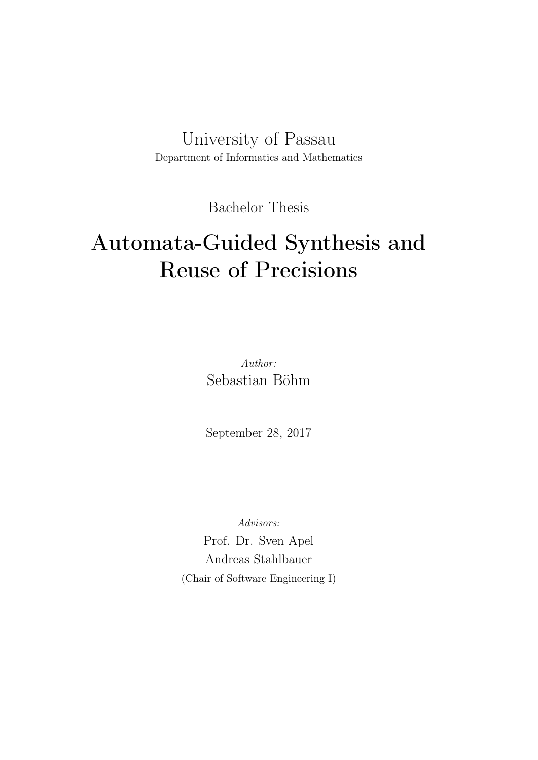University of Passau

Department of Informatics and Mathematics

Bachelor Thesis

# Automata-Guided Synthesis and Reuse of Precisions

*Author:*

Sebastian Böhm

September 28, 2017

*Advisors:*

Prof. Dr. Sven Apel

Andreas Stahlbauer

(Chair of Software Engineering I)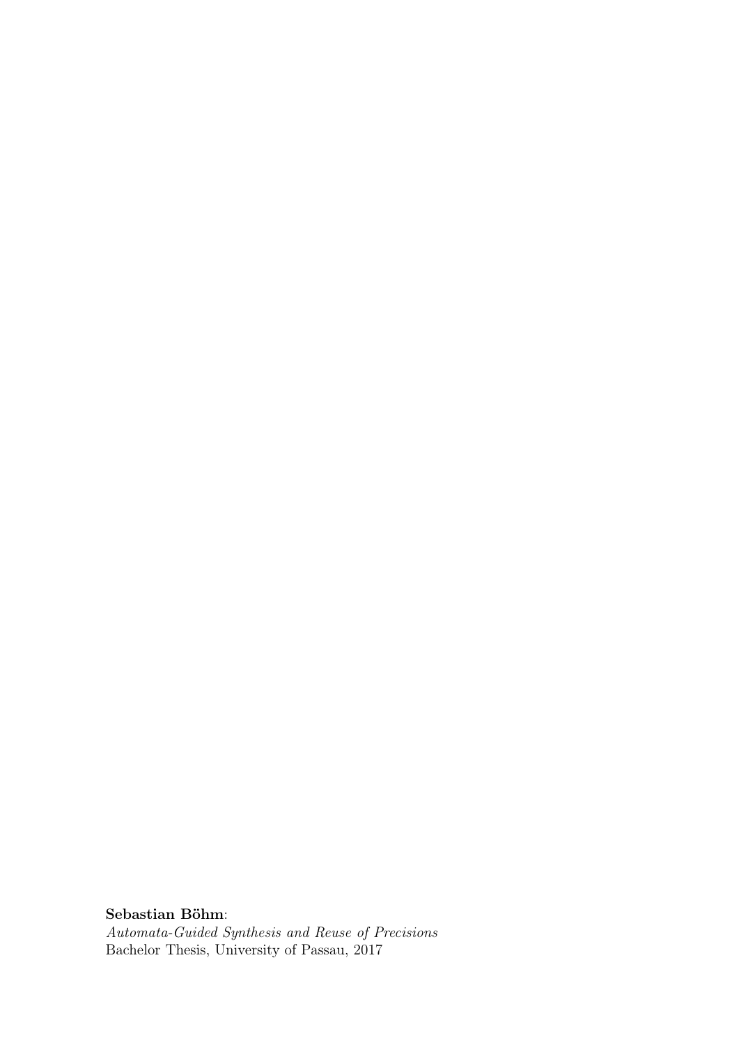**Sebastian Böhm**:
*Automata-Guided Synthesis and Reuse of Precisions*
Bachelor Thesis, University of Passau, 2017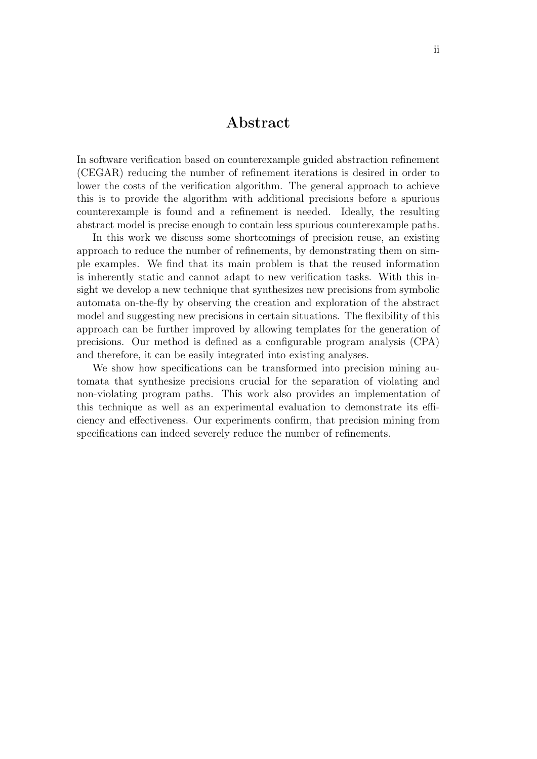# Abstract

In software verification based on counterexample guided abstraction refinement (CEGAR) reducing the number of refinement iterations is desired in order to lower the costs of the verification algorithm. The general approach to achieve this is to provide the algorithm with additional precisions before a spurious counterexample is found and a refinement is needed. Ideally, the resulting abstract model is precise enough to contain less spurious counterexample paths.

In this work we discuss some shortcomings of precision reuse, an existing approach to reduce the number of refinements, by demonstrating them on simple examples. We find that its main problem is that the reused information is inherently static and cannot adapt to new verification tasks. With this insight we develop a new technique that synthesizes new precisions from symbolic automata on-the-fly by observing the creation and exploration of the abstract model and suggesting new precisions in certain situations. The flexibility of this approach can be further improved by allowing templates for the generation of precisions. Our method is defined as a configurable program analysis (CPA) and therefore, it can be easily integrated into existing analyses.

We show how specifications can be transformed into precision mining automata that synthesize precisions crucial for the separation of violating and non-violating program paths. This work also provides an implementation of this technique as well as an experimental evaluation to demonstrate its efficiency and effectiveness. Our experiments confirm, that precision mining from specifications can indeed severely reduce the number of refinements.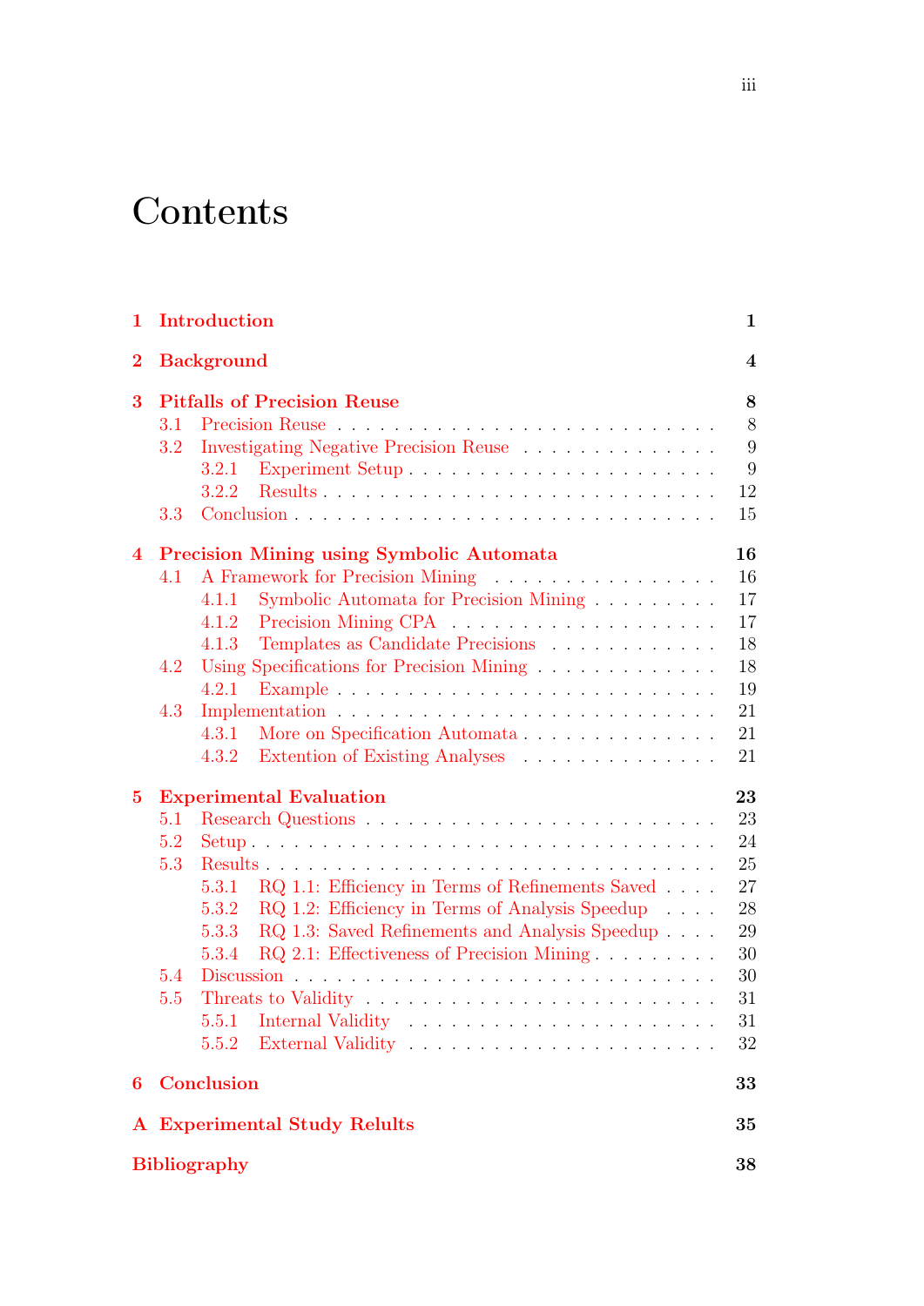# Contents

| | | |
|---|---|---|
| **1** | **Introduction** | **1** |
| **2** | **Background** | **4** |
| **3** | **Pitfalls of Precision Reuse** | **8** |
| 3.1 | Precision Reuse | 8 |
| 3.2 | Investigating Negative Precision Reuse | 9 |
| 3.2.1 | Experiment Setup | 9 |
| 3.2.2 | Results | 12 |
| 3.3 | Conclusion | 15 |
| **4** | **Precision Mining using Symbolic Automata** | **16** |
| 4.1 | A Framework for Precision Mining | 16 |
| 4.1.1 | Symbolic Automata for Precision Mining | 17 |
| 4.1.2 | Precision Mining CPA | 17 |
| 4.1.3 | Templates as Candidate Precisions | 18 |
| 4.2 | Using Specifications for Precision Mining | 18 |
| 4.2.1 | Example | 19 |
| 4.3 | Implementation | 21 |
| 4.3.1 | More on Specification Automata | 21 |
| 4.3.2 | Extention of Existing Analyses | 21 |
| **5** | **Experimental Evaluation** | **23** |
| 5.1 | Research Questions | 23 |
| 5.2 | Setup | 24 |
| 5.3 | Results | 25 |
| 5.3.1 | RQ 1.1: Efficiency in Terms of Refinements Saved | 27 |
| 5.3.2 | RQ 1.2: Efficiency in Terms of Analysis Speedup | 28 |
| 5.3.3 | RQ 1.3: Saved Refinements and Analysis Speedup | 29 |
| 5.3.4 | RQ 2.1: Effectiveness of Precision Mining | 30 |
| 5.4 | Discussion | 30 |
| 5.5 | Threats to Validity | 31 |
| 5.5.1 | Internal Validity | 31 |
| 5.5.2 | External Validity | 32 |
| **6** | **Conclusion** | **33** |
| **A** | **Experimental Study Relults** | **35** |
| | **Bibliography** | **38** |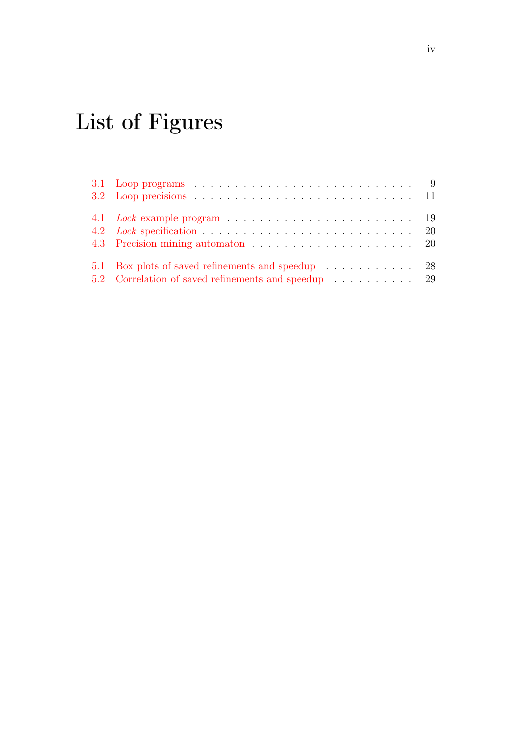# List of Figures

3.1 Loop programs . . . . . . . . . . . . . . . . . . . . . . . . . . . . 9
3.2 Loop precisions . . . . . . . . . . . . . . . . . . . . . . . . . . . . 11

4.1 *Lock* example program . . . . . . . . . . . . . . . . . . . . . . . . 19
4.2 *Lock* specification . . . . . . . . . . . . . . . . . . . . . . . . . . 20
4.3 Precision mining automaton . . . . . . . . . . . . . . . . . . . . . . 20

5.1 Box plots of saved refinements and speedup . . . . . . . . . . . . 28
5.2 Correlation of saved refinements and speedup . . . . . . . . . . . 29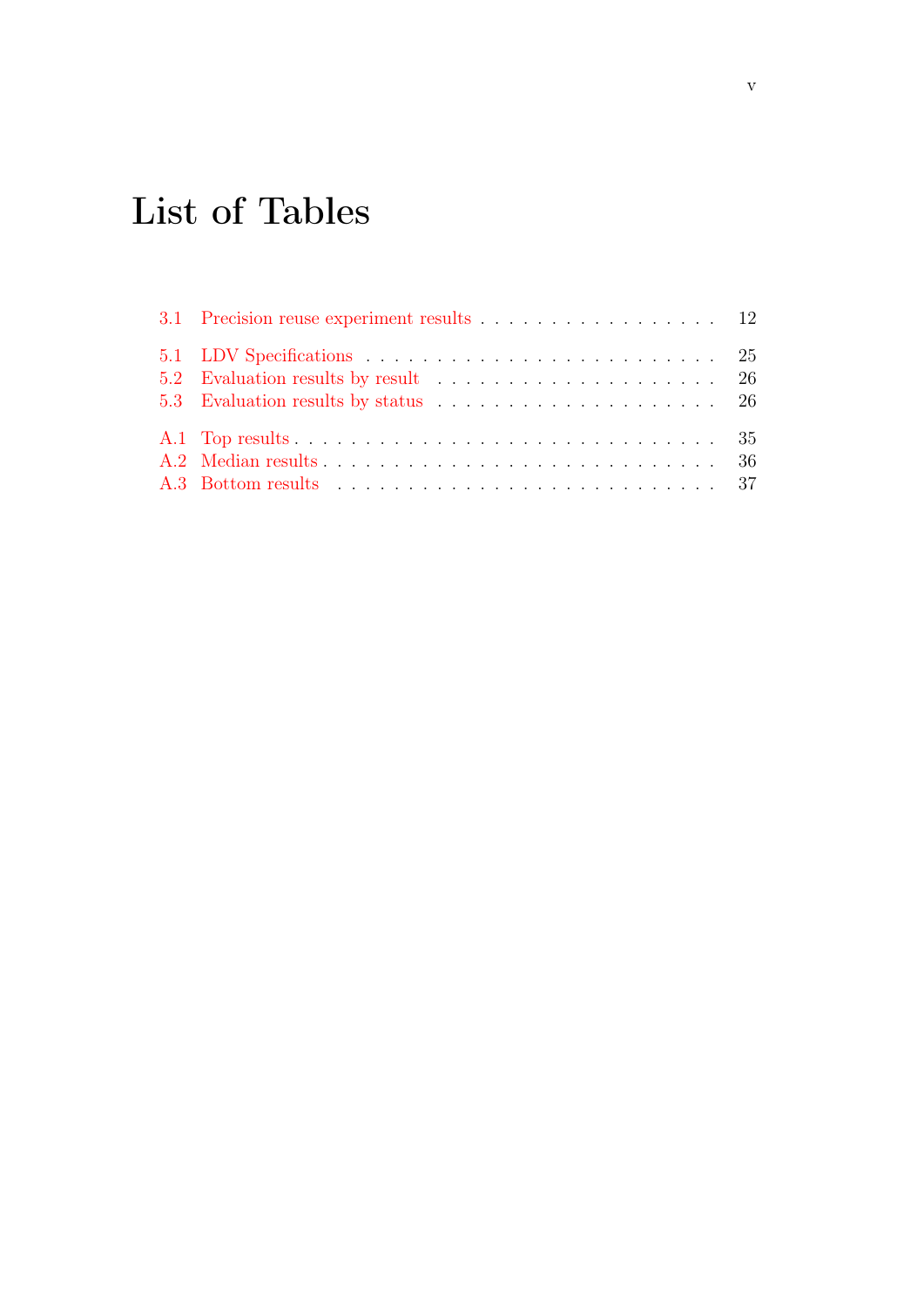# List of Tables

3.1 Precision reuse experiment results . . . . . . . . . . . . . . . . . . 12

5.1 LDV Specifications . . . . . . . . . . . . . . . . . . . . . . . . . 25
5.2 Evaluation results by result . . . . . . . . . . . . . . . . . . . . 26
5.3 Evaluation results by status . . . . . . . . . . . . . . . . . . . . 26

A.1 Top results . . . . . . . . . . . . . . . . . . . . . . . . . . . . 35
A.2 Median results . . . . . . . . . . . . . . . . . . . . . . . . . . 36
A.3 Bottom results . . . . . . . . . . . . . . . . . . . . . . . . . . 37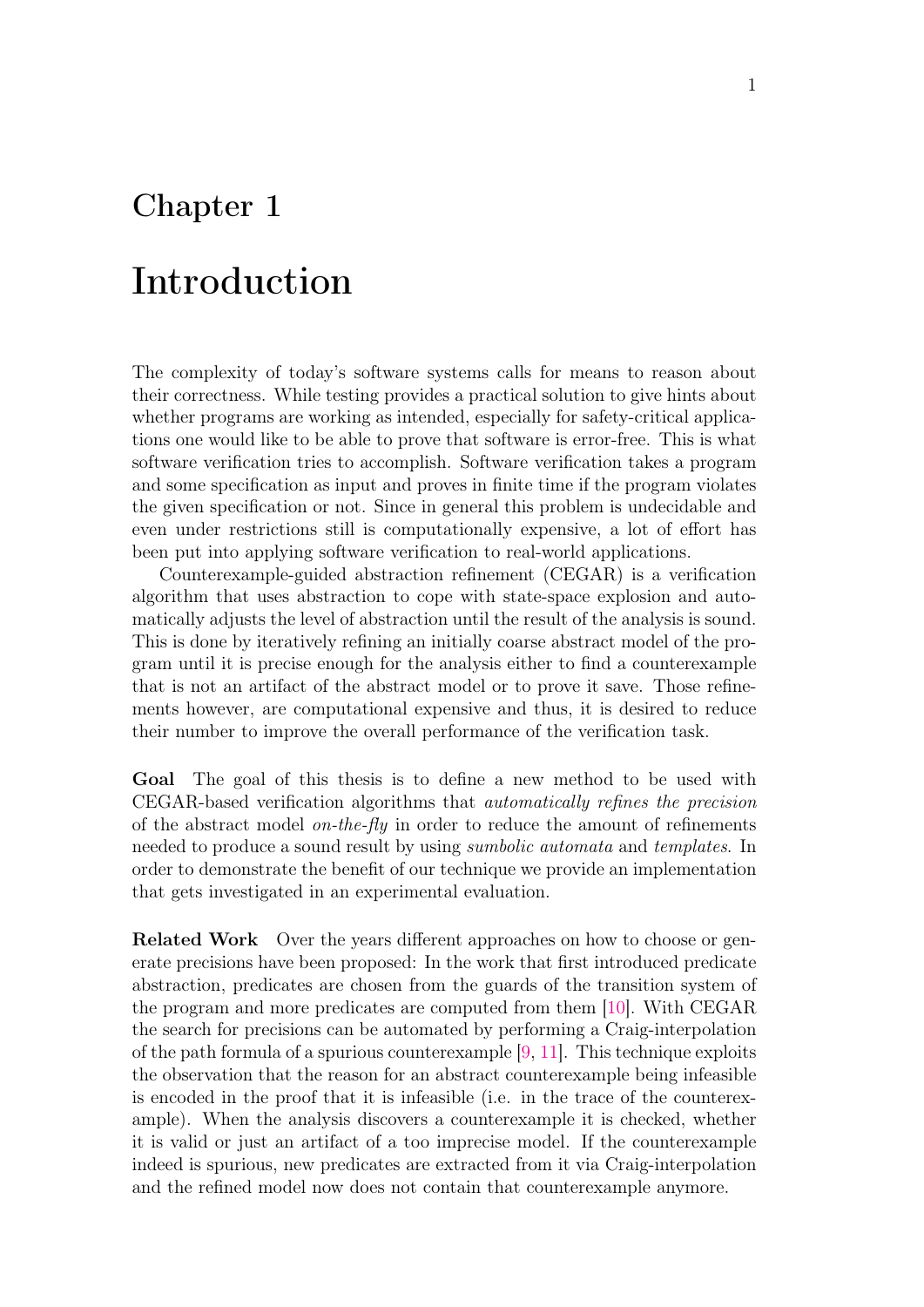# Chapter 1

# Introduction

The complexity of today's software systems calls for means to reason about their correctness. While testing provides a practical solution to give hints about whether programs are working as intended, especially for safety-critical applications one would like to be able to prove that software is error-free. This is what software verification tries to accomplish. Software verification takes a program and some specification as input and proves in finite time if the program violates the given specification or not. Since in general this problem is undecidable and even under restrictions still is computationally expensive, a lot of effort has been put into applying software verification to real-world applications.

Counterexample-guided abstraction refinement (CEGAR) is a verification algorithm that uses abstraction to cope with state-space explosion and automatically adjusts the level of abstraction until the result of the analysis is sound. This is done by iteratively refining an initially coarse abstract model of the program until it is precise enough for the analysis either to find a counterexample that is not an artifact of the abstract model or to prove it save. Those refinements however, are computational expensive and thus, it is desired to reduce their number to improve the overall performance of the verification task.

**Goal** The goal of this thesis is to define a new method to be used with CEGAR-based verification algorithms that *automatically refines the precision* of the abstract model *on-the-fly* in order to reduce the amount of refinements needed to produce a sound result by using *sumbolic automata* and *templates*. In order to demonstrate the benefit of our technique we provide an implementation that gets investigated in an experimental evaluation.

**Related Work** Over the years different approaches on how to choose or generate precisions have been proposed: In the work that first introduced predicate abstraction, predicates are chosen from the guards of the transition system of the program and more predicates are computed from them [10]. With CEGAR the search for precisions can be automated by performing a Craig-interpolation of the path formula of a spurious counterexample [9, 11]. This technique exploits the observation that the reason for an abstract counterexample being infeasible is encoded in the proof that it is infeasible (i.e. in the trace of the counterexample). When the analysis discovers a counterexample it is checked, whether it is valid or just an artifact of a too imprecise model. If the counterexample indeed is spurious, new predicates are extracted from it via Craig-interpolation and the refined model now does not contain that counterexample anymore.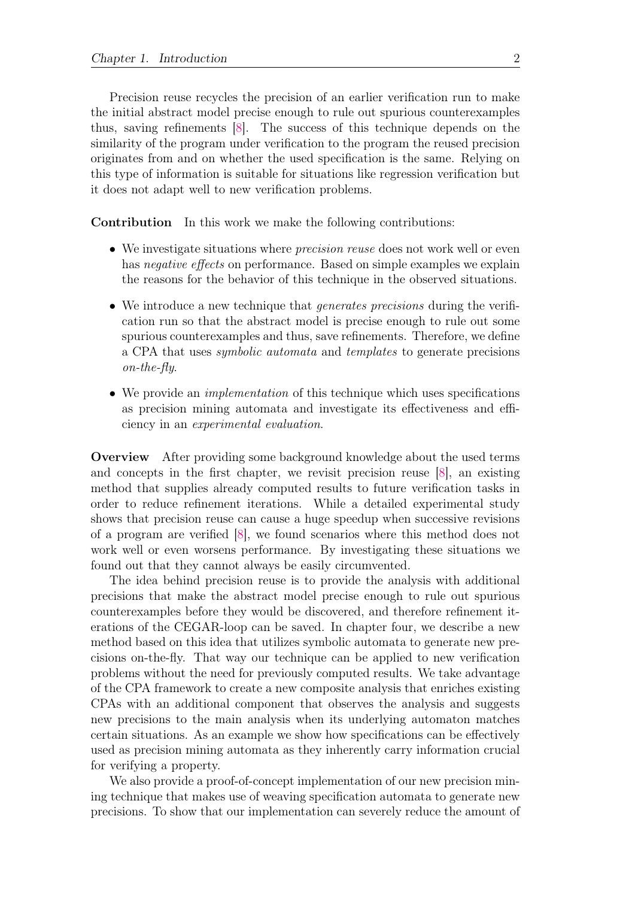Precision reuse recycles the precision of an earlier verification run to make the initial abstract model precise enough to rule out spurious counterexamples thus, saving refinements [8]. The success of this technique depends on the similarity of the program under verification to the program the reused precision originates from and on whether the used specification is the same. Relying on this type of information is suitable for situations like regression verification but it does not adapt well to new verification problems.

**Contribution** In this work we make the following contributions:

- We investigate situations where *precision reuse* does not work well or even has *negative effects* on performance. Based on simple examples we explain the reasons for the behavior of this technique in the observed situations.
- We introduce a new technique that *generates precisions* during the verification run so that the abstract model is precise enough to rule out some spurious counterexamples and thus, save refinements. Therefore, we define a CPA that uses *symbolic automata* and *templates* to generate precisions *on-the-fly*.
- We provide an *implementation* of this technique which uses specifications as precision mining automata and investigate its effectiveness and efficiency in an *experimental evaluation*.

**Overview** After providing some background knowledge about the used terms and concepts in the first chapter, we revisit precision reuse [8], an existing method that supplies already computed results to future verification tasks in order to reduce refinement iterations. While a detailed experimental study shows that precision reuse can cause a huge speedup when successive revisions of a program are verified [8], we found scenarios where this method does not work well or even worsens performance. By investigating these situations we found out that they cannot always be easily circumvented.

The idea behind precision reuse is to provide the analysis with additional precisions that make the abstract model precise enough to rule out spurious counterexamples before they would be discovered, and therefore refinement iterations of the CEGAR-loop can be saved. In chapter four, we describe a new method based on this idea that utilizes symbolic automata to generate new precisions on-the-fly. That way our technique can be applied to new verification problems without the need for previously computed results. We take advantage of the CPA framework to create a new composite analysis that enriches existing CPAs with an additional component that observes the analysis and suggests new precisions to the main analysis when its underlying automaton matches certain situations. As an example we show how specifications can be effectively used as precision mining automata as they inherently carry information crucial for verifying a property.

We also provide a proof-of-concept implementation of our new precision mining technique that makes use of weaving specification automata to generate new precisions. To show that our implementation can severely reduce the amount of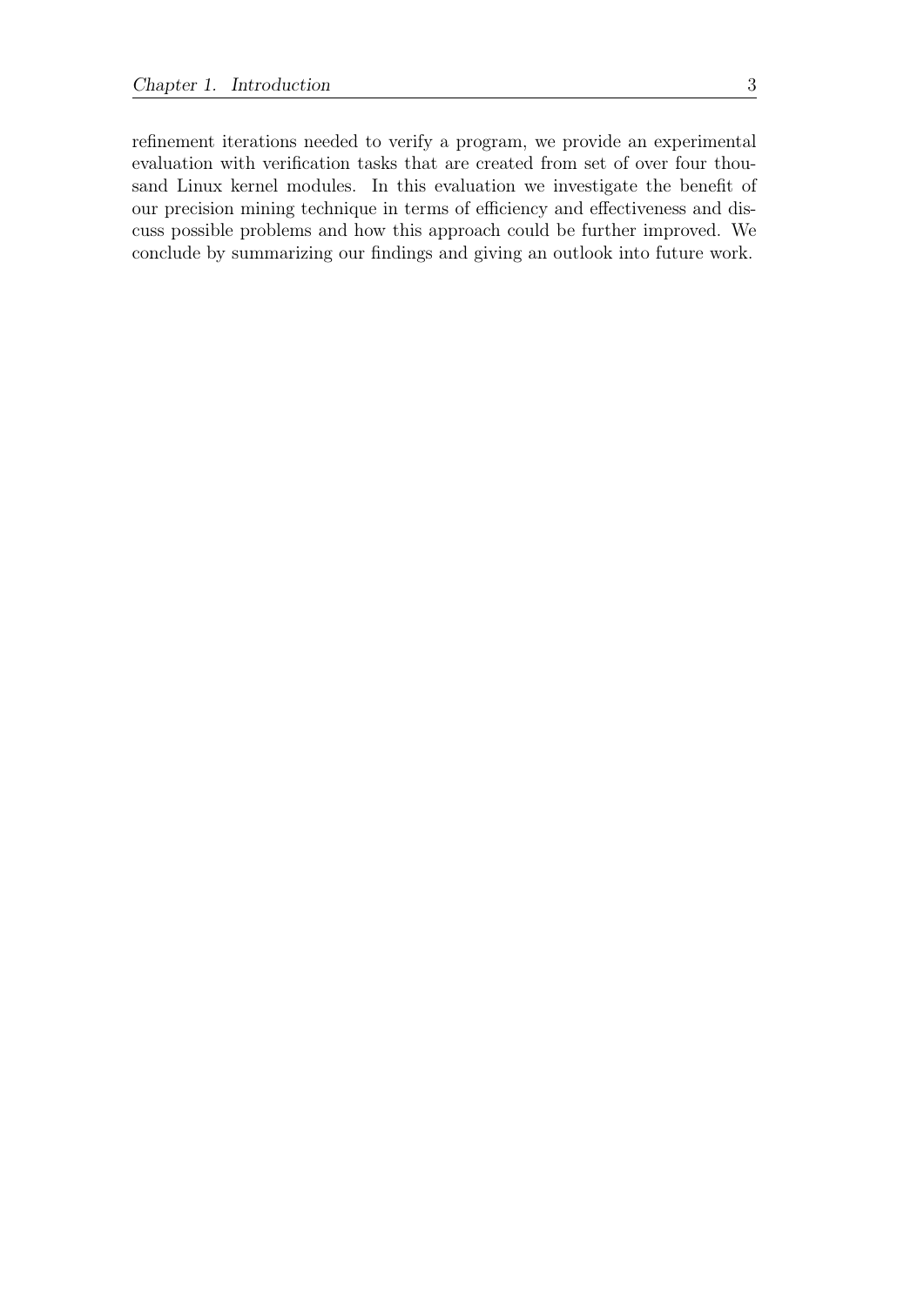refinement iterations needed to verify a program, we provide an experimental evaluation with verification tasks that are created from set of over four thousand Linux kernel modules. In this evaluation we investigate the benefit of our precision mining technique in terms of efficiency and effectiveness and discuss possible problems and how this approach could be further improved. We conclude by summarizing our findings and giving an outlook into future work.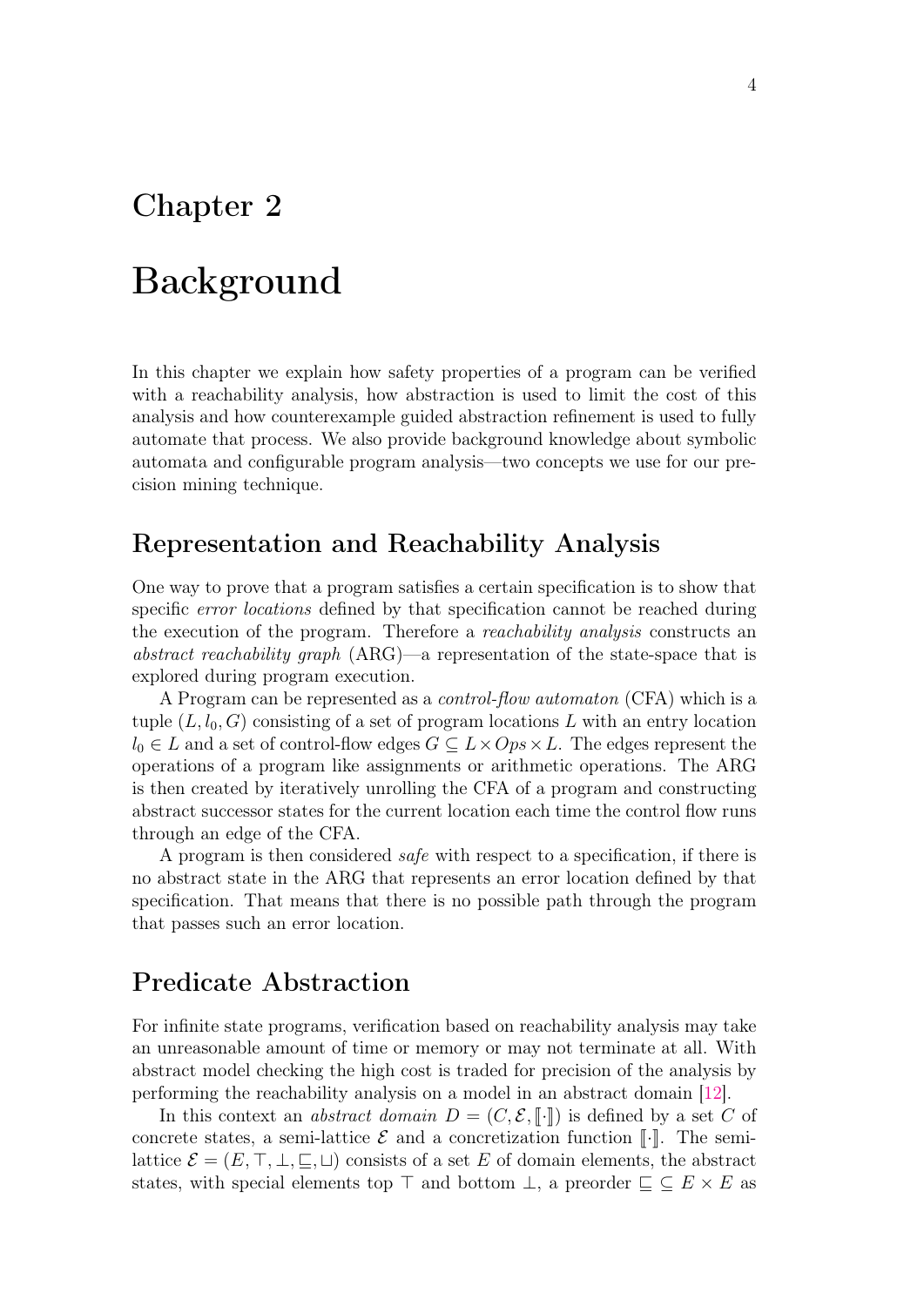# Chapter 2

# Background

In this chapter we explain how safety properties of a program can be verified with a reachability analysis, how abstraction is used to limit the cost of this analysis and how counterexample guided abstraction refinement is used to fully automate that process. We also provide background knowledge about symbolic automata and configurable program analysis—two concepts we use for our precision mining technique.

## Representation and Reachability Analysis

One way to prove that a program satisfies a certain specification is to show that specific *error locations* defined by that specification cannot be reached during the execution of the program. Therefore a *reachability analysis* constructs an *abstract reachability graph* (ARG)—a representation of the state-space that is explored during program execution.

A Program can be represented as a *control-flow automaton* (CFA) which is a tuple $(L, l_0, G)$ consisting of a set of program locations $L$ with an entry location $l_0 \in L$ and a set of control-flow edges $G \subseteq L \times Ops \times L$. The edges represent the operations of a program like assignments or arithmetic operations. The ARG is then created by iteratively unrolling the CFA of a program and constructing abstract successor states for the current location each time the control flow runs through an edge of the CFA.

A program is then considered *safe* with respect to a specification, if there is no abstract state in the ARG that represents an error location defined by that specification. That means that there is no possible path through the program that passes such an error location.

## Predicate Abstraction

For infinite state programs, verification based on reachability analysis may take an unreasonable amount of time or memory or may not terminate at all. With abstract model checking the high cost is traded for precision of the analysis by performing the reachability analysis on a model in an abstract domain [12].

In this context an *abstract domain* $D = (C, \mathcal{E}, [\![\cdot]\!])$ is defined by a set $C$ of concrete states, a semi-lattice $\mathcal{E}$ and a concretization function $[\![\cdot]\!]$. The semi-lattice $\mathcal{E} = (E, \top, \bot, \sqsubseteq, \sqcup)$ consists of a set $E$ of domain elements, the abstract states, with special elements top $\top$ and bottom $\bot$, a preorder $\sqsubseteq \subseteq E \times E$ as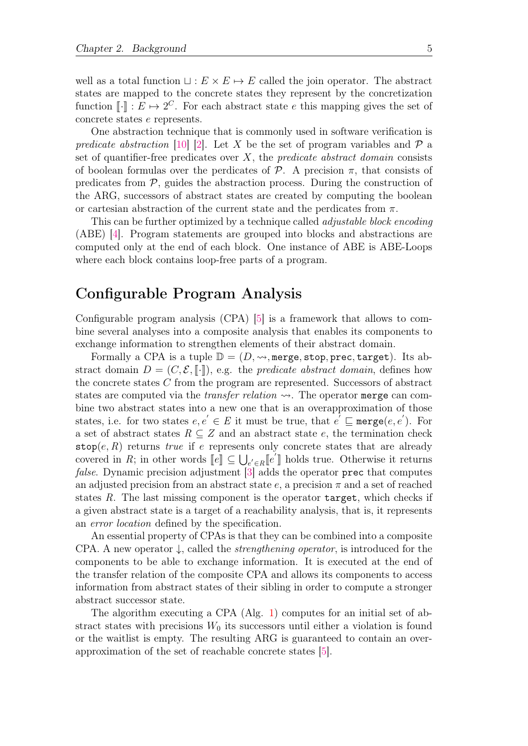well as a total function $\sqcup : E \times E \mapsto E$ called the join operator. The abstract states are mapped to the concrete states they represent by the concretization function $[\![\cdot]\!] : E \mapsto 2^C$. For each abstract state $e$ this mapping gives the set of concrete states $e$ represents.

One abstraction technique that is commonly used in software verification is *predicate abstraction* [10] [2]. Let $X$ be the set of program variables and $\mathcal{P}$ a set of quantifier-free predicates over $X$, the *predicate abstract domain* consists of boolean formulas over the perdicates of $\mathcal{P}$. A precision $\pi$, that consists of predicates from $\mathcal{P}$, guides the abstraction process. During the construction of the ARG, successors of abstract states are created by computing the boolean or cartesian abstraction of the current state and the perdicates from $\pi$.

This can be further optimized by a technique called *adjustable block encoding* (ABE) [4]. Program statements are grouped into blocks and abstractions are computed only at the end of each block. One instance of ABE is ABE-Loops where each block contains loop-free parts of a program.

## Configurable Program Analysis

Configurable program analysis (CPA) [5] is a framework that allows to combine several analyses into a composite analysis that enables its components to exchange information to strengthen elements of their abstract domain.

Formally a CPA is a tuple $\mathbb{D} = (D, \rightsquigarrow, \texttt{merge}, \texttt{stop}, \texttt{prec}, \texttt{target})$. Its abstract domain $D = (C, \mathcal{E}, [\![\cdot]\!])$, e.g. the *predicate abstract domain*, defines how the concrete states $C$ from the program are represented. Successors of abstract states are computed via the *transfer relation* $\rightsquigarrow$. The operator `merge` can combine two abstract states into a new one that is an overapproximation of those states, i.e. for two states $e, e^{'} \in E$ it must be true, that $e^{'} \sqsubseteq \texttt{merge}(e, e^{'})$. For a set of abstract states $R \subseteq Z$ and an abstract state $e$, the termination check $\texttt{stop}(e, R)$ returns *true* if $e$ represents only concrete states that are already covered in $R$; in other words $[\![e]\!] \subseteq \bigcup_{e^{'} \in R} [\![e^{'}]\!]$ holds true. Otherwise it returns *false*. Dynamic precision adjustment [3] adds the operator `prec` that computes an adjusted precision from an abstract state $e$, a precision $\pi$ and a set of reached states $R$. The last missing component is the operator `target`, which checks if a given abstract state is a target of a reachability analysis, that is, it represents an *error location* defined by the specification.

An essential property of CPAs is that they can be combined into a composite CPA. A new operator $\downarrow$, called the *strengthening operator*, is introduced for the components to be able to exchange information. It is executed at the end of the transfer relation of the composite CPA and allows its components to access information from abstract states of their sibling in order to compute a stronger abstract successor state.

The algorithm executing a CPA (Alg. 1) computes for an initial set of abstract states with precisions $W_0$ its successors until either a violation is found or the waitlist is empty. The resulting ARG is guaranteed to contain an overapproximation of the set of reachable concrete states [5].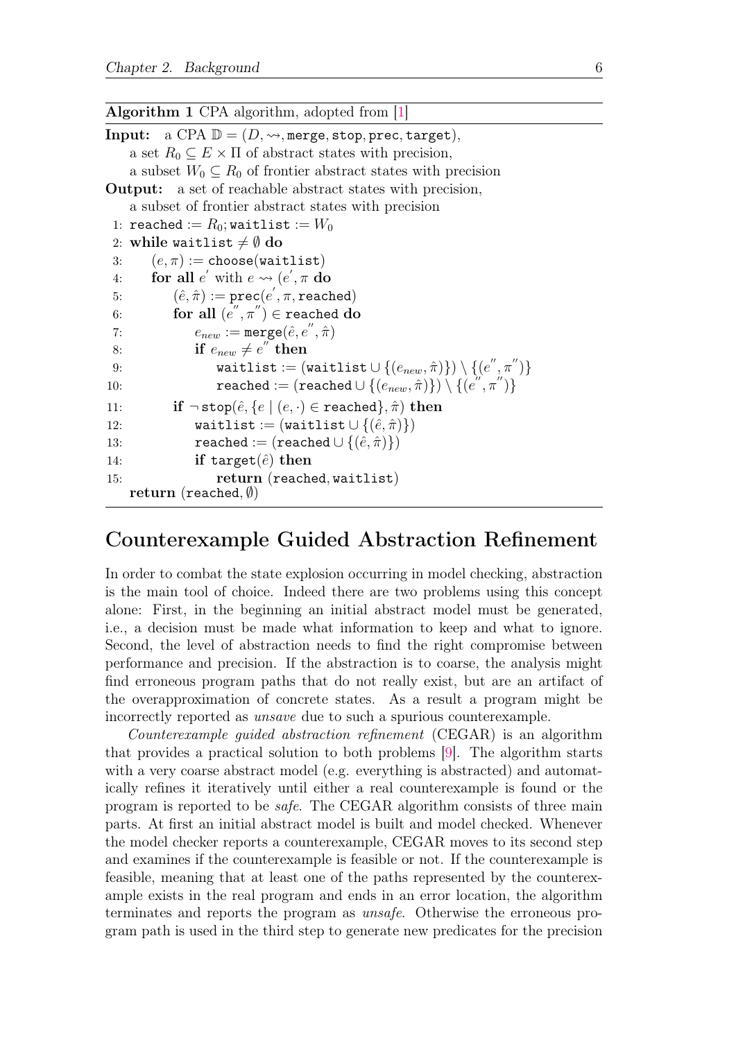**Algorithm 1** CPA algorithm, adopted from [1]

**Input:** a CPA $\mathbb{D} = (D, \rightsquigarrow, \texttt{merge}, \texttt{stop}, \texttt{prec}, \texttt{target})$,
a set $R_0 \subseteq E \times \Pi$ of abstract states with precision,
a subset $W_0 \subseteq R_0$ of frontier abstract states with precision
**Output:** a set of reachable abstract states with precision,
a subset of frontier abstract states with precision

```
1:  reached := R_0; waitlist := W_0
2:  while waitlist ≠ ∅ do
3:      (e, π) := choose(waitlist)
4:      for all e' with e ⇝ (e', π do
5:          (ê, π̂) := prec(e', π, reached)
6:          for all (e'', π'') ∈ reached do
7:              e_new := merge(ê, e'', π̂)
8:              if e_new ≠ e'' then
9:                  waitlist := (waitlist ∪ {(e_new, π̂)}) \ {(e'', π'')}
10:                 reached := (reached ∪ {(e_new, π̂)}) \ {(e'', π'')}
11:         if ¬stop(ê, {e | (e, ·) ∈ reached}, π̂) then
12:             waitlist := (waitlist ∪ {(ê, π̂)})
13:             reached := (reached ∪ {(ê, π̂)})
14:             if target(ê) then
15:                 return (reached, waitlist)
    return (reached, ∅)
```

## Counterexample Guided Abstraction Refinement

In order to combat the state explosion occurring in model checking, abstraction is the main tool of choice. Indeed there are two problems using this concept alone: First, in the beginning an initial abstract model must be generated, i.e., a decision must be made what information to keep and what to ignore. Second, the level of abstraction needs to find the right compromise between performance and precision. If the abstraction is to coarse, the analysis might find erroneous program paths that do not really exist, but are an artifact of the overapproximation of concrete states. As a result a program might be incorrectly reported as *unsave* due to such a spurious counterexample.

*Counterexample guided abstraction refinement* (CEGAR) is an algorithm that provides a practical solution to both problems [9]. The algorithm starts with a very coarse abstract model (e.g. everything is abstracted) and automatically refines it iteratively until either a real counterexample is found or the program is reported to be *safe*. The CEGAR algorithm consists of three main parts. At first an initial abstract model is built and model checked. Whenever the model checker reports a counterexample, CEGAR moves to its second step and examines if the counterexample is feasible or not. If the counterexample is feasible, meaning that at least one of the paths represented by the counterexample exists in the real program and ends in an error location, the algorithm terminates and reports the program as *unsafe*. Otherwise the erroneous program path is used in the third step to generate new predicates for the precision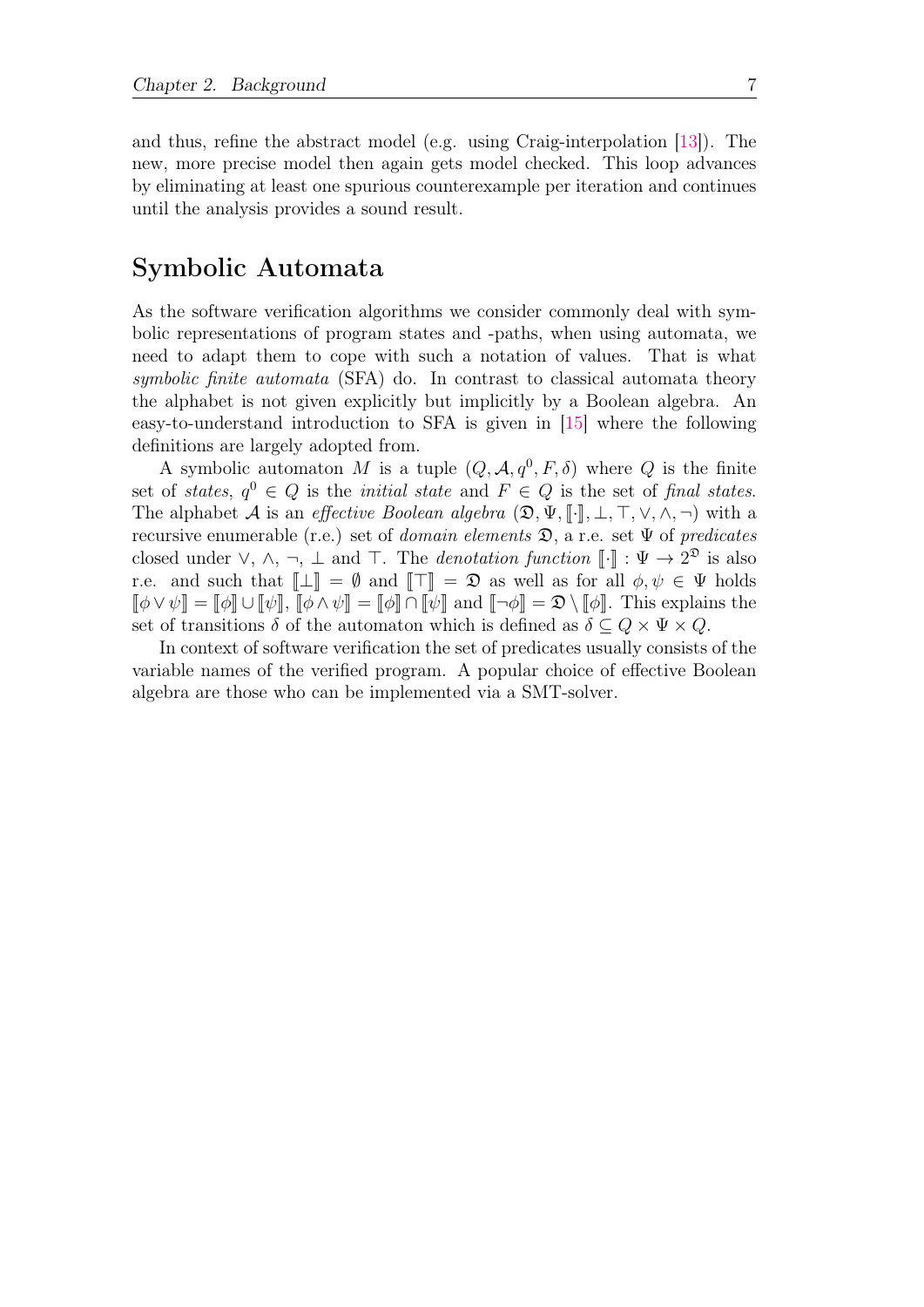and thus, refine the abstract model (e.g. using Craig-interpolation [13]). The new, more precise model then again gets model checked. This loop advances by eliminating at least one spurious counterexample per iteration and continues until the analysis provides a sound result.

## Symbolic Automata

As the software verification algorithms we consider commonly deal with symbolic representations of program states and -paths, when using automata, we need to adapt them to cope with such a notation of values. That is what *symbolic finite automata* (SFA) do. In contrast to classical automata theory the alphabet is not given explicitly but implicitly by a Boolean algebra. An easy-to-understand introduction to SFA is given in [15] where the following definitions are largely adopted from.

A symbolic automaton $M$ is a tuple $(Q, \mathcal{A}, q^0, F, \delta)$ where $Q$ is the finite set of *states*, $q^0 \in Q$ is the *initial state* and $F \in Q$ is the set of *final states*. The alphabet $\mathcal{A}$ is an *effective Boolean algebra* $(\mathfrak{D}, \Psi, [\![\cdot]\!], \bot, \top, \vee, \wedge, \neg)$ with a recursive enumerable (r.e.) set of *domain elements* $\mathfrak{D}$, a r.e. set $\Psi$ of *predicates* closed under $\vee$, $\wedge$, $\neg$, $\bot$ and $\top$. The *denotation function* $[\![\cdot]\!] : \Psi \to 2^{\mathfrak{D}}$ is also r.e. and such that $[\![\bot]\!] = \emptyset$ and $[\![\top]\!] = \mathfrak{D}$ as well as for all $\phi, \psi \in \Psi$ holds $[\![\phi \vee \psi]\!] = [\![\phi]\!] \cup [\![\psi]\!]$, $[\![\phi \wedge \psi]\!] = [\![\phi]\!] \cap [\![\psi]\!]$ and $[\![\neg\phi]\!] = \mathfrak{D} \setminus [\![\phi]\!]$. This explains the set of transitions $\delta$ of the automaton which is defined as $\delta \subseteq Q \times \Psi \times Q$.

In context of software verification the set of predicates usually consists of the variable names of the verified program. A popular choice of effective Boolean algebra are those who can be implemented via a SMT-solver.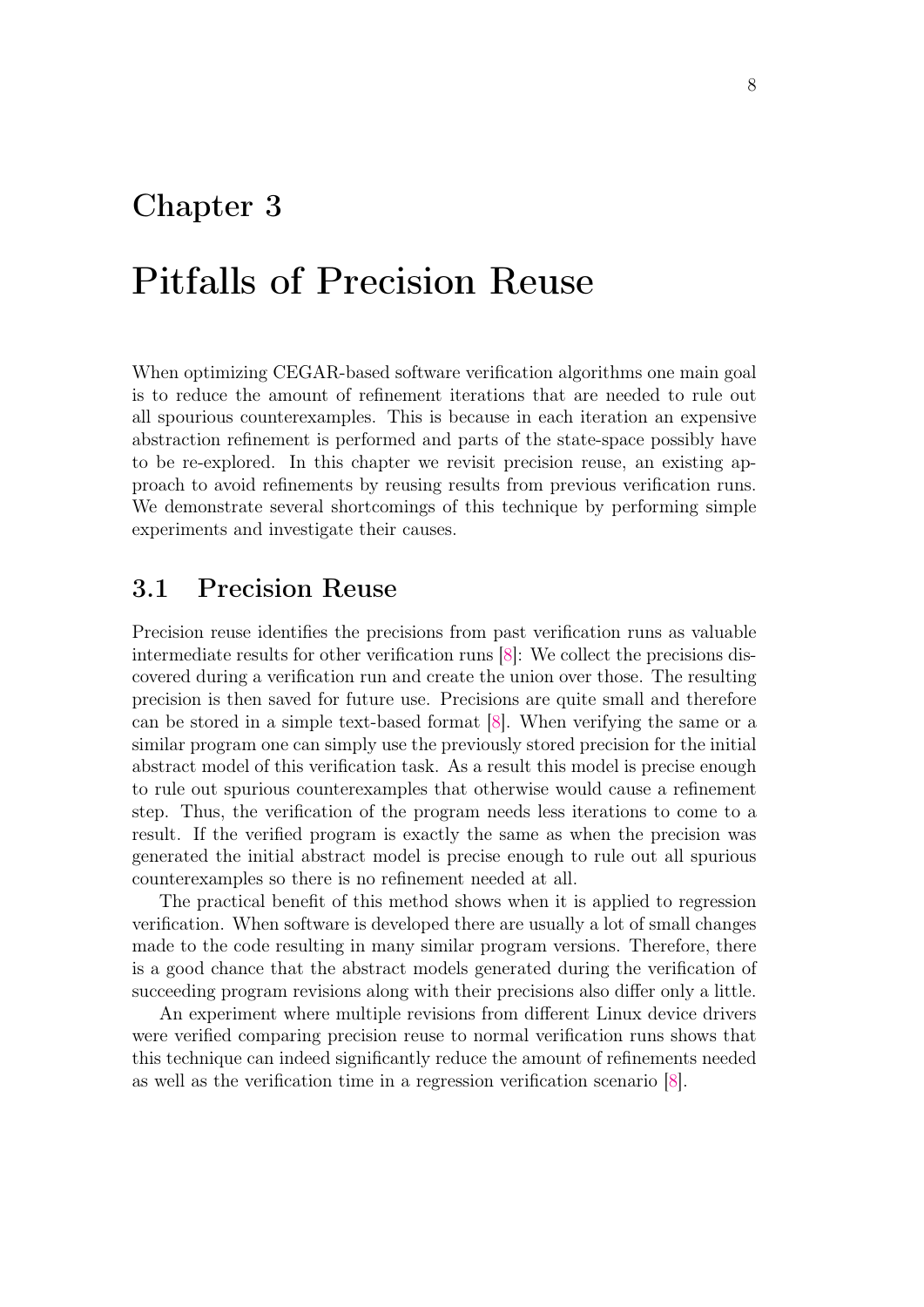# Chapter 3

# Pitfalls of Precision Reuse

When optimizing CEGAR-based software verification algorithms one main goal is to reduce the amount of refinement iterations that are needed to rule out all spourious counterexamples. This is because in each iteration an expensive abstraction refinement is performed and parts of the state-space possibly have to be re-explored. In this chapter we revisit precision reuse, an existing approach to avoid refinements by reusing results from previous verification runs. We demonstrate several shortcomings of this technique by performing simple experiments and investigate their causes.

## 3.1 Precision Reuse

Precision reuse identifies the precisions from past verification runs as valuable intermediate results for other verification runs [8]: We collect the precisions discovered during a verification run and create the union over those. The resulting precision is then saved for future use. Precisions are quite small and therefore can be stored in a simple text-based format [8]. When verifying the same or a similar program one can simply use the previously stored precision for the initial abstract model of this verification task. As a result this model is precise enough to rule out spurious counterexamples that otherwise would cause a refinement step. Thus, the verification of the program needs less iterations to come to a result. If the verified program is exactly the same as when the precision was generated the initial abstract model is precise enough to rule out all spurious counterexamples so there is no refinement needed at all.

The practical benefit of this method shows when it is applied to regression verification. When software is developed there are usually a lot of small changes made to the code resulting in many similar program versions. Therefore, there is a good chance that the abstract models generated during the verification of succeeding program revisions along with their precisions also differ only a little.

An experiment where multiple revisions from different Linux device drivers were verified comparing precision reuse to normal verification runs shows that this technique can indeed significantly reduce the amount of refinements needed as well as the verification time in a regression verification scenario [8].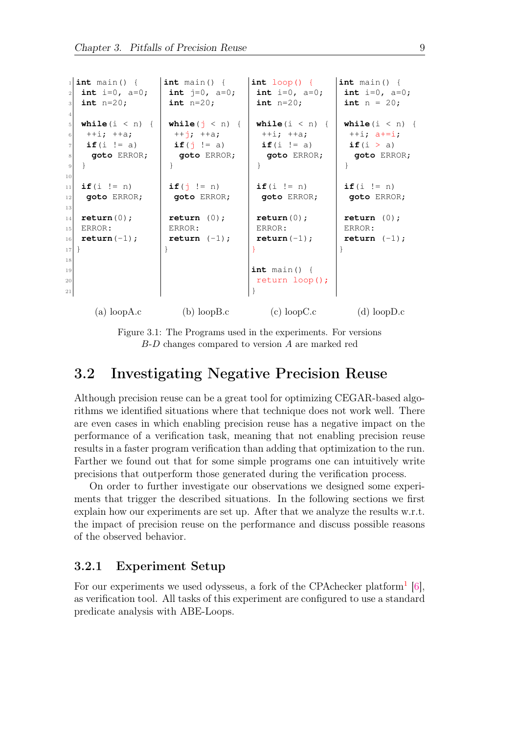```c
int main() {
 int i=0, a=0;
 int n=20;

 while(i < n) {
  ++i; ++a;
  if(i != a)
   goto ERROR;
 }

 if(i != n)
  goto ERROR;

 return(0);
 ERROR:
 return(-1);
}
```

(a) loopA.c

```c
int main() {
 int j=0, a=0;
 int n=20;

 while(j < n) {
  ++j; ++a;
  if(j != a)
   goto ERROR;
 }

 if(j != n)
  goto ERROR;

 return (0);
 ERROR:
 return (-1);
}
```

(b) loopB.c

```c
int loop() {
 int i=0, a=0;
 int n=20;

 while(i < n) {
  ++i; ++a;
  if(i != a)
   goto ERROR;
 }

 if(i != n)
  goto ERROR;

 return(0);
 ERROR:
 return(-1);
}

int main() {
 return loop();
}
```

(c) loopC.c

```c
int main() {
 int i=0, a=0;
 int n = 20;

 while(i < n) {
  ++i; a+=i;
  if(i > a)
   goto ERROR;
 }

 if(i != n)
  goto ERROR;

 return (0);
 ERROR:
 return (-1);
}
```

(d) loopD.c

Figure 3.1: The Programs used in the experiments. For versions *B-D* changes compared to version *A* are marked red

## 3.2 Investigating Negative Precision Reuse

Although precision reuse can be a great tool for optimizing CEGAR-based algorithms we identified situations where that technique does not work well. There are even cases in which enabling precision reuse has a negative impact on the performance of a verification task, meaning that not enabling precision reuse results in a faster program verification than adding that optimization to the run. Farther we found out that for some simple programs one can intuitively write precisions that outperform those generated during the verification process.

On order to further investigate our observations we designed some experiments that trigger the described situations. In the following sections we first explain how our experiments are set up. After that we analyze the results w.r.t. the impact of precision reuse on the performance and discuss possible reasons of the observed behavior.

### 3.2.1 Experiment Setup

For our experiments we used odysseus, a fork of the CPAchecker platform[1] [6], as verification tool. All tasks of this experiment are configured to use a standard predicate analysis with ABE-Loops.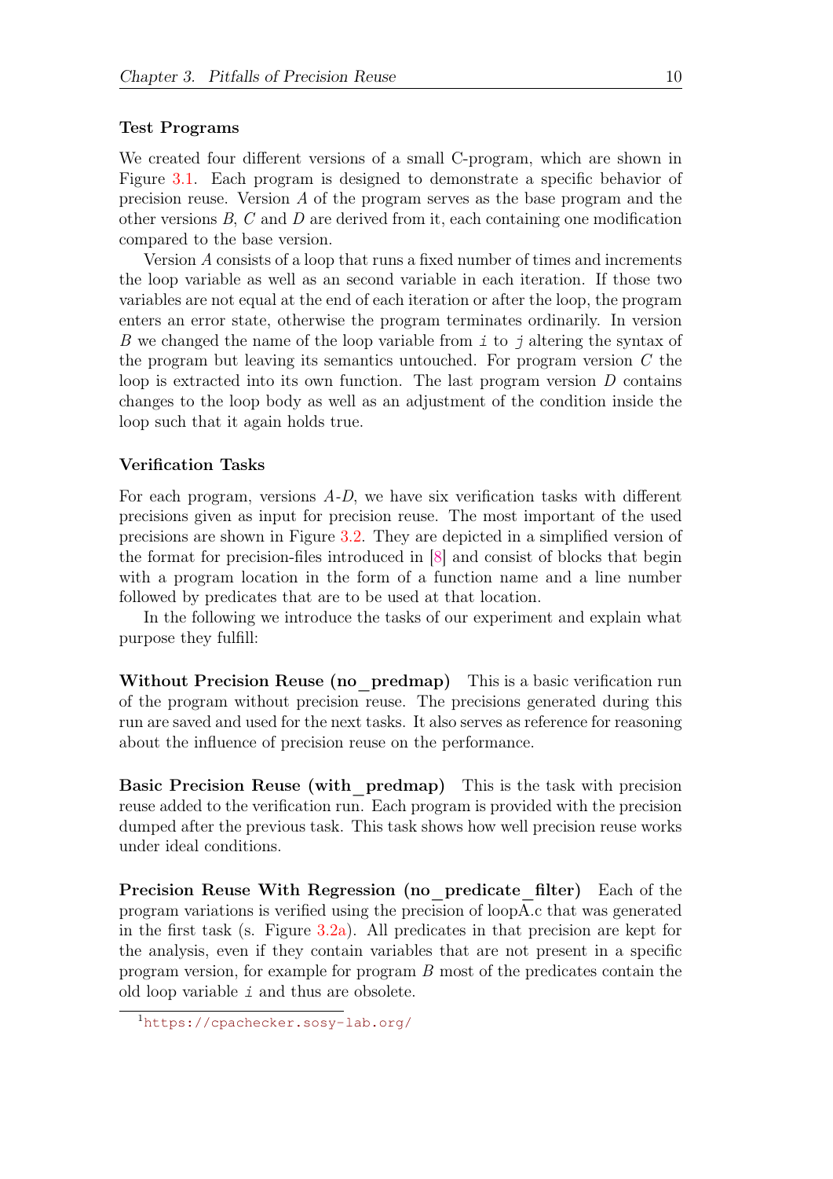### Test Programs

We created four different versions of a small C-program, which are shown in Figure 3.1. Each program is designed to demonstrate a specific behavior of precision reuse. Version *A* of the program serves as the base program and the other versions *B*, *C* and *D* are derived from it, each containing one modification compared to the base version.

Version *A* consists of a loop that runs a fixed number of times and increments the loop variable as well as an second variable in each iteration. If those two variables are not equal at the end of each iteration or after the loop, the program enters an error state, otherwise the program terminates ordinarily. In version *B* we changed the name of the loop variable from `i` to `j` altering the syntax of the program but leaving its semantics untouched. For program version *C* the loop is extracted into its own function. The last program version *D* contains changes to the loop body as well as an adjustment of the condition inside the loop such that it again holds true.

### Verification Tasks

For each program, versions *A*-*D*, we have six verification tasks with different precisions given as input for precision reuse. The most important of the used precisions are shown in Figure 3.2. They are depicted in a simplified version of the format for precision-files introduced in [8] and consist of blocks that begin with a program location in the form of a function name and a line number followed by predicates that are to be used at that location.

In the following we introduce the tasks of our experiment and explain what purpose they fulfill:

**Without Precision Reuse (no_predmap)** This is a basic verification run of the program without precision reuse. The precisions generated during this run are saved and used for the next tasks. It also serves as reference for reasoning about the influence of precision reuse on the performance.

**Basic Precision Reuse (with_predmap)** This is the task with precision reuse added to the verification run. Each program is provided with the precision dumped after the previous task. This task shows how well precision reuse works under ideal conditions.

**Precision Reuse With Regression (no_predicate_filter)** Each of the program variations is verified using the precision of loopA.c that was generated in the first task (s. Figure 3.2a). All predicates in that precision are kept for the analysis, even if they contain variables that are not present in a specific program version, for example for program *B* most of the predicates contain the old loop variable `i` and thus are obsolete.

[1] https://cpachecker.sosy-lab.org/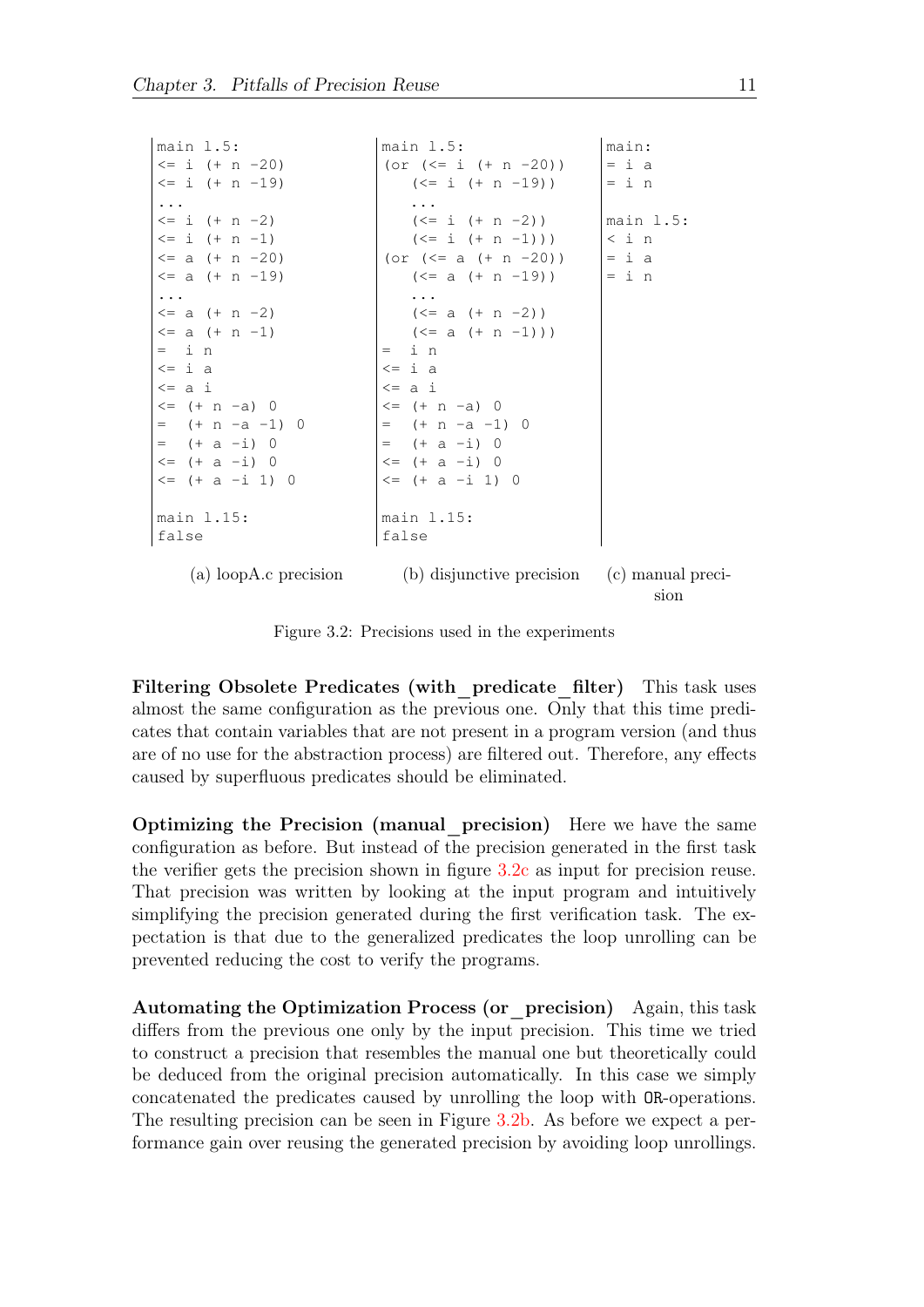```
main l.5:
<= i (+ n -20)
<= i (+ n -19)
...
<= i (+ n -2)
<= i (+ n -1)
<= a (+ n -20)
<= a (+ n -19)
...
<= a (+ n -2)
<= a (+ n -1)
=  i n
<= i a
<= a i
<= (+ n -a) 0
=  (+ n -a -1) 0
=  (+ a -i) 0
<= (+ a -i) 0
<= (+ a -i 1) 0

main l.15:
false
```

(a) loopA.c precision

```
main l.5:
(or (<= i (+ n -20))
   (<= i (+ n -19))
   ...
   (<= i (+ n -2))
   (<= i (+ n -1)))
(or (<= a (+ n -20))
   (<= a (+ n -19))
   ...
   (<= a (+ n -2))
   (<= a (+ n -1)))
=  i n
<= i a
<= a i
<= (+ n -a) 0
=  (+ n -a -1) 0
=  (+ a -i) 0
<= (+ a -i) 0
<= (+ a -i 1) 0

main l.15:
false
```

(b) disjunctive precision

```
main:
= i a
= i n

main l.5:
< i n
= i a
= i n
```

(c) manual precision

Figure 3.2: Precisions used in the experiments

**Filtering Obsolete Predicates (with_predicate_filter)** This task uses almost the same configuration as the previous one. Only that this time predicates that contain variables that are not present in a program version (and thus are of no use for the abstraction process) are filtered out. Therefore, any effects caused by superfluous predicates should be eliminated.

**Optimizing the Precision (manual_precision)** Here we have the same configuration as before. But instead of the precision generated in the first task the verifier gets the precision shown in figure 3.2c as input for precision reuse. That precision was written by looking at the input program and intuitively simplifying the precision generated during the first verification task. The expectation is that due to the generalized predicates the loop unrolling can be prevented reducing the cost to verify the programs.

**Automating the Optimization Process (or_precision)** Again, this task differs from the previous one only by the input precision. This time we tried to construct a precision that resembles the manual one but theoretically could be deduced from the original precision automatically. In this case we simply concatenated the predicates caused by unrolling the loop with `OR`-operations. The resulting precision can be seen in Figure 3.2b. As before we expect a performance gain over reusing the generated precision by avoiding loop unrollings.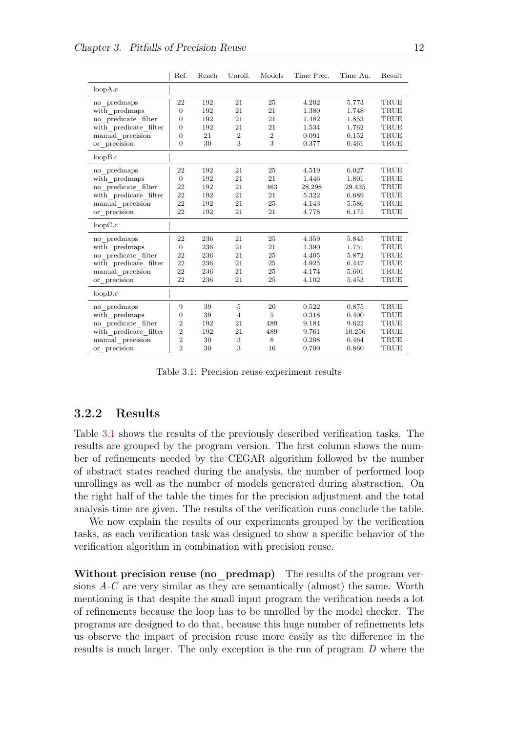| | Ref. | Reach | Unroll. | Models | Time Prec. | Time An. | Result |
|---|---|---|---|---|---|---|---|
| loopA.c | | | | | | | |
| no_predmaps | 22 | 192 | 21 | 25 | 4.202 | 5.773 | TRUE |
| with_predmaps | 0 | 192 | 21 | 21 | 1.380 | 1.748 | TRUE |
| no_predicate_filter | 0 | 192 | 21 | 21 | 1.482 | 1.853 | TRUE |
| with_predicate_filter | 0 | 192 | 21 | 21 | 1.534 | 1.762 | TRUE |
| manual_precision | 0 | 21 | 2 | 2 | 0.091 | 0.152 | TRUE |
| or_precision | 0 | 30 | 3 | 3 | 0.377 | 0.461 | TRUE |
| loopB.c | | | | | | | |
| no_predmaps | 22 | 192 | 21 | 25 | 4.519 | 6.027 | TRUE |
| with_predmaps | 0 | 192 | 21 | 21 | 1.446 | 1.801 | TRUE |
| no_predicate_filter | 22 | 192 | 21 | 463 | 28.298 | 29.435 | TRUE |
| with_predicate_filter | 22 | 192 | 21 | 21 | 5.322 | 6.689 | TRUE |
| manual_precision | 22 | 192 | 21 | 25 | 4.143 | 5.586 | TRUE |
| or_precision | 22 | 192 | 21 | 21 | 4.778 | 6.175 | TRUE |
| loopC.c | | | | | | | |
| no_predmaps | 22 | 236 | 21 | 25 | 4.359 | 5.845 | TRUE |
| with_predmaps | 0 | 236 | 21 | 21 | 1.390 | 1.751 | TRUE |
| no_predicate_filter | 22 | 236 | 21 | 25 | 4.405 | 5.872 | TRUE |
| with_predicate_filter | 22 | 236 | 21 | 25 | 4.925 | 6.447 | TRUE |
| manual_precision | 22 | 236 | 21 | 25 | 4.174 | 5.601 | TRUE |
| or_precision | 22 | 236 | 21 | 25 | 4.102 | 5.453 | TRUE |
| loopD.c | | | | | | | |
| no_predmaps | 9 | 39 | 5 | 20 | 0.522 | 0.875 | TRUE |
| with_predmaps | 0 | 39 | 4 | 5 | 0.318 | 0.400 | TRUE |
| no_predicate_filter | 2 | 192 | 21 | 489 | 9.184 | 9.622 | TRUE |
| with_predicate_filter | 2 | 192 | 21 | 489 | 9.761 | 10.256 | TRUE |
| manual_precision | 2 | 30 | 3 | 8 | 0.208 | 0.464 | TRUE |
| or_precision | 2 | 30 | 3 | 16 | 0.700 | 0.860 | TRUE |

Table 3.1: Precision reuse experiment results

### 3.2.2 Results

Table 3.1 shows the results of the previously described verification tasks. The results are grouped by the program version. The first column shows the number of refinements needed by the CEGAR algorithm followed by the number of abstract states reached during the analysis, the number of performed loop unrollings as well as the number of models generated during abstraction. On the right half of the table the times for the precision adjustment and the total analysis time are given. The results of the verification runs conclude the table.

We now explain the results of our experiments grouped by the verification tasks, as each verification task was designed to show a specific behavior of the verification algorithm in combination with precision reuse.

**Without precision reuse (no_predmap)** The results of the program versions *A-C* are very similar as they are semantically (almost) the same. Worth mentioning is that despite the small input program the verification needs a lot of refinements because the loop has to be unrolled by the model checker. The programs are designed to do that, because this huge number of refinements lets us observe the impact of precision reuse more easily as the difference in the results is much larger. The only exception is the run of program *D* where the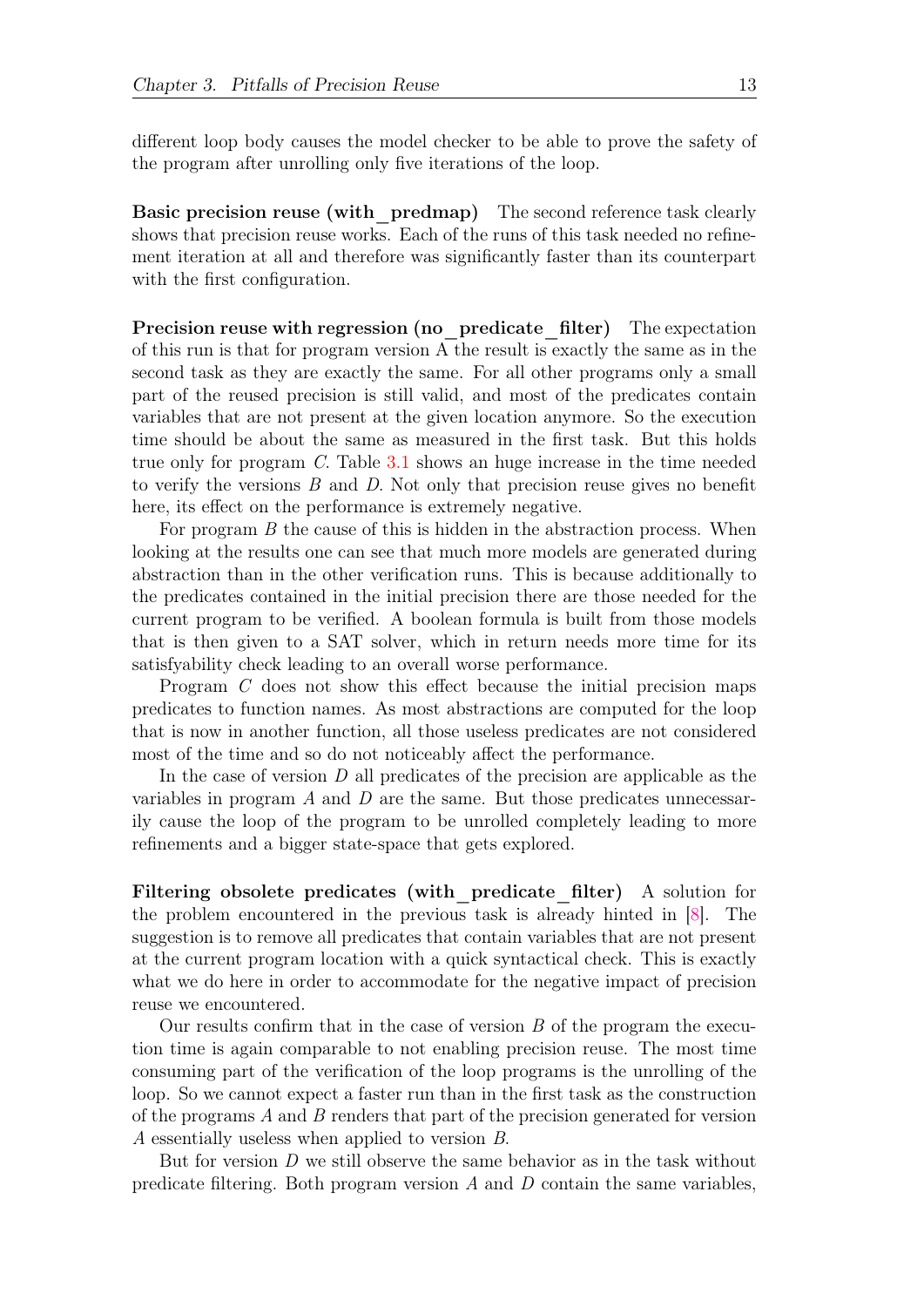different loop body causes the model checker to be able to prove the safety of the program after unrolling only five iterations of the loop.

**Basic precision reuse (with_predmap)** The second reference task clearly shows that precision reuse works. Each of the runs of this task needed no refinement iteration at all and therefore was significantly faster than its counterpart with the first configuration.

**Precision reuse with regression (no_predicate_filter)** The expectation of this run is that for program version A the result is exactly the same as in the second task as they are exactly the same. For all other programs only a small part of the reused precision is still valid, and most of the predicates contain variables that are not present at the given location anymore. So the execution time should be about the same as measured in the first task. But this holds true only for program *C*. Table 3.1 shows an huge increase in the time needed to verify the versions *B* and *D*. Not only that precision reuse gives no benefit here, its effect on the performance is extremely negative.

For program *B* the cause of this is hidden in the abstraction process. When looking at the results one can see that much more models are generated during abstraction than in the other verification runs. This is because additionally to the predicates contained in the initial precision there are those needed for the current program to be verified. A boolean formula is built from those models that is then given to a SAT solver, which in return needs more time for its satisfyability check leading to an overall worse performance.

Program *C* does not show this effect because the initial precision maps predicates to function names. As most abstractions are computed for the loop that is now in another function, all those useless predicates are not considered most of the time and so do not noticeably affect the performance.

In the case of version *D* all predicates of the precision are applicable as the variables in program *A* and *D* are the same. But those predicates unnecessarily cause the loop of the program to be unrolled completely leading to more refinements and a bigger state-space that gets explored.

**Filtering obsolete predicates (with_predicate_filter)** A solution for the problem encountered in the previous task is already hinted in [8]. The suggestion is to remove all predicates that contain variables that are not present at the current program location with a quick syntactical check. This is exactly what we do here in order to accommodate for the negative impact of precision reuse we encountered.

Our results confirm that in the case of version *B* of the program the execution time is again comparable to not enabling precision reuse. The most time consuming part of the verification of the loop programs is the unrolling of the loop. So we cannot expect a faster run than in the first task as the construction of the programs *A* and *B* renders that part of the precision generated for version *A* essentially useless when applied to version *B*.

But for version *D* we still observe the same behavior as in the task without predicate filtering. Both program version *A* and *D* contain the same variables,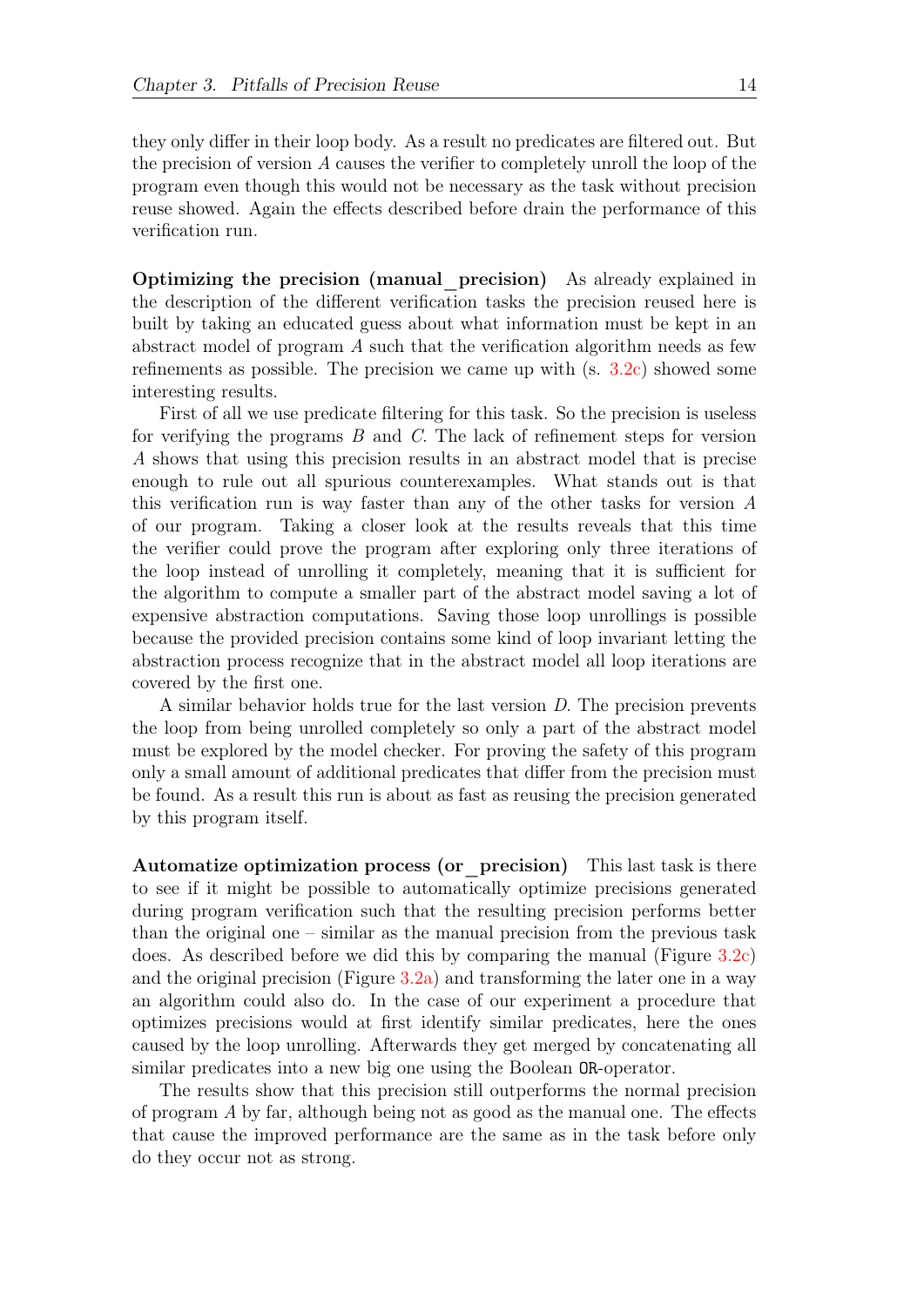they only differ in their loop body. As a result no predicates are filtered out. But the precision of version $A$ causes the verifier to completely unroll the loop of the program even though this would not be necessary as the task without precision reuse showed. Again the effects described before drain the performance of this verification run.

**Optimizing the precision (manual_precision)** As already explained in the description of the different verification tasks the precision reused here is built by taking an educated guess about what information must be kept in an abstract model of program $A$ such that the verification algorithm needs as few refinements as possible. The precision we came up with (s. 3.2c) showed some interesting results.

First of all we use predicate filtering for this task. So the precision is useless for verifying the programs $B$ and $C$. The lack of refinement steps for version $A$ shows that using this precision results in an abstract model that is precise enough to rule out all spurious counterexamples. What stands out is that this verification run is way faster than any of the other tasks for version $A$ of our program. Taking a closer look at the results reveals that this time the verifier could prove the program after exploring only three iterations of the loop instead of unrolling it completely, meaning that it is sufficient for the algorithm to compute a smaller part of the abstract model saving a lot of expensive abstraction computations. Saving those loop unrollings is possible because the provided precision contains some kind of loop invariant letting the abstraction process recognize that in the abstract model all loop iterations are covered by the first one.

A similar behavior holds true for the last version $D$. The precision prevents the loop from being unrolled completely so only a part of the abstract model must be explored by the model checker. For proving the safety of this program only a small amount of additional predicates that differ from the precision must be found. As a result this run is about as fast as reusing the precision generated by this program itself.

**Automatize optimization process (or_precision)** This last task is there to see if it might be possible to automatically optimize precisions generated during program verification such that the resulting precision performs better than the original one – similar as the manual precision from the previous task does. As described before we did this by comparing the manual (Figure 3.2c) and the original precision (Figure 3.2a) and transforming the later one in a way an algorithm could also do. In the case of our experiment a procedure that optimizes precisions would at first identify similar predicates, here the ones caused by the loop unrolling. Afterwards they get merged by concatenating all similar predicates into a new big one using the Boolean `OR`-operator.

The results show that this precision still outperforms the normal precision of program $A$ by far, although being not as good as the manual one. The effects that cause the improved performance are the same as in the task before only do they occur not as strong.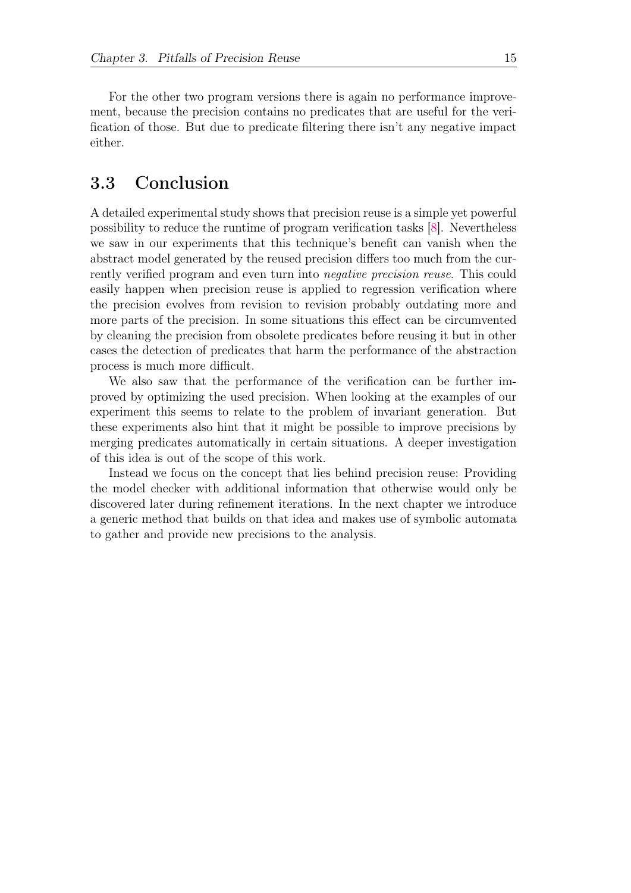For the other two program versions there is again no performance improvement, because the precision contains no predicates that are useful for the verification of those. But due to predicate filtering there isn't any negative impact either.

## 3.3 Conclusion

A detailed experimental study shows that precision reuse is a simple yet powerful possibility to reduce the runtime of program verification tasks [8]. Nevertheless we saw in our experiments that this technique's benefit can vanish when the abstract model generated by the reused precision differs too much from the currently verified program and even turn into *negative precision reuse*. This could easily happen when precision reuse is applied to regression verification where the precision evolves from revision to revision probably outdating more and more parts of the precision. In some situations this effect can be circumvented by cleaning the precision from obsolete predicates before reusing it but in other cases the detection of predicates that harm the performance of the abstraction process is much more difficult.

We also saw that the performance of the verification can be further improved by optimizing the used precision. When looking at the examples of our experiment this seems to relate to the problem of invariant generation. But these experiments also hint that it might be possible to improve precisions by merging predicates automatically in certain situations. A deeper investigation of this idea is out of the scope of this work.

Instead we focus on the concept that lies behind precision reuse: Providing the model checker with additional information that otherwise would only be discovered later during refinement iterations. In the next chapter we introduce a generic method that builds on that idea and makes use of symbolic automata to gather and provide new precisions to the analysis.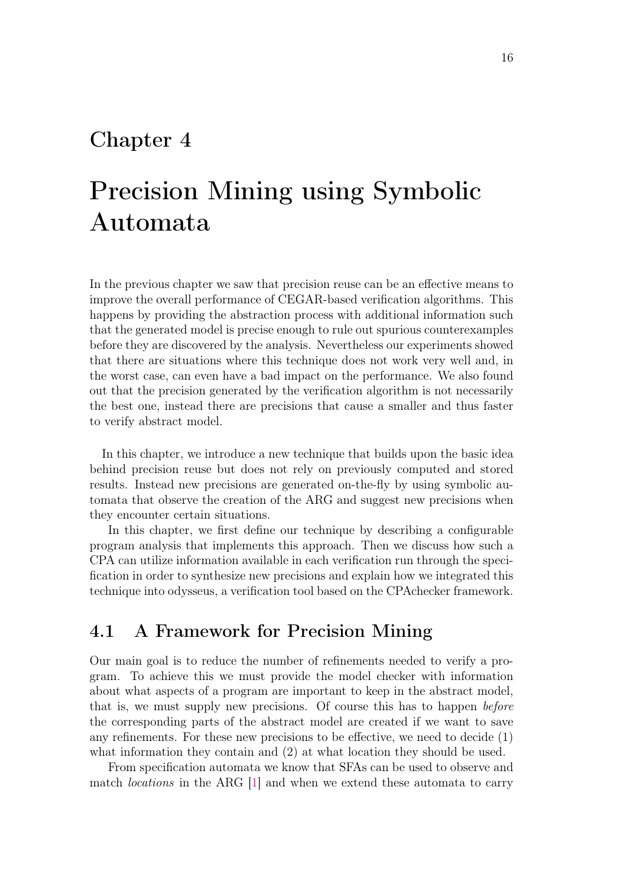# Chapter 4

# Precision Mining using Symbolic Automata

In the previous chapter we saw that precision reuse can be an effective means to improve the overall performance of CEGAR-based verification algorithms. This happens by providing the abstraction process with additional information such that the generated model is precise enough to rule out spurious counterexamples before they are discovered by the analysis. Nevertheless our experiments showed that there are situations where this technique does not work very well and, in the worst case, can even have a bad impact on the performance. We also found out that the precision generated by the verification algorithm is not necessarily the best one, instead there are precisions that cause a smaller and thus faster to verify abstract model.

In this chapter, we introduce a new technique that builds upon the basic idea behind precision reuse but does not rely on previously computed and stored results. Instead new precisions are generated on-the-fly by using symbolic automata that observe the creation of the ARG and suggest new precisions when they encounter certain situations.

In this chapter, we first define our technique by describing a configurable program analysis that implements this approach. Then we discuss how such a CPA can utilize information available in each verification run through the specification in order to synthesize new precisions and explain how we integrated this technique into odysseus, a verification tool based on the CPAchecker framework.

## 4.1 A Framework for Precision Mining

Our main goal is to reduce the number of refinements needed to verify a program. To achieve this we must provide the model checker with information about what aspects of a program are important to keep in the abstract model, that is, we must supply new precisions. Of course this has to happen *before* the corresponding parts of the abstract model are created if we want to save any refinements. For these new precisions to be effective, we need to decide (1) what information they contain and (2) at what location they should be used.

From specification automata we know that SFAs can be used to observe and match *locations* in the ARG [1] and when we extend these automata to carry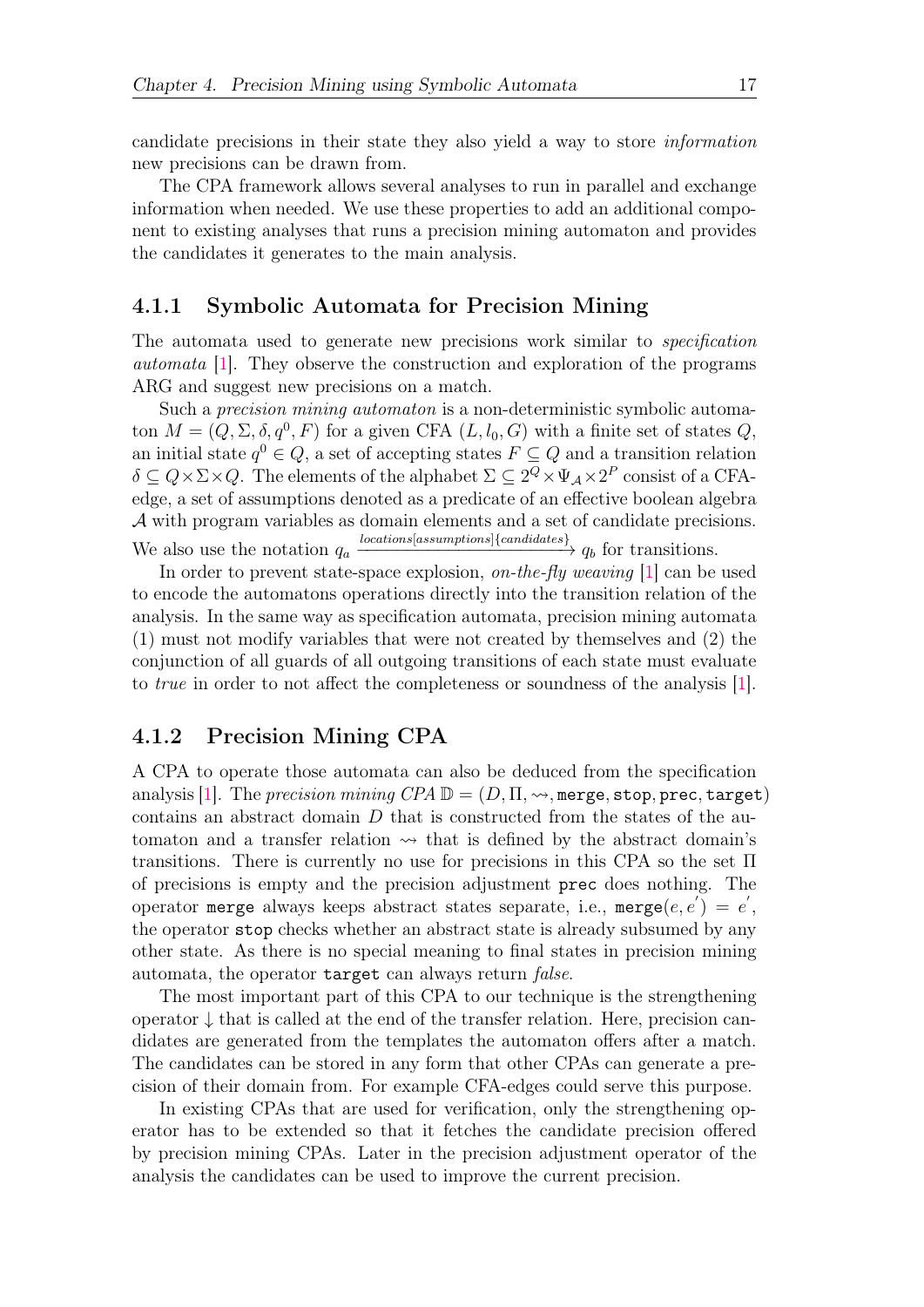candidate precisions in their state they also yield a way to store *information* new precisions can be drawn from.

The CPA framework allows several analyses to run in parallel and exchange information when needed. We use these properties to add an additional component to existing analyses that runs a precision mining automaton and provides the candidates it generates to the main analysis.

### 4.1.1 Symbolic Automata for Precision Mining

The automata used to generate new precisions work similar to *specification automata* [1]. They observe the construction and exploration of the programs ARG and suggest new precisions on a match.

Such a *precision mining automaton* is a non-deterministic symbolic automaton $M = (Q, \Sigma, \delta, q^0, F)$ for a given CFA $(L, l_0, G)$ with a finite set of states $Q$, an initial state $q^0 \in Q$, a set of accepting states $F \subseteq Q$ and a transition relation $\delta \subseteq Q \times \Sigma \times Q$. The elements of the alphabet $\Sigma \subseteq 2^Q \times \Psi_{\mathcal{A}} \times 2^P$ consist of a CFA-edge, a set of assumptions denoted as a predicate of an effective boolean algebra $\mathcal{A}$ with program variables as domain elements and a set of candidate precisions. We also use the notation $q_a \xrightarrow{locations[assumptions]\{candidates\}} q_b$ for transitions.

In order to prevent state-space explosion, *on-the-fly weaving* [1] can be used to encode the automatons operations directly into the transition relation of the analysis. In the same way as specification automata, precision mining automata (1) must not modify variables that were not created by themselves and (2) the conjunction of all guards of all outgoing transitions of each state must evaluate to *true* in order to not affect the completeness or soundness of the analysis [1].

### 4.1.2 Precision Mining CPA

A CPA to operate those automata can also be deduced from the specification analysis [1]. The *precision mining CPA* $\mathbb{D} = (D, \Pi, \rightsquigarrow, \texttt{merge}, \texttt{stop}, \texttt{prec}, \texttt{target})$ contains an abstract domain $D$ that is constructed from the states of the automaton and a transfer relation $\rightsquigarrow$ that is defined by the abstract domain's transitions. There is currently no use for precisions in this CPA so the set $\Pi$ of precisions is empty and the precision adjustment `prec` does nothing. The operator `merge` always keeps abstract states separate, i.e., $\texttt{merge}(e, e^{'}) = e^{'}$, the operator `stop` checks whether an abstract state is already subsumed by any other state. As there is no special meaning to final states in precision mining automata, the operator `target` can always return *false*.

The most important part of this CPA to our technique is the strengthening operator $\downarrow$ that is called at the end of the transfer relation. Here, precision candidates are generated from the templates the automaton offers after a match. The candidates can be stored in any form that other CPAs can generate a precision of their domain from. For example CFA-edges could serve this purpose.

In existing CPAs that are used for verification, only the strengthening operator has to be extended so that it fetches the candidate precision offered by precision mining CPAs. Later in the precision adjustment operator of the analysis the candidates can be used to improve the current precision.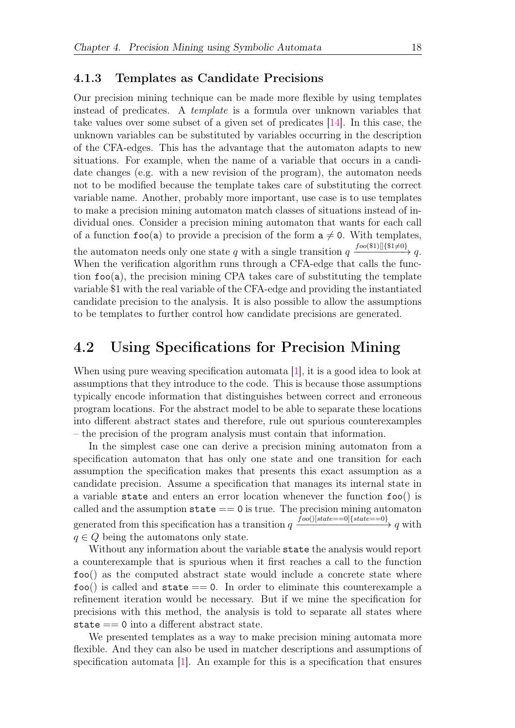### 4.1.3 Templates as Candidate Precisions

Our precision mining technique can be made more flexible by using templates instead of predicates. A *template* is a formula over unknown variables that take values over some subset of a given set of predicates [14]. In this case, the unknown variables can be substituted by variables occurring in the description of the CFA-edges. This has the advantage that the automaton adapts to new situations. For example, when the name of a variable that occurs in a candidate changes (e.g. with a new revision of the program), the automaton needs not to be modified because the template takes care of substituting the correct variable name. Another, probably more important, use case is to use templates to make a precision mining automaton match classes of situations instead of individual ones. Consider a precision mining automaton that wants for each call of a function `foo(a)` to provide a precision of the form $\mathtt{a} \neq \mathtt{0}$. With templates, the automaton needs only one state $q$ with a single transition $q \xrightarrow{foo(\$1)[]\{\$1\neq 0\}} q$. When the verification algorithm runs through a CFA-edge that calls the function `foo(a)`, the precision mining CPA takes care of substituting the template variable \$1 with the real variable of the CFA-edge and providing the instantiated candidate precision to the analysis. It is also possible to allow the assumptions to be templates to further control how candidate precisions are generated.

## 4.2 Using Specifications for Precision Mining

When using pure weaving specification automata [1], it is a good idea to look at assumptions that they introduce to the code. This is because those assumptions typically encode information that distinguishes between correct and erroneous program locations. For the abstract model to be able to separate these locations into different abstract states and therefore, rule out spurious counterexamples – the precision of the program analysis must contain that information.

In the simplest case one can derive a precision mining automaton from a specification automaton that has only one state and one transition for each assumption the specification makes that presents this exact assumption as a candidate precision. Assume a specification that manages its internal state in a variable `state` and enters an error location whenever the function `foo()` is called and the assumption `state == 0` is true. The precision mining automaton generated from this specification has a transition $q \xrightarrow{foo()[state==0]\{state==0\}} q$ with $q \in Q$ being the automatons only state.

Without any information about the variable `state` the analysis would report a counterexample that is spurious when it first reaches a call to the function `foo()` as the computed abstract state would include a concrete state where `foo()` is called and `state == 0`. In order to eliminate this counterexample a refinement iteration would be necessary. But if we mine the specification for precisions with this method, the analysis is told to separate all states where `state == 0` into a different abstract state.

We presented templates as a way to make precision mining automata more flexible. And they can also be used in matcher descriptions and assumptions of specification automata [1]. An example for this is a specification that ensures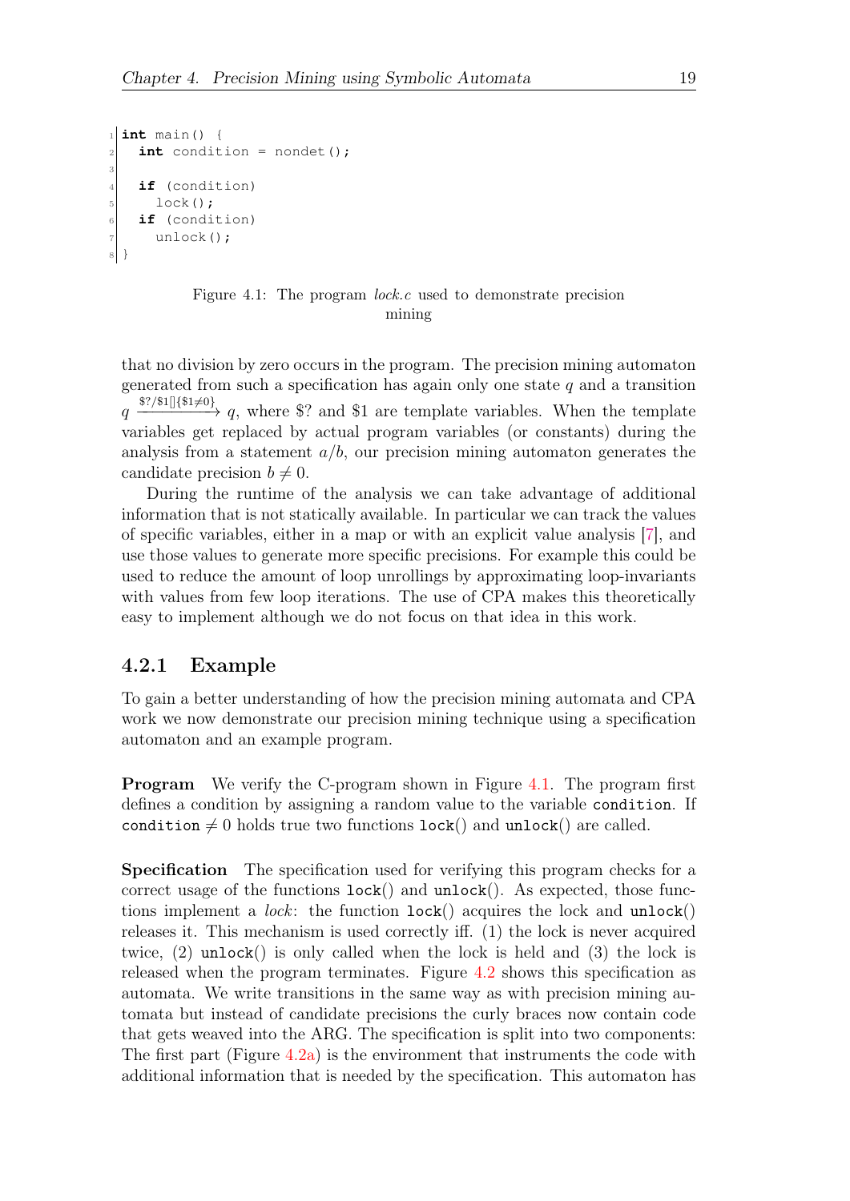```c
int main() {
  int condition = nondet();

  if (condition)
    lock();
  if (condition)
    unlock();
}
```

Figure 4.1: The program *lock.c* used to demonstrate precision mining

that no division by zero occurs in the program. The precision mining automaton generated from such a specification has again only one state $q$ and a transition $q \xrightarrow{\$?/\$1[]\{\$1\neq 0\}} q$, where \$? and \$1 are template variables. When the template variables get replaced by actual program variables (or constants) during the analysis from a statement $a/b$, our precision mining automaton generates the candidate precision $b \neq 0$.

During the runtime of the analysis we can take advantage of additional information that is not statically available. In particular we can track the values of specific variables, either in a map or with an explicit value analysis [7], and use those values to generate more specific precisions. For example this could be used to reduce the amount of loop unrollings by approximating loop-invariants with values from few loop iterations. The use of CPA makes this theoretically easy to implement although we do not focus on that idea in this work.

### 4.2.1 Example

To gain a better understanding of how the precision mining automata and CPA work we now demonstrate our precision mining technique using a specification automaton and an example program.

**Program** We verify the C-program shown in Figure 4.1. The program first defines a condition by assigning a random value to the variable `condition`. If `condition` $\neq 0$ holds true two functions `lock`() and `unlock`() are called.

**Specification** The specification used for verifying this program checks for a correct usage of the functions `lock`() and `unlock`(). As expected, those functions implement a *lock*: the function `lock`() acquires the lock and `unlock`() releases it. This mechanism is used correctly iff. (1) the lock is never acquired twice, (2) `unlock`() is only called when the lock is held and (3) the lock is released when the program terminates. Figure 4.2 shows this specification as automata. We write transitions in the same way as with precision mining automata but instead of candidate precisions the curly braces now contain code that gets weaved into the ARG. The specification is split into two components: The first part (Figure 4.2a) is the environment that instruments the code with additional information that is needed by the specification. This automaton has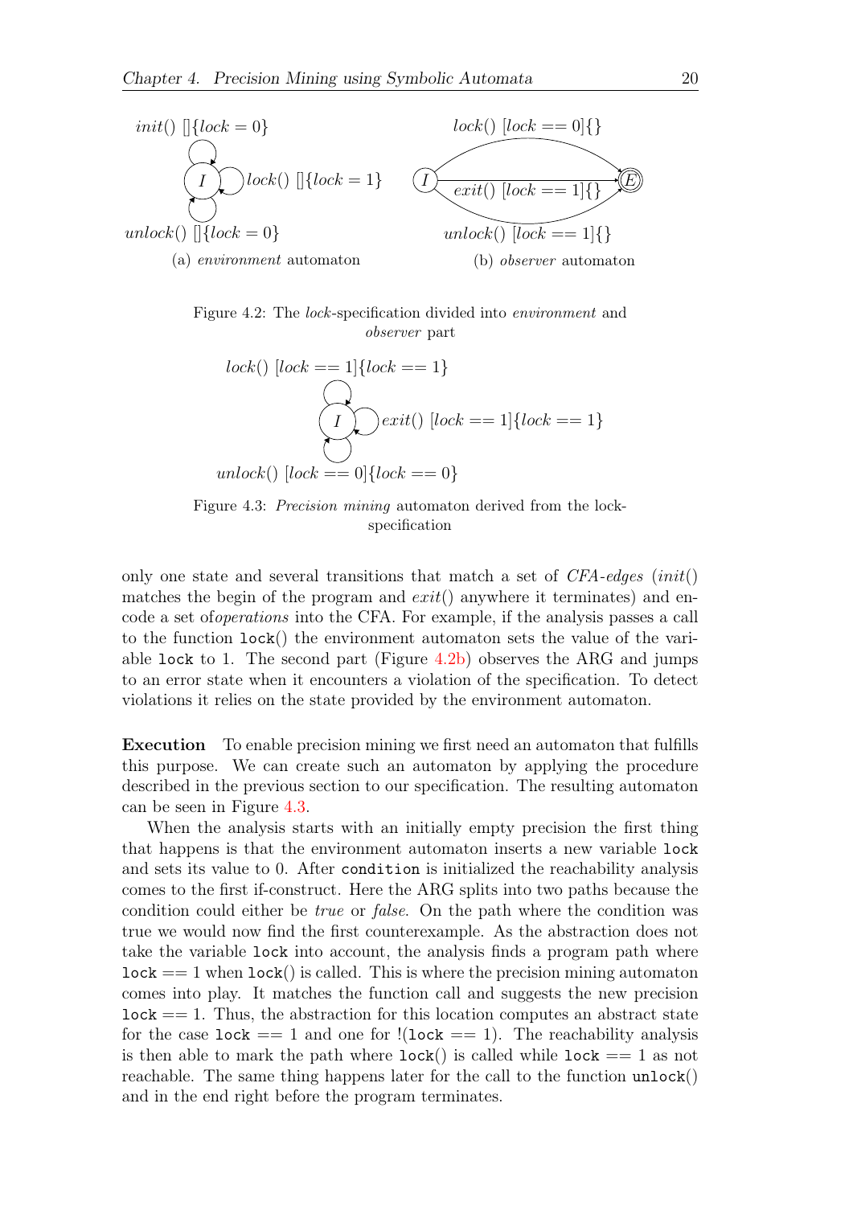*init*() []{*lock* = 0}

*lock*() []{*lock* = 1}

*unlock*() []{*lock* = 0}

(a) *environment* automaton

*lock*() [*lock* == 0]{}

*exit*() [*lock* == 1]{}

*unlock*() [*lock* == 1]{}

(b) *observer* automaton

Figure 4.2: The *lock*-specification divided into *environment* and *observer* part

*lock*() [*lock* == 1]{*lock* == 1}

*exit*() [*lock* == 1]{*lock* == 1}

*unlock*() [*lock* == 0]{*lock* == 0}

Figure 4.3: *Precision mining* automaton derived from the lock-specification

only one state and several transitions that match a set of *CFA-edges* (*init*() matches the begin of the program and *exit*() anywhere it terminates) and encode a set of*operations* into the CFA. For example, if the analysis passes a call to the function `lock()` the environment automaton sets the value of the variable `lock` to 1. The second part (Figure 4.2b) observes the ARG and jumps to an error state when it encounters a violation of the specification. To detect violations it relies on the state provided by the environment automaton.

**Execution** To enable precision mining we first need an automaton that fulfills this purpose. We can create such an automaton by applying the procedure described in the previous section to our specification. The resulting automaton can be seen in Figure 4.3.

When the analysis starts with an initially empty precision the first thing that happens is that the environment automaton inserts a new variable `lock` and sets its value to 0. After `condition` is initialized the reachability analysis comes to the first if-construct. Here the ARG splits into two paths because the condition could either be *true* or *false*. On the path where the condition was true we would now find the first counterexample. As the abstraction does not take the variable `lock` into account, the analysis finds a program path where `lock` == 1 when `lock()` is called. This is where the precision mining automaton comes into play. It matches the function call and suggests the new precision `lock` == 1. Thus, the abstraction for this location computes an abstract state for the case `lock` == 1 and one for !(`lock` == 1). The reachability analysis is then able to mark the path where `lock()` is called while `lock` == 1 as not reachable. The same thing happens later for the call to the function `unlock()` and in the end right before the program terminates.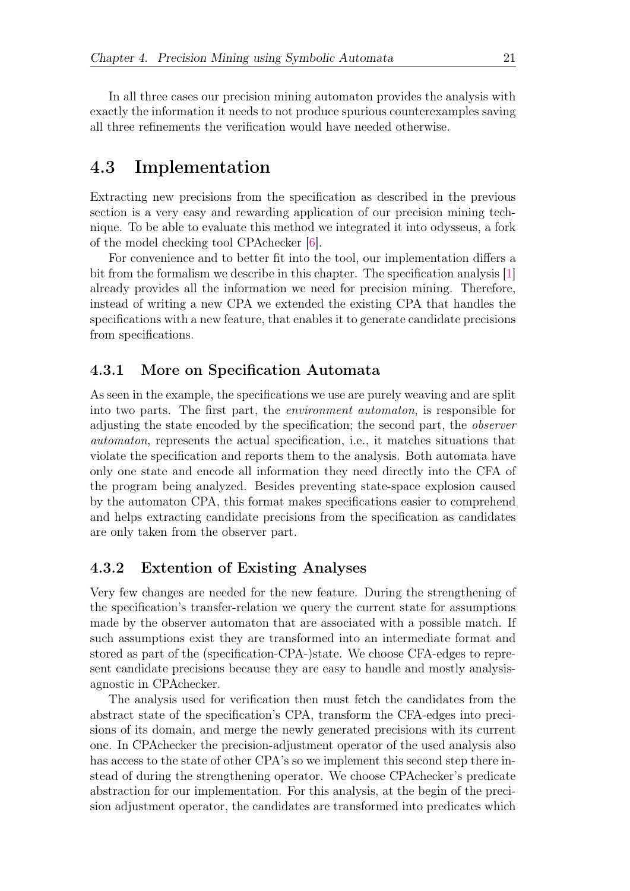In all three cases our precision mining automaton provides the analysis with exactly the information it needs to not produce spurious counterexamples saving all three refinements the verification would have needed otherwise.

## 4.3 Implementation

Extracting new precisions from the specification as described in the previous section is a very easy and rewarding application of our precision mining technique. To be able to evaluate this method we integrated it into odysseus, a fork of the model checking tool CPAchecker [6].

For convenience and to better fit into the tool, our implementation differs a bit from the formalism we describe in this chapter. The specification analysis [1] already provides all the information we need for precision mining. Therefore, instead of writing a new CPA we extended the existing CPA that handles the specifications with a new feature, that enables it to generate candidate precisions from specifications.

### 4.3.1 More on Specification Automata

As seen in the example, the specifications we use are purely weaving and are split into two parts. The first part, the *environment automaton*, is responsible for adjusting the state encoded by the specification; the second part, the *observer automaton*, represents the actual specification, i.e., it matches situations that violate the specification and reports them to the analysis. Both automata have only one state and encode all information they need directly into the CFA of the program being analyzed. Besides preventing state-space explosion caused by the automaton CPA, this format makes specifications easier to comprehend and helps extracting candidate precisions from the specification as candidates are only taken from the observer part.

### 4.3.2 Extention of Existing Analyses

Very few changes are needed for the new feature. During the strengthening of the specification's transfer-relation we query the current state for assumptions made by the observer automaton that are associated with a possible match. If such assumptions exist they are transformed into an intermediate format and stored as part of the (specification-CPA-)state. We choose CFA-edges to represent candidate precisions because they are easy to handle and mostly analysis-agnostic in CPAchecker.

The analysis used for verification then must fetch the candidates from the abstract state of the specification's CPA, transform the CFA-edges into precisions of its domain, and merge the newly generated precisions with its current one. In CPAchecker the precision-adjustment operator of the used analysis also has access to the state of other CPA's so we implement this second step there instead of during the strengthening operator. We choose CPAchecker's predicate abstraction for our implementation. For this analysis, at the begin of the precision adjustment operator, the candidates are transformed into predicates which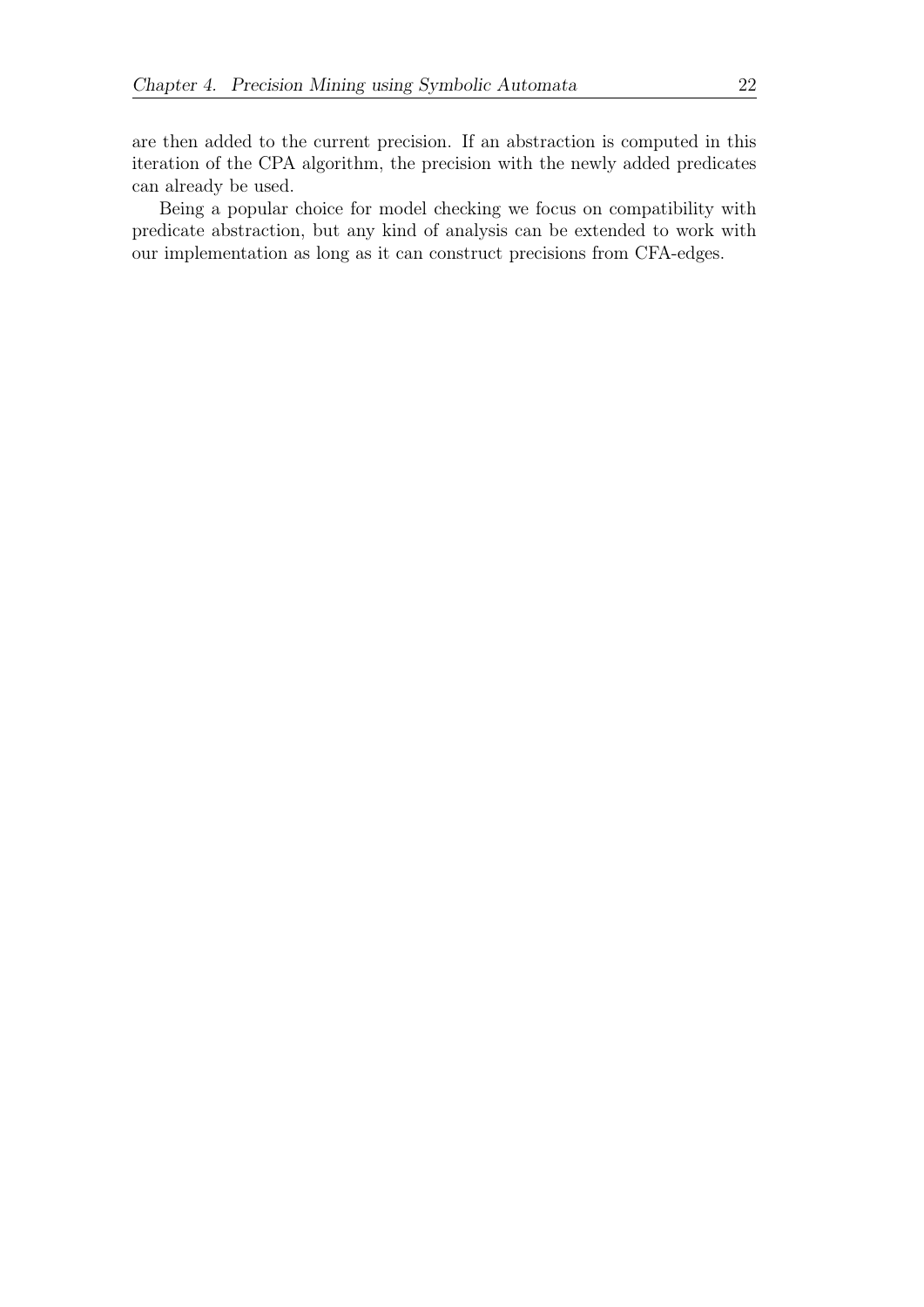are then added to the current precision. If an abstraction is computed in this iteration of the CPA algorithm, the precision with the newly added predicates can already be used.

Being a popular choice for model checking we focus on compatibility with predicate abstraction, but any kind of analysis can be extended to work with our implementation as long as it can construct precisions from CFA-edges.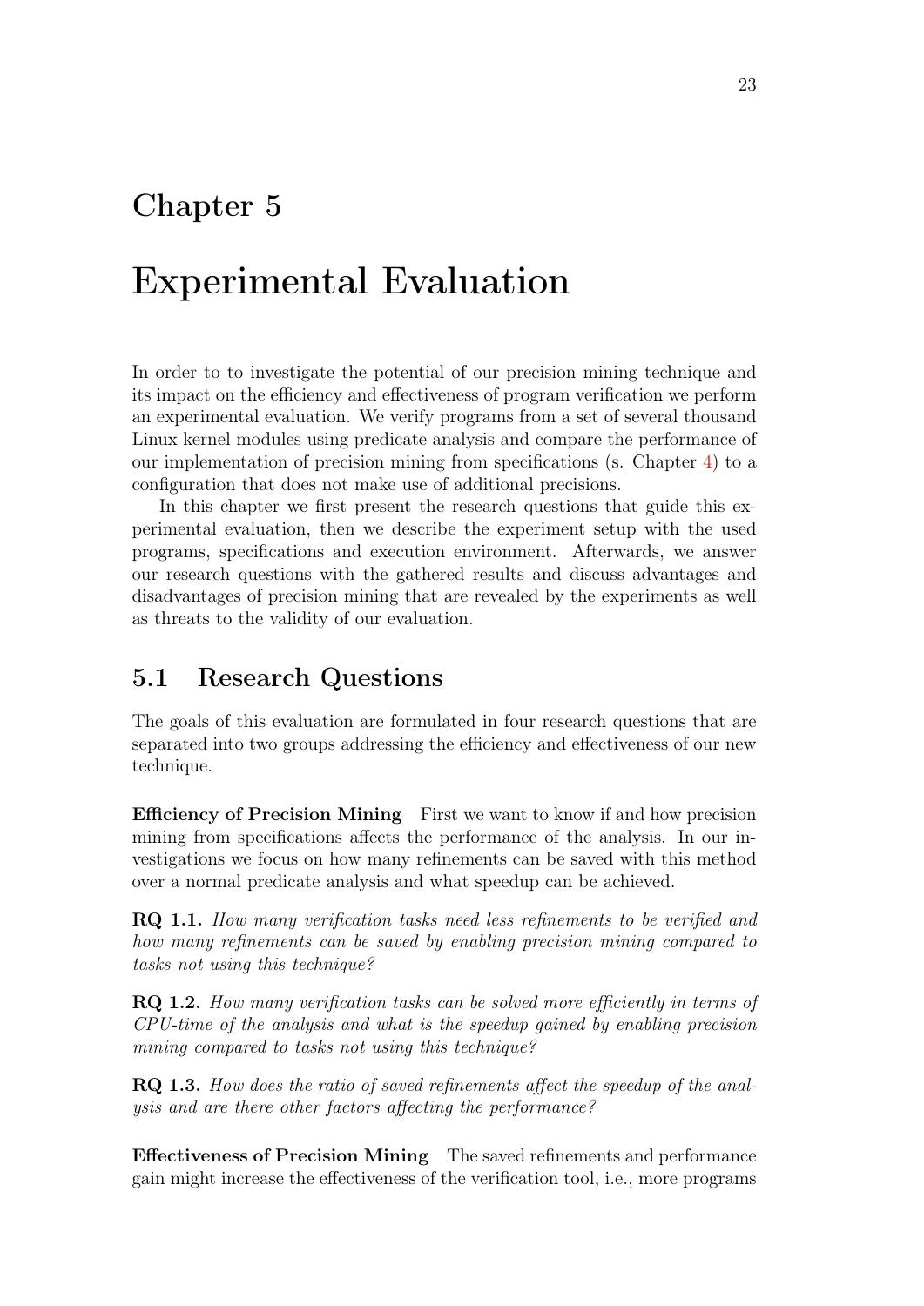# Chapter 5

# Experimental Evaluation

In order to to investigate the potential of our precision mining technique and its impact on the efficiency and effectiveness of program verification we perform an experimental evaluation. We verify programs from a set of several thousand Linux kernel modules using predicate analysis and compare the performance of our implementation of precision mining from specifications (s. Chapter 4) to a configuration that does not make use of additional precisions.

In this chapter we first present the research questions that guide this experimental evaluation, then we describe the experiment setup with the used programs, specifications and execution environment. Afterwards, we answer our research questions with the gathered results and discuss advantages and disadvantages of precision mining that are revealed by the experiments as well as threats to the validity of our evaluation.

## 5.1 Research Questions

The goals of this evaluation are formulated in four research questions that are separated into two groups addressing the efficiency and effectiveness of our new technique.

**Efficiency of Precision Mining** First we want to know if and how precision mining from specifications affects the performance of the analysis. In our investigations we focus on how many refinements can be saved with this method over a normal predicate analysis and what speedup can be achieved.

**RQ 1.1.** *How many verification tasks need less refinements to be verified and how many refinements can be saved by enabling precision mining compared to tasks not using this technique?*

**RQ 1.2.** *How many verification tasks can be solved more efficiently in terms of CPU-time of the analysis and what is the speedup gained by enabling precision mining compared to tasks not using this technique?*

**RQ 1.3.** *How does the ratio of saved refinements affect the speedup of the analysis and are there other factors affecting the performance?*

**Effectiveness of Precision Mining** The saved refinements and performance gain might increase the effectiveness of the verification tool, i.e., more programs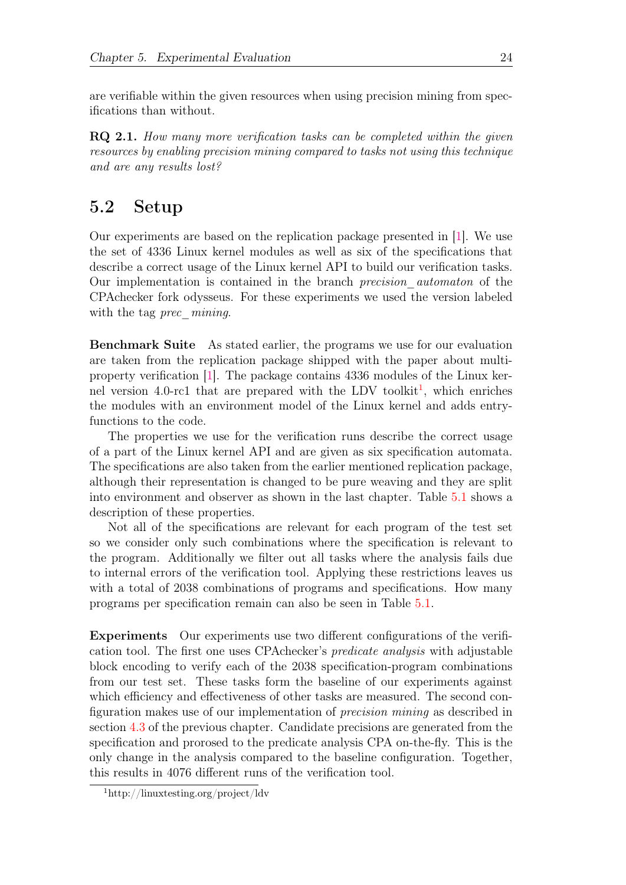are verifiable within the given resources when using precision mining from specifications than without.

**RQ 2.1.** *How many more verification tasks can be completed within the given resources by enabling precision mining compared to tasks not using this technique and are any results lost?*

## 5.2 Setup

Our experiments are based on the replication package presented in [1]. We use the set of 4336 Linux kernel modules as well as six of the specifications that describe a correct usage of the Linux kernel API to build our verification tasks. Our implementation is contained in the branch *precision_automaton* of the CPAchecker fork odysseus. For these experiments we used the version labeled with the tag *prec_mining*.

**Benchmark Suite** As stated earlier, the programs we use for our evaluation are taken from the replication package shipped with the paper about multi-property verification [1]. The package contains 4336 modules of the Linux kernel version 4.0-rc1 that are prepared with the LDV toolkit[1], which enriches the modules with an environment model of the Linux kernel and adds entry-functions to the code.

The properties we use for the verification runs describe the correct usage of a part of the Linux kernel API and are given as six specification automata. The specifications are also taken from the earlier mentioned replication package, although their representation is changed to be pure weaving and they are split into environment and observer as shown in the last chapter. Table 5.1 shows a description of these properties.

Not all of the specifications are relevant for each program of the test set so we consider only such combinations where the specification is relevant to the program. Additionally we filter out all tasks where the analysis fails due to internal errors of the verification tool. Applying these restrictions leaves us with a total of 2038 combinations of programs and specifications. How many programs per specification remain can also be seen in Table 5.1.

**Experiments** Our experiments use two different configurations of the verification tool. The first one uses CPAchecker's *predicate analysis* with adjustable block encoding to verify each of the 2038 specification-program combinations from our test set. These tasks form the baseline of our experiments against which efficiency and effectiveness of other tasks are measured. The second configuration makes use of our implementation of *precision mining* as described in section 4.3 of the previous chapter. Candidate precisions are generated from the specification and prorosed to the predicate analysis CPA on-the-fly. This is the only change in the analysis compared to the baseline configuration. Together, this results in 4076 different runs of the verification tool.

[1] http://linuxtesting.org/project/ldv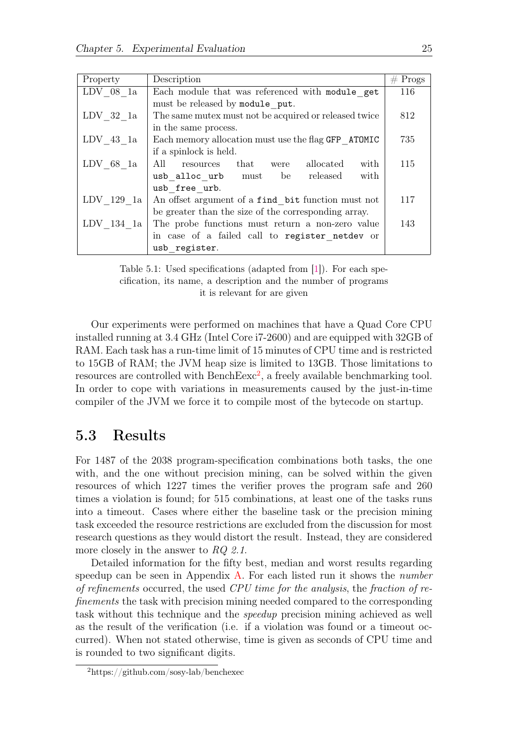| Property | Description | # Progs |
|---|---|---|
| LDV_08_1a | Each module that was referenced with `module_get` must be released by `module_put`. | 116 |
| LDV_32_1a | The same mutex must not be acquired or released twice in the same process. | 812 |
| LDV_43_1a | Each memory allocation must use the flag `GFP_ATOMIC` if a spinlock is held. | 735 |
| LDV_68_1a | All resources that were allocated with `usb_alloc_urb` must be released with `usb_free_urb`. | 115 |
| LDV_129_1a | An offset argument of a `find_bit` function must not be greater than the size of the corresponding array. | 117 |
| LDV_134_1a | The probe functions must return a non-zero value in case of a failed call to `register_netdev` or `usb_register`. | 143 |

Table 5.1: Used specifications (adapted from [1]). For each specification, its name, a description and the number of programs it is relevant for are given

Our experiments were performed on machines that have a Quad Core CPU installed running at 3.4 GHz (Intel Core i7-2600) and are equipped with 32GB of RAM. Each task has a run-time limit of 15 minutes of CPU time and is restricted to 15GB of RAM; the JVM heap size is limited to 13GB. Those limitations to resources are controlled with BenchExec[2], a freely available benchmarking tool. In order to cope with variations in measurements caused by the just-in-time compiler of the JVM we force it to compile most of the bytecode on startup.

## 5.3 Results

For 1487 of the 2038 program-specification combinations both tasks, the one with, and the one without precision mining, can be solved within the given resources of which 1227 times the verifier proves the program safe and 260 times a violation is found; for 515 combinations, at least one of the tasks runs into a timeout. Cases where either the baseline task or the precision mining task exceeded the resource restrictions are excluded from the discussion for most research questions as they would distort the result. Instead, they are considered more closely in the answer to *RQ 2.1*.

Detailed information for the fifty best, median and worst results regarding speedup can be seen in Appendix A. For each listed run it shows the *number of refinements* occurred, the used *CPU time for the analysis*, the *fraction of refinements* the task with precision mining needed compared to the corresponding task without this technique and the *speedup* precision mining achieved as well as the result of the verification (i.e. if a violation was found or a timeout occurred). When not stated otherwise, time is given as seconds of CPU time and is rounded to two significant digits.

[2] https://github.com/sosy-lab/benchexec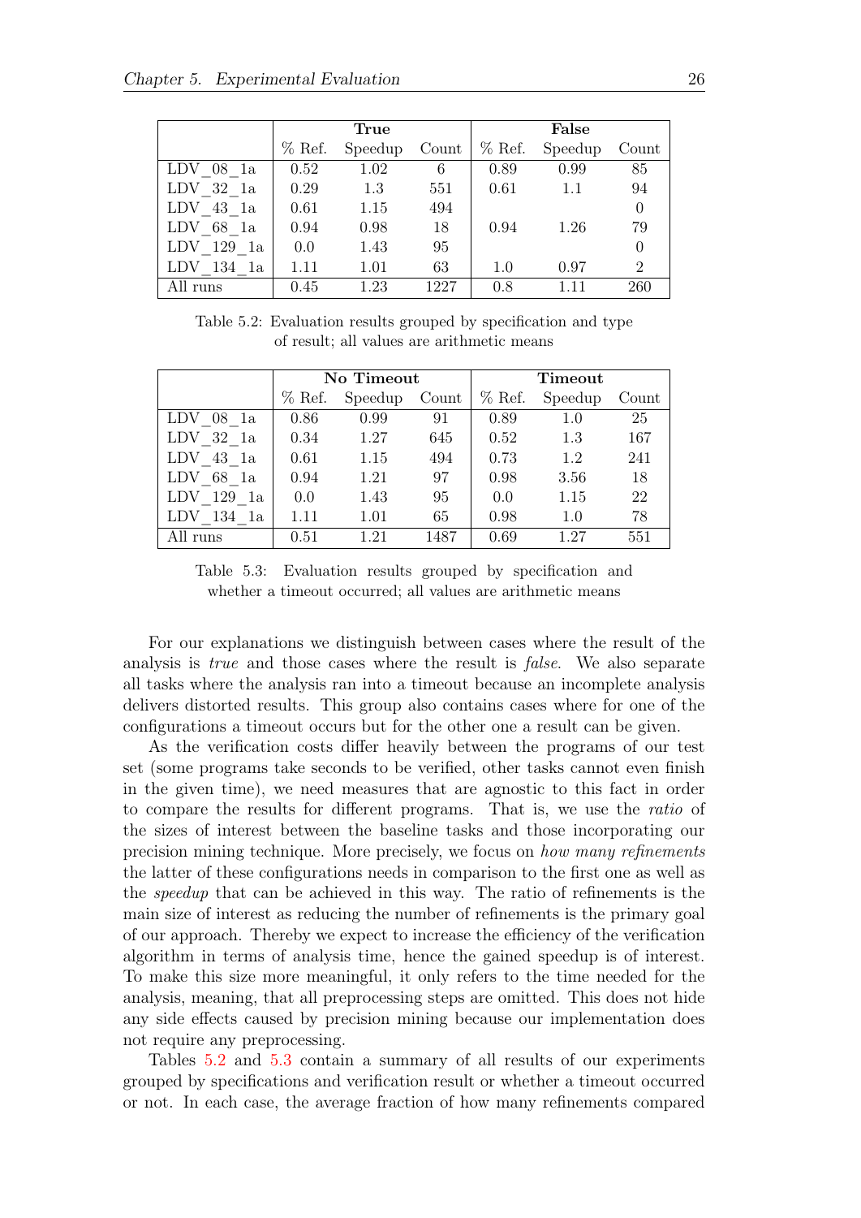| | True | | | False | | |
|---|---|---|---|---|---|---|
| | % Ref. | Speedup | Count | % Ref. | Speedup | Count |
| LDV_08_1a | 0.52 | 1.02 | 6 | 0.89 | 0.99 | 85 |
| LDV_32_1a | 0.29 | 1.3 | 551 | 0.61 | 1.1 | 94 |
| LDV_43_1a | 0.61 | 1.15 | 494 | | | 0 |
| LDV_68_1a | 0.94 | 0.98 | 18 | 0.94 | 1.26 | 79 |
| LDV_129_1a | 0.0 | 1.43 | 95 | | | 0 |
| LDV_134_1a | 1.11 | 1.01 | 63 | 1.0 | 0.97 | 2 |
| All runs | 0.45 | 1.23 | 1227 | 0.8 | 1.11 | 260 |

Table 5.2: Evaluation results grouped by specification and type of result; all values are arithmetic means

| | No Timeout | | | Timeout | | |
|---|---|---|---|---|---|---|
| | % Ref. | Speedup | Count | % Ref. | Speedup | Count |
| LDV_08_1a | 0.86 | 0.99 | 91 | 0.89 | 1.0 | 25 |
| LDV_32_1a | 0.34 | 1.27 | 645 | 0.52 | 1.3 | 167 |
| LDV_43_1a | 0.61 | 1.15 | 494 | 0.73 | 1.2 | 241 |
| LDV_68_1a | 0.94 | 1.21 | 97 | 0.98 | 3.56 | 18 |
| LDV_129_1a | 0.0 | 1.43 | 95 | 0.0 | 1.15 | 22 |
| LDV_134_1a | 1.11 | 1.01 | 65 | 0.98 | 1.0 | 78 |
| All runs | 0.51 | 1.21 | 1487 | 0.69 | 1.27 | 551 |

Table 5.3: Evaluation results grouped by specification and whether a timeout occurred; all values are arithmetic means

For our explanations we distinguish between cases where the result of the analysis is *true* and those cases where the result is *false*. We also separate all tasks where the analysis ran into a timeout because an incomplete analysis delivers distorted results. This group also contains cases where for one of the configurations a timeout occurs but for the other one a result can be given.

As the verification costs differ heavily between the programs of our test set (some programs take seconds to be verified, other tasks cannot even finish in the given time), we need measures that are agnostic to this fact in order to compare the results for different programs. That is, we use the *ratio* of the sizes of interest between the baseline tasks and those incorporating our precision mining technique. More precisely, we focus on *how many refinements* the latter of these configurations needs in comparison to the first one as well as the *speedup* that can be achieved in this way. The ratio of refinements is the main size of interest as reducing the number of refinements is the primary goal of our approach. Thereby we expect to increase the efficiency of the verification algorithm in terms of analysis time, hence the gained speedup is of interest. To make this size more meaningful, it only refers to the time needed for the analysis, meaning, that all preprocessing steps are omitted. This does not hide any side effects caused by precision mining because our implementation does not require any preprocessing.

Tables 5.2 and 5.3 contain a summary of all results of our experiments grouped by specifications and verification result or whether a timeout occurred or not. In each case, the average fraction of how many refinements compared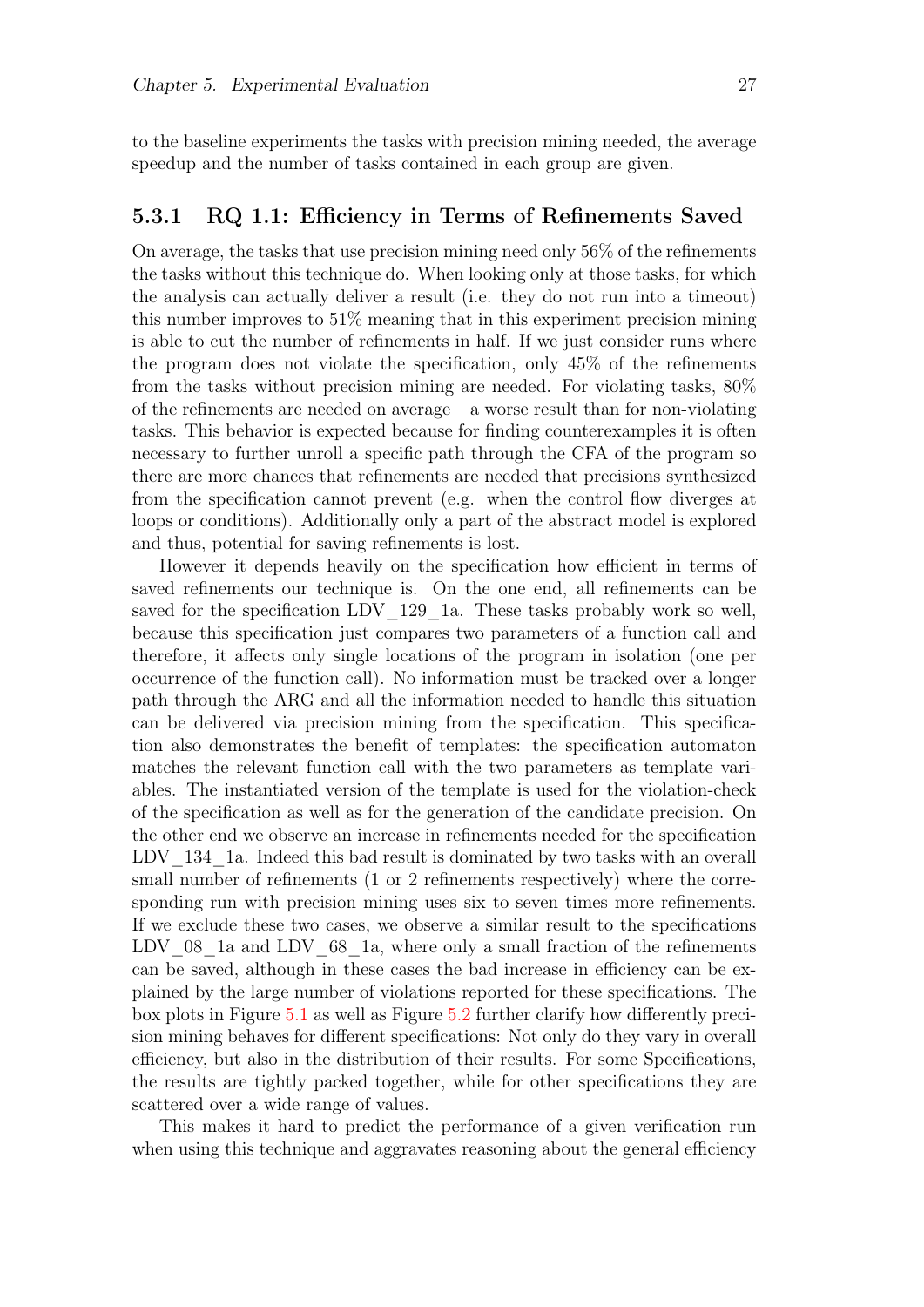to the baseline experiments the tasks with precision mining needed, the average speedup and the number of tasks contained in each group are given.

### 5.3.1 RQ 1.1: Efficiency in Terms of Refinements Saved

On average, the tasks that use precision mining need only 56% of the refinements the tasks without this technique do. When looking only at those tasks, for which the analysis can actually deliver a result (i.e. they do not run into a timeout) this number improves to 51% meaning that in this experiment precision mining is able to cut the number of refinements in half. If we just consider runs where the program does not violate the specification, only 45% of the refinements from the tasks without precision mining are needed. For violating tasks, 80% of the refinements are needed on average – a worse result than for non-violating tasks. This behavior is expected because for finding counterexamples it is often necessary to further unroll a specific path through the CFA of the program so there are more chances that refinements are needed that precisions synthesized from the specification cannot prevent (e.g. when the control flow diverges at loops or conditions). Additionally only a part of the abstract model is explored and thus, potential for saving refinements is lost.

However it depends heavily on the specification how efficient in terms of saved refinements our technique is. On the one end, all refinements can be saved for the specification LDV_129_1a. These tasks probably work so well, because this specification just compares two parameters of a function call and therefore, it affects only single locations of the program in isolation (one per occurrence of the function call). No information must be tracked over a longer path through the ARG and all the information needed to handle this situation can be delivered via precision mining from the specification. This specification also demonstrates the benefit of templates: the specification automaton matches the relevant function call with the two parameters as template variables. The instantiated version of the template is used for the violation-check of the specification as well as for the generation of the candidate precision. On the other end we observe an increase in refinements needed for the specification LDV_134_1a. Indeed this bad result is dominated by two tasks with an overall small number of refinements (1 or 2 refinements respectively) where the corresponding run with precision mining uses six to seven times more refinements. If we exclude these two cases, we observe a similar result to the specifications LDV_08_1a and LDV_68_1a, where only a small fraction of the refinements can be saved, although in these cases the bad increase in efficiency can be explained by the large number of violations reported for these specifications. The box plots in Figure 5.1 as well as Figure 5.2 further clarify how differently precision mining behaves for different specifications: Not only do they vary in overall efficiency, but also in the distribution of their results. For some Specifications, the results are tightly packed together, while for other specifications they are scattered over a wide range of values.

This makes it hard to predict the performance of a given verification run when using this technique and aggravates reasoning about the general efficiency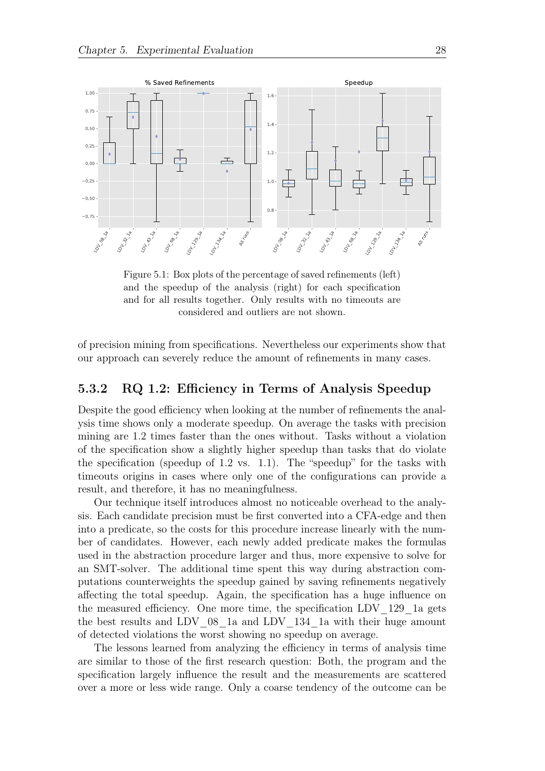Figure 5.1: Box plots of the percentage of saved refinements (left) and the speedup of the analysis (right) for each specification and for all results together. Only results with no timeouts are considered and outliers are not shown.

of precision mining from specifications. Nevertheless our experiments show that our approach can severely reduce the amount of refinements in many cases.

### 5.3.2 RQ 1.2: Efficiency in Terms of Analysis Speedup

Despite the good efficiency when looking at the number of refinements the analysis time shows only a moderate speedup. On average the tasks with precision mining are 1.2 times faster than the ones without. Tasks without a violation of the specification show a slightly higher speedup than tasks that do violate the specification (speedup of 1.2 vs. 1.1). The "speedup" for the tasks with timeouts origins in cases where only one of the configurations can provide a result, and therefore, it has no meaningfulness.

Our technique itself introduces almost no noticeable overhead to the analysis. Each candidate precision must be first converted into a CFA-edge and then into a predicate, so the costs for this procedure increase linearly with the number of candidates. However, each newly added predicate makes the formulas used in the abstraction procedure larger and thus, more expensive to solve for an SMT-solver. The additional time spent this way during abstraction computations counterweights the speedup gained by saving refinements negatively affecting the total speedup. Again, the specification has a huge influence on the measured efficiency. One more time, the specification LDV_129_1a gets the best results and LDV_08_1a and LDV_134_1a with their huge amount of detected violations the worst showing no speedup on average.

The lessons learned from analyzing the efficiency in terms of analysis time are similar to those of the first research question: Both, the program and the specification largely influence the result and the measurements are scattered over a more or less wide range. Only a coarse tendency of the outcome can be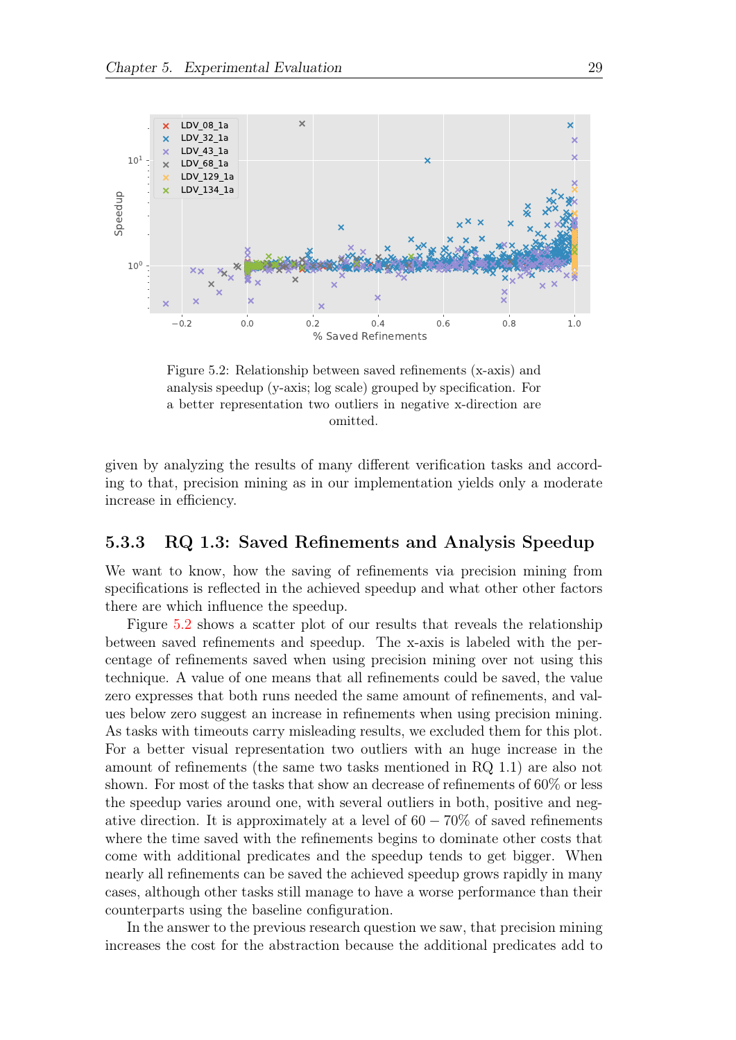Figure 5.2: Relationship between saved refinements (x-axis) and analysis speedup (y-axis; log scale) grouped by specification. For a better representation two outliers in negative x-direction are omitted.

given by analyzing the results of many different verification tasks and according to that, precision mining as in our implementation yields only a moderate increase in efficiency.

### 5.3.3 RQ 1.3: Saved Refinements and Analysis Speedup

We want to know, how the saving of refinements via precision mining from specifications is reflected in the achieved speedup and what other other factors there are which influence the speedup.

Figure 5.2 shows a scatter plot of our results that reveals the relationship between saved refinements and speedup. The x-axis is labeled with the percentage of refinements saved when using precision mining over not using this technique. A value of one means that all refinements could be saved, the value zero expresses that both runs needed the same amount of refinements, and values below zero suggest an increase in refinements when using precision mining. As tasks with timeouts carry misleading results, we excluded them for this plot. For a better visual representation two outliers with an huge increase in the amount of refinements (the same two tasks mentioned in RQ 1.1) are also not shown. For most of the tasks that show an decrease of refinements of 60% or less the speedup varies around one, with several outliers in both, positive and negative direction. It is approximately at a level of $60 - 70\%$ of saved refinements where the time saved with the refinements begins to dominate other costs that come with additional predicates and the speedup tends to get bigger. When nearly all refinements can be saved the achieved speedup grows rapidly in many cases, although other tasks still manage to have a worse performance than their counterparts using the baseline configuration.

In the answer to the previous research question we saw, that precision mining increases the cost for the abstraction because the additional predicates add to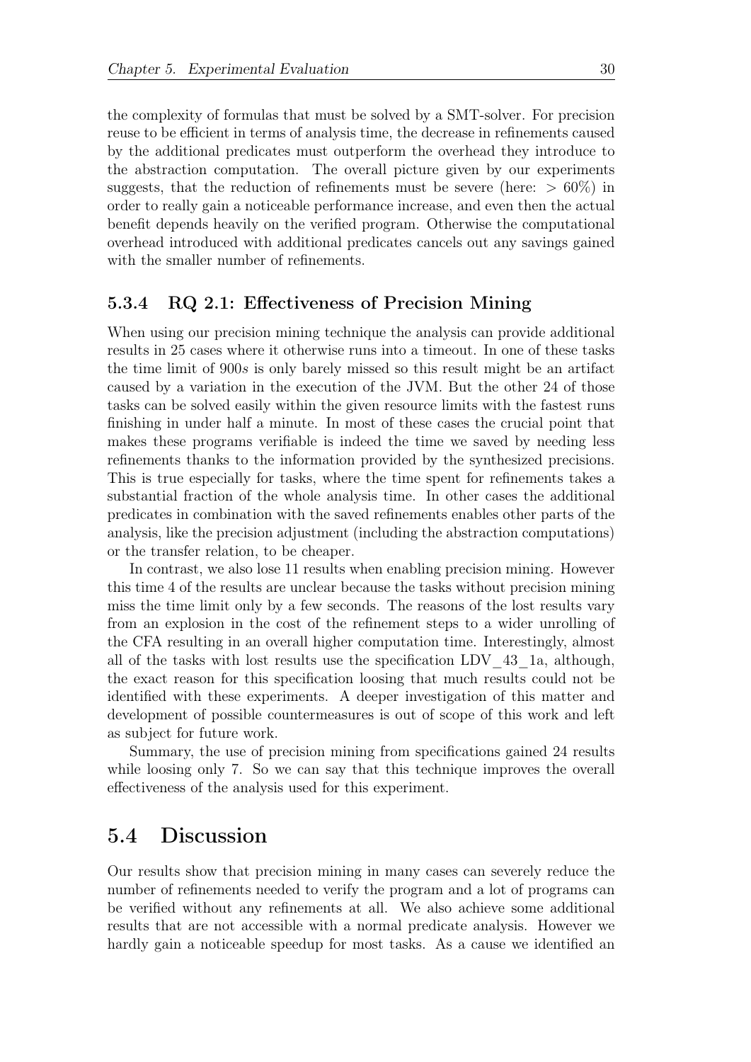the complexity of formulas that must be solved by a SMT-solver. For precision reuse to be efficient in terms of analysis time, the decrease in refinements caused by the additional predicates must outperform the overhead they introduce to the abstraction computation. The overall picture given by our experiments suggests, that the reduction of refinements must be severe (here: $> 60\%$) in order to really gain a noticeable performance increase, and even then the actual benefit depends heavily on the verified program. Otherwise the computational overhead introduced with additional predicates cancels out any savings gained with the smaller number of refinements.

### 5.3.4 RQ 2.1: Effectiveness of Precision Mining

When using our precision mining technique the analysis can provide additional results in 25 cases where it otherwise runs into a timeout. In one of these tasks the time limit of $900s$ is only barely missed so this result might be an artifact caused by a variation in the execution of the JVM. But the other 24 of those tasks can be solved easily within the given resource limits with the fastest runs finishing in under half a minute. In most of these cases the crucial point that makes these programs verifiable is indeed the time we saved by needing less refinements thanks to the information provided by the synthesized precisions. This is true especially for tasks, where the time spent for refinements takes a substantial fraction of the whole analysis time. In other cases the additional predicates in combination with the saved refinements enables other parts of the analysis, like the precision adjustment (including the abstraction computations) or the transfer relation, to be cheaper.

In contrast, we also lose 11 results when enabling precision mining. However this time 4 of the results are unclear because the tasks without precision mining miss the time limit only by a few seconds. The reasons of the lost results vary from an explosion in the cost of the refinement steps to a wider unrolling of the CFA resulting in an overall higher computation time. Interestingly, almost all of the tasks with lost results use the specification LDV_43_1a, although, the exact reason for this specification loosing that much results could not be identified with these experiments. A deeper investigation of this matter and development of possible countermeasures is out of scope of this work and left as subject for future work.

Summary, the use of precision mining from specifications gained 24 results while loosing only 7. So we can say that this technique improves the overall effectiveness of the analysis used for this experiment.

## 5.4 Discussion

Our results show that precision mining in many cases can severely reduce the number of refinements needed to verify the program and a lot of programs can be verified without any refinements at all. We also achieve some additional results that are not accessible with a normal predicate analysis. However we hardly gain a noticeable speedup for most tasks. As a cause we identified an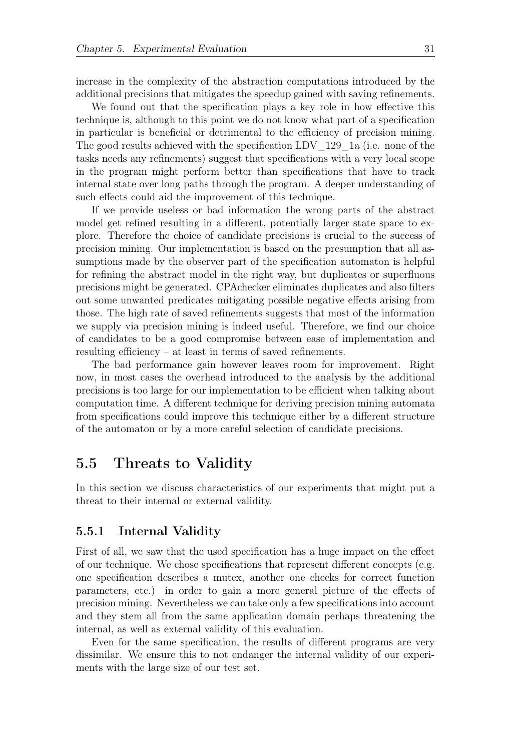increase in the complexity of the abstraction computations introduced by the additional precisions that mitigates the speedup gained with saving refinements.

We found out that the specification plays a key role in how effective this technique is, although to this point we do not know what part of a specification in particular is beneficial or detrimental to the efficiency of precision mining. The good results achieved with the specification LDV_129_1a (i.e. none of the tasks needs any refinements) suggest that specifications with a very local scope in the program might perform better than specifications that have to track internal state over long paths through the program. A deeper understanding of such effects could aid the improvement of this technique.

If we provide useless or bad information the wrong parts of the abstract model get refined resulting in a different, potentially larger state space to explore. Therefore the choice of candidate precisions is crucial to the success of precision mining. Our implementation is based on the presumption that all assumptions made by the observer part of the specification automaton is helpful for refining the abstract model in the right way, but duplicates or superfluous precisions might be generated. CPAchecker eliminates duplicates and also filters out some unwanted predicates mitigating possible negative effects arising from those. The high rate of saved refinements suggests that most of the information we supply via precision mining is indeed useful. Therefore, we find our choice of candidates to be a good compromise between ease of implementation and resulting efficiency – at least in terms of saved refinements.

The bad performance gain however leaves room for improvement. Right now, in most cases the overhead introduced to the analysis by the additional precisions is too large for our implementation to be efficient when talking about computation time. A different technique for deriving precision mining automata from specifications could improve this technique either by a different structure of the automaton or by a more careful selection of candidate precisions.

## 5.5 Threats to Validity

In this section we discuss characteristics of our experiments that might put a threat to their internal or external validity.

### 5.5.1 Internal Validity

First of all, we saw that the used specification has a huge impact on the effect of our technique. We chose specifications that represent different concepts (e.g. one specification describes a mutex, another one checks for correct function parameters, etc.) in order to gain a more general picture of the effects of precision mining. Nevertheless we can take only a few specifications into account and they stem all from the same application domain perhaps threatening the internal, as well as external validity of this evaluation.

Even for the same specification, the results of different programs are very dissimilar. We ensure this to not endanger the internal validity of our experiments with the large size of our test set.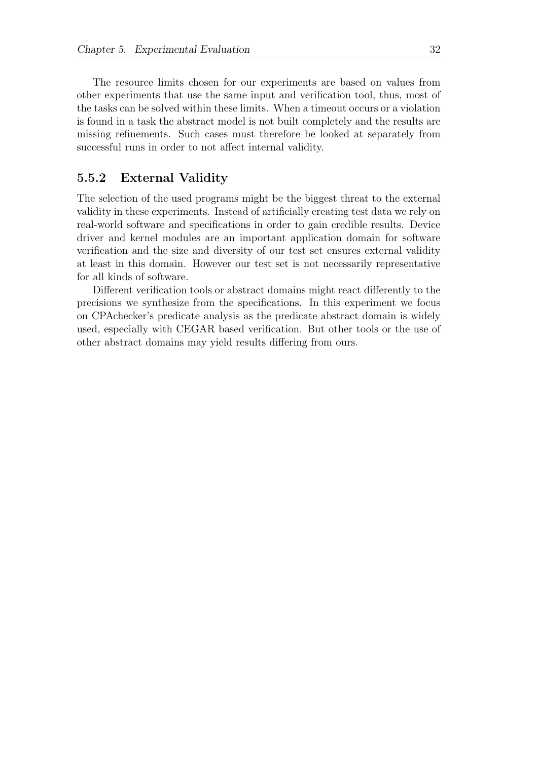The resource limits chosen for our experiments are based on values from other experiments that use the same input and verification tool, thus, most of the tasks can be solved within these limits. When a timeout occurs or a violation is found in a task the abstract model is not built completely and the results are missing refinements. Such cases must therefore be looked at separately from successful runs in order to not affect internal validity.

### 5.5.2 External Validity

The selection of the used programs might be the biggest threat to the external validity in these experiments. Instead of artificially creating test data we rely on real-world software and specifications in order to gain credible results. Device driver and kernel modules are an important application domain for software verification and the size and diversity of our test set ensures external validity at least in this domain. However our test set is not necessarily representative for all kinds of software.

Different verification tools or abstract domains might react differently to the precisions we synthesize from the specifications. In this experiment we focus on CPAchecker's predicate analysis as the predicate abstract domain is widely used, especially with CEGAR based verification. But other tools or the use of other abstract domains may yield results differing from ours.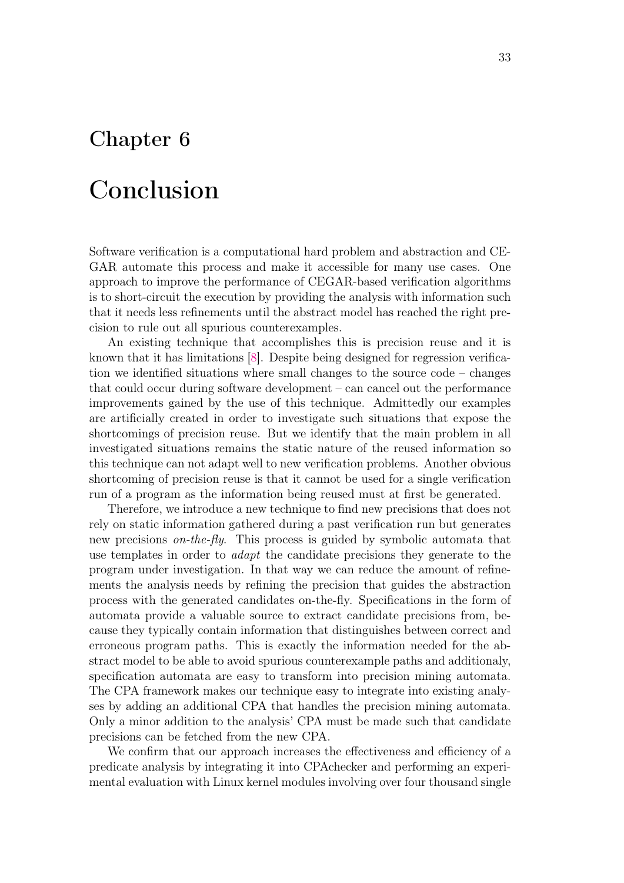# Chapter 6

# Conclusion

Software verification is a computational hard problem and abstraction and CEGAR automate this process and make it accessible for many use cases. One approach to improve the performance of CEGAR-based verification algorithms is to short-circuit the execution by providing the analysis with information such that it needs less refinements until the abstract model has reached the right precision to rule out all spurious counterexamples.

An existing technique that accomplishes this is precision reuse and it is known that it has limitations [8]. Despite being designed for regression verification we identified situations where small changes to the source code – changes that could occur during software development – can cancel out the performance improvements gained by the use of this technique. Admittedly our examples are artificially created in order to investigate such situations that expose the shortcomings of precision reuse. But we identify that the main problem in all investigated situations remains the static nature of the reused information so this technique can not adapt well to new verification problems. Another obvious shortcoming of precision reuse is that it cannot be used for a single verification run of a program as the information being reused must at first be generated.

Therefore, we introduce a new technique to find new precisions that does not rely on static information gathered during a past verification run but generates new precisions *on-the-fly*. This process is guided by symbolic automata that use templates in order to *adapt* the candidate precisions they generate to the program under investigation. In that way we can reduce the amount of refinements the analysis needs by refining the precision that guides the abstraction process with the generated candidates on-the-fly. Specifications in the form of automata provide a valuable source to extract candidate precisions from, because they typically contain information that distinguishes between correct and erroneous program paths. This is exactly the information needed for the abstract model to be able to avoid spurious counterexample paths and additionaly, specification automata are easy to transform into precision mining automata. The CPA framework makes our technique easy to integrate into existing analyses by adding an additional CPA that handles the precision mining automata. Only a minor addition to the analysis' CPA must be made such that candidate precisions can be fetched from the new CPA.

We confirm that our approach increases the effectiveness and efficiency of a predicate analysis by integrating it into CPAchecker and performing an experimental evaluation with Linux kernel modules involving over four thousand single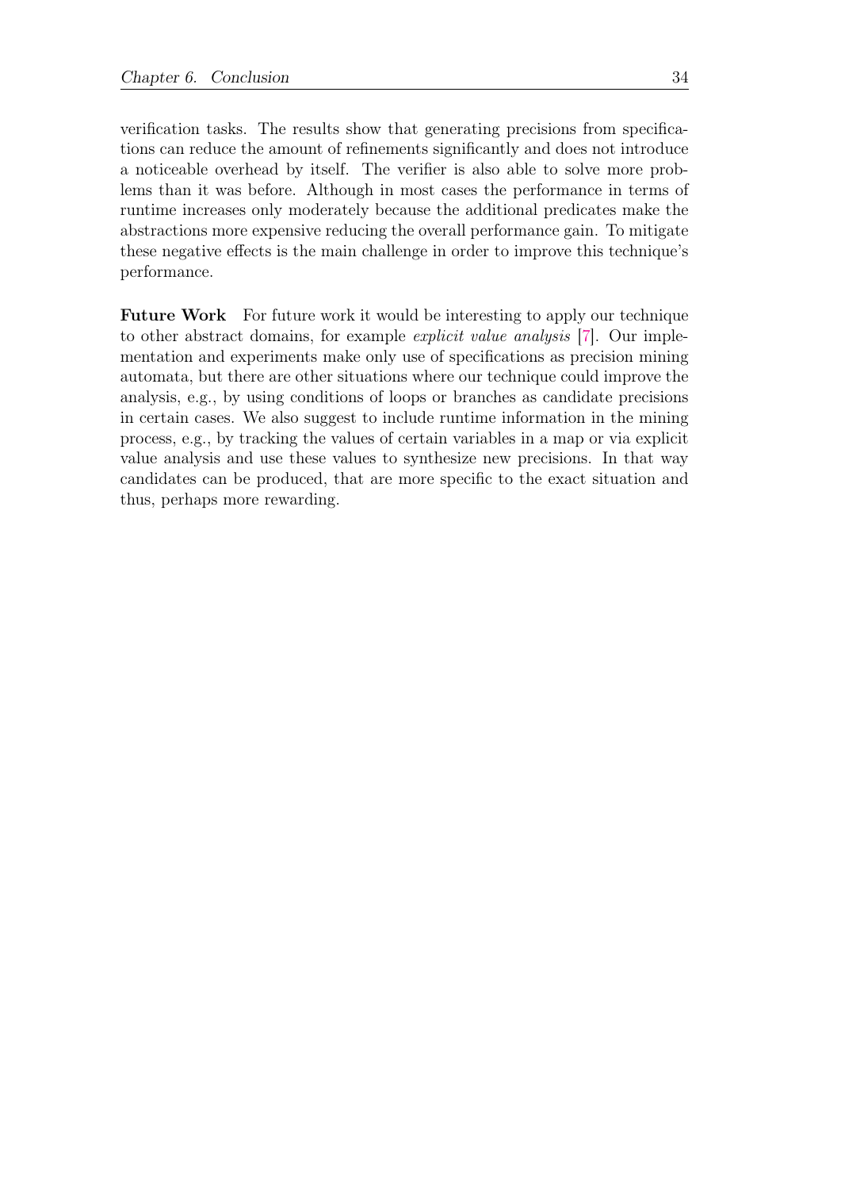verification tasks. The results show that generating precisions from specifications can reduce the amount of refinements significantly and does not introduce a noticeable overhead by itself. The verifier is also able to solve more problems than it was before. Although in most cases the performance in terms of runtime increases only moderately because the additional predicates make the abstractions more expensive reducing the overall performance gain. To mitigate these negative effects is the main challenge in order to improve this technique's performance.

**Future Work** For future work it would be interesting to apply our technique to other abstract domains, for example *explicit value analysis* [7]. Our implementation and experiments make only use of specifications as precision mining automata, but there are other situations where our technique could improve the analysis, e.g., by using conditions of loops or branches as candidate precisions in certain cases. We also suggest to include runtime information in the mining process, e.g., by tracking the values of certain variables in a map or via explicit value analysis and use these values to synthesize new precisions. In that way candidates can be produced, that are more specific to the exact situation and thus, perhaps more rewarding.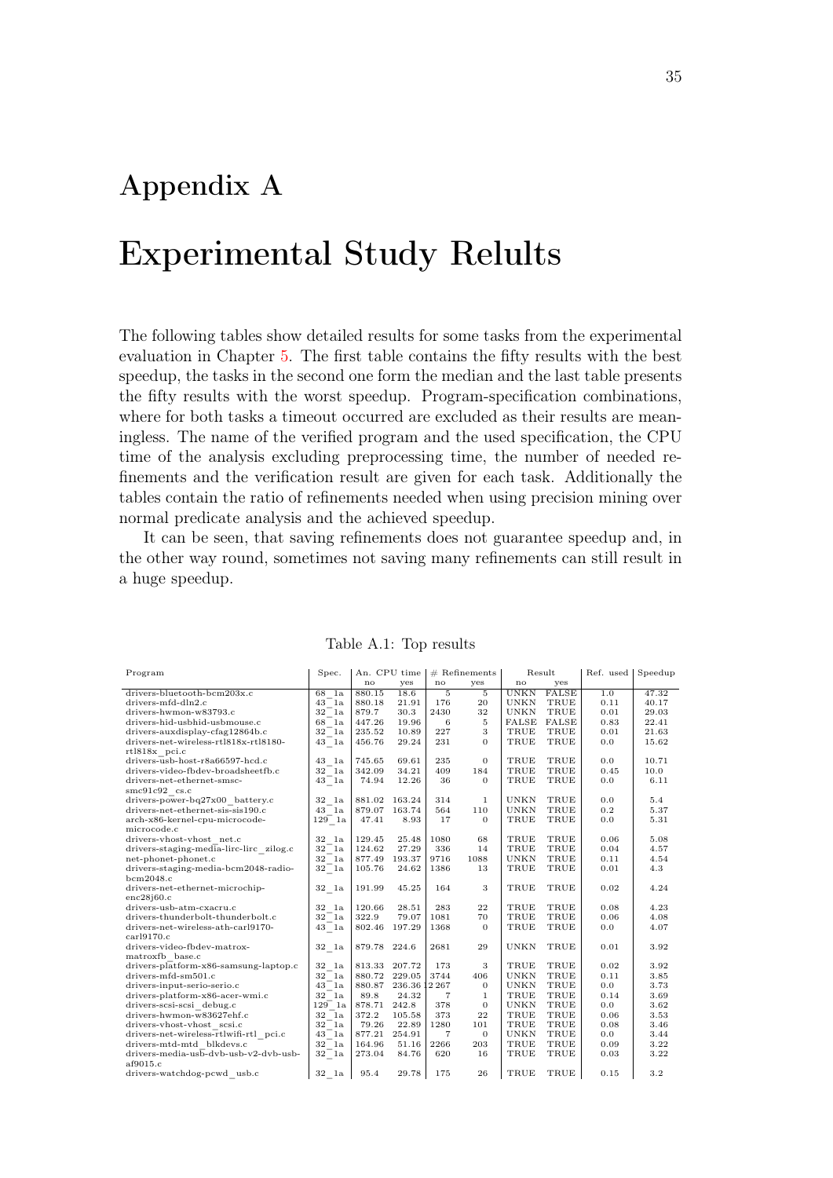# Appendix A

# Experimental Study Relults

The following tables show detailed results for some tasks from the experimental evaluation in Chapter 5. The first table contains the fifty results with the best speedup, the tasks in the second one form the median and the last table presents the fifty results with the worst speedup. Program-specification combinations, where for both tasks a timeout occurred are excluded as their results are meaningless. The name of the verified program and the used specification, the CPU time of the analysis excluding preprocessing time, the number of needed refinements and the verification result are given for each task. Additionally the tables contain the ratio of refinements needed when using precision mining over normal predicate analysis and the achieved speedup.

It can be seen, that saving refinements does not guarantee speedup and, in the other way round, sometimes not saving many refinements can still result in a huge speedup.

Table A.1: Top results

| Program | Spec. | An. CPU time | | # Refinements | | Result | | Ref. used | Speedup |
|---|---|---|---|---|---|---|---|---|---|
| | | no | yes | no | yes | no | yes | | |
| drivers-bluetooth-bcm203x.c | 68_1a | 880.15 | 18.6 | 5 | 5 | UNKN | FALSE | 1.0 | 47.32 |
| drivers-mfd-dln2.c | 43_1a | 880.18 | 21.91 | 176 | 20 | UNKN | TRUE | 0.11 | 40.17 |
| drivers-hwmon-w83793.c | 32_1a | 879.7 | 30.3 | 2430 | 32 | UNKN | TRUE | 0.01 | 29.03 |
| drivers-hid-usbhid-usbmouse.c | 68_1a | 447.26 | 19.96 | 6 | 5 | FALSE | FALSE | 0.83 | 22.41 |
| drivers-auxdisplay-cfag12864b.c | 32_1a | 235.52 | 10.89 | 227 | 3 | TRUE | TRUE | 0.01 | 21.63 |
| drivers-net-wireless-rtl818x-rtl8180-rtl818x_pci.c | 43_1a | 456.76 | 29.24 | 231 | 0 | TRUE | TRUE | 0.0 | 15.62 |
| drivers-usb-host-r8a66597-hcd.c | 43_1a | 745.65 | 69.61 | 235 | 0 | TRUE | TRUE | 0.0 | 10.71 |
| drivers-video-fbdev-broadsheetfb.c | 32_1a | 342.09 | 34.21 | 409 | 184 | TRUE | TRUE | 0.45 | 10.0 |
| drivers-net-ethernet-smsc-smc91c92_cs.c | 43_1a | 74.94 | 12.26 | 36 | 0 | TRUE | TRUE | 0.0 | 6.11 |
| drivers-power-bq27x00_battery.c | 32_1a | 881.02 | 163.24 | 314 | 1 | UNKN | TRUE | 0.0 | 5.4 |
| drivers-net-ethernet-sis-sis190.c | 43_1a | 879.07 | 163.74 | 564 | 110 | UNKN | TRUE | 0.2 | 5.37 |
| arch-x86-kernel-cpu-microcode-microcode.c | 129_1a | 47.41 | 8.93 | 17 | 0 | TRUE | TRUE | 0.0 | 5.31 |
| drivers-vhost-vhost_net.c | 32_1a | 129.45 | 25.48 | 1080 | 68 | TRUE | TRUE | 0.06 | 5.08 |
| drivers-staging-media-lirc-lirc_zilog.c | 32_1a | 124.62 | 27.29 | 336 | 14 | TRUE | TRUE | 0.04 | 4.57 |
| net-phonet-phonet.c | 32_1a | 877.49 | 193.37 | 9716 | 1088 | UNKN | TRUE | 0.11 | 4.54 |
| drivers-staging-media-bcm2048-radio-bcm2048.c | 32_1a | 105.76 | 24.62 | 1386 | 13 | TRUE | TRUE | 0.01 | 4.3 |
| drivers-net-ethernet-microchip-enc28j60.c | 32_1a | 191.99 | 45.25 | 164 | 3 | TRUE | TRUE | 0.02 | 4.24 |
| drivers-usb-atm-cxacru.c | 32_1a | 120.66 | 28.51 | 283 | 22 | TRUE | TRUE | 0.08 | 4.23 |
| drivers-thunderbolt-thunderbolt.c | 32_1a | 322.9 | 79.07 | 1081 | 70 | TRUE | TRUE | 0.06 | 4.08 |
| drivers-net-wireless-ath-carl9170-carl9170.c | 43_1a | 802.46 | 197.29 | 1368 | 0 | TRUE | TRUE | 0.0 | 4.07 |
| drivers-video-fbdev-matrox-matroxfb_base.c | 32_1a | 879.78 | 224.6 | 2681 | 29 | UNKN | TRUE | 0.01 | 3.92 |
| drivers-platform-x86-samsung-laptop.c | 32_1a | 813.33 | 207.72 | 173 | 3 | TRUE | TRUE | 0.02 | 3.92 |
| drivers-mfd-sm501.c | 32_1a | 880.72 | 229.05 | 3744 | 406 | UNKN | TRUE | 0.11 | 3.85 |
| drivers-input-serio-serio.c | 43_1a | 880.87 | 236.36 | 12 267 | 0 | UNKN | TRUE | 0.0 | 3.73 |
| drivers-platform-x86-acer-wmi.c | 32_1a | 89.8 | 24.32 | 7 | 1 | TRUE | TRUE | 0.14 | 3.69 |
| drivers-scsi-scsi_debug.c | 129_1a | 878.71 | 242.8 | 378 | 0 | UNKN | TRUE | 0.0 | 3.62 |
| drivers-hwmon-w83627ehf.c | 32_1a | 372.2 | 105.58 | 373 | 22 | TRUE | TRUE | 0.06 | 3.53 |
| drivers-vhost-vhost_scsi.c | 32_1a | 79.26 | 22.89 | 1280 | 101 | TRUE | TRUE | 0.08 | 3.46 |
| drivers-net-wireless-rtlwifi-rtl_pci.c | 43_1a | 877.21 | 254.91 | 7 | 0 | UNKN | TRUE | 0.0 | 3.44 |
| drivers-mtd-mtd_blkdevs.c | 32_1a | 164.96 | 51.16 | 2266 | 203 | TRUE | TRUE | 0.09 | 3.22 |
| drivers-media-usb-dvb-usb-v2-dvb-usb-af9015.c | 32_1a | 273.04 | 84.76 | 620 | 16 | TRUE | TRUE | 0.03 | 3.22 |
| drivers-watchdog-pcwd_usb.c | 32_1a | 95.4 | 29.78 | 175 | 26 | TRUE | TRUE | 0.15 | 3.2 |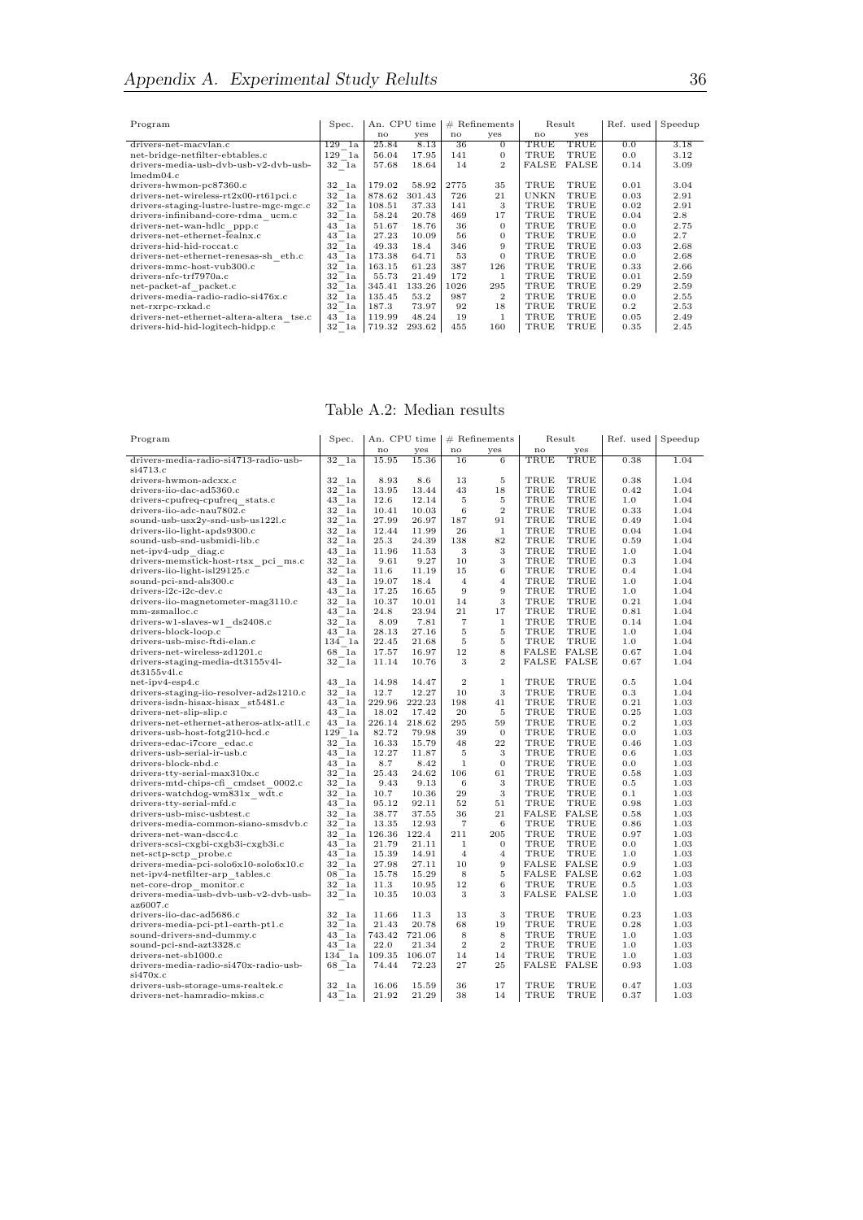| Program | Spec. | An. CPU time | | # Refinements | | Result | | Ref. used | Speedup |
|---|---|---|---|---|---|---|---|---|---|
| | | no | yes | no | yes | no | yes | | |
| drivers-net-macvlan.c | 129_1a | 25.84 | 8.13 | 36 | 0 | TRUE | TRUE | 0.0 | 3.18 |
| net-bridge-netfilter-ebtables.c | 129_1a | 56.04 | 17.95 | 141 | 0 | TRUE | TRUE | 0.0 | 3.12 |
| drivers-media-usb-dvb-usb-v2-dvb-usb-lmedm04.c | 32_1a | 57.68 | 18.64 | 14 | 2 | FALSE | FALSE | 0.14 | 3.09 |
| drivers-hwmon-pc87360.c | 32_1a | 179.02 | 58.92 | 2775 | 35 | TRUE | TRUE | 0.01 | 3.04 |
| drivers-net-wireless-rt2x00-rt61pci.c | 32_1a | 878.62 | 301.43 | 726 | 21 | UNKN | TRUE | 0.03 | 2.91 |
| drivers-staging-lustre-lustre-mgc-mgc.c | 32_1a | 108.51 | 37.33 | 141 | 3 | TRUE | TRUE | 0.02 | 2.91 |
| drivers-infiniband-core-rdma_ucm.c | 32_1a | 58.24 | 20.78 | 469 | 17 | TRUE | TRUE | 0.04 | 2.8 |
| drivers-net-wan-hdlc_ppp.c | 43_1a | 51.67 | 18.76 | 36 | 0 | TRUE | TRUE | 0.0 | 2.75 |
| drivers-net-ethernet-fealnx.c | 43_1a | 27.23 | 10.09 | 56 | 0 | TRUE | TRUE | 0.0 | 2.7 |
| drivers-hid-hid-roccat.c | 32_1a | 49.33 | 18.4 | 346 | 9 | TRUE | TRUE | 0.03 | 2.68 |
| drivers-net-ethernet-renesas-sh_eth.c | 43_1a | 173.38 | 64.71 | 53 | 0 | TRUE | TRUE | 0.0 | 2.68 |
| drivers-mmc-host-vub300.c | 32_1a | 163.15 | 61.23 | 387 | 126 | TRUE | TRUE | 0.33 | 2.66 |
| drivers-nfc-trf7970a.c | 32_1a | 55.73 | 21.49 | 172 | 1 | TRUE | TRUE | 0.01 | 2.59 |
| net-packet-af_packet.c | 32_1a | 345.41 | 133.26 | 1026 | 295 | TRUE | TRUE | 0.29 | 2.59 |
| drivers-media-radio-radio-si476x.c | 32_1a | 135.45 | 53.2 | 987 | 2 | TRUE | TRUE | 0.0 | 2.55 |
| net-rxrpc-rxkad.c | 32_1a | 187.3 | 73.97 | 92 | 18 | TRUE | TRUE | 0.2 | 2.53 |
| drivers-net-ethernet-altera-altera_tse.c | 43_1a | 119.99 | 48.24 | 19 | 1 | TRUE | TRUE | 0.05 | 2.49 |
| drivers-hid-hid-logitech-hidpp.c | 32_1a | 719.32 | 293.62 | 455 | 160 | TRUE | TRUE | 0.35 | 2.45 |

Table A.2: Median results

| Program | Spec. | An. CPU time | | # Refinements | | Result | | Ref. used | Speedup |
|---|---|---|---|---|---|---|---|---|---|
| | | no | yes | no | yes | no | yes | | |
| drivers-media-radio-si4713-radio-usb-si4713.c | 32_1a | 15.95 | 15.36 | 16 | 6 | TRUE | TRUE | 0.38 | 1.04 |
| drivers-hwmon-adcxx.c | 32_1a | 8.93 | 8.6 | 13 | 5 | TRUE | TRUE | 0.38 | 1.04 |
| drivers-iio-dac-ad5360.c | 32_1a | 13.95 | 13.44 | 43 | 18 | TRUE | TRUE | 0.42 | 1.04 |
| drivers-cpufreq-cpufreq_stats.c | 43_1a | 12.6 | 12.14 | 5 | 5 | TRUE | TRUE | 1.0 | 1.04 |
| drivers-iio-adc-nau7802.c | 32_1a | 10.41 | 10.03 | 6 | 2 | TRUE | TRUE | 0.33 | 1.04 |
| sound-usb-usx2y-snd-usb-us122l.c | 32_1a | 27.99 | 26.97 | 187 | 91 | TRUE | TRUE | 0.49 | 1.04 |
| drivers-iio-light-apds9300.c | 32_1a | 12.44 | 11.99 | 26 | 1 | TRUE | TRUE | 0.04 | 1.04 |
| sound-usb-snd-usbmidi-lib.c | 32_1a | 25.3 | 24.39 | 138 | 82 | TRUE | TRUE | 0.59 | 1.04 |
| net-ipv4-udp_diag.c | 43_1a | 11.96 | 11.53 | 3 | 3 | TRUE | TRUE | 1.0 | 1.04 |
| drivers-memstick-host-rtsx_pci_ms.c | 32_1a | 9.61 | 9.27 | 10 | 3 | TRUE | TRUE | 0.3 | 1.04 |
| drivers-iio-light-isl29125.c | 32_1a | 11.6 | 11.19 | 15 | 6 | TRUE | TRUE | 0.4 | 1.04 |
| sound-pci-snd-als300.c | 43_1a | 19.07 | 18.4 | 4 | 4 | TRUE | TRUE | 1.0 | 1.04 |
| drivers-i2c-i2c-dev.c | 43_1a | 17.25 | 16.65 | 9 | 9 | TRUE | TRUE | 1.0 | 1.04 |
| drivers-iio-magnetometer-mag3110.c | 32_1a | 10.37 | 10.01 | 14 | 3 | TRUE | TRUE | 0.21 | 1.04 |
| mm-zsmalloc.c | 43_1a | 24.8 | 23.94 | 21 | 17 | TRUE | TRUE | 0.81 | 1.04 |
| drivers-w1-slaves-w1_ds2408.c | 32_1a | 8.09 | 7.81 | 7 | 1 | TRUE | TRUE | 0.14 | 1.04 |
| drivers-block-loop.c | 43_1a | 28.13 | 27.16 | 5 | 5 | TRUE | TRUE | 1.0 | 1.04 |
| drivers-usb-misc-ftdi-elan.c | 134_1a | 22.45 | 21.68 | 5 | 5 | TRUE | TRUE | 1.0 | 1.04 |
| drivers-net-wireless-zd1201.c | 68_1a | 17.57 | 16.97 | 12 | 8 | FALSE | FALSE | 0.67 | 1.04 |
| drivers-staging-media-dt3155v4l-dt3155v4l.c | 32_1a | 11.14 | 10.76 | 3 | 2 | FALSE | FALSE | 0.67 | 1.04 |
| net-ipv4-esp4.c | 43_1a | 14.98 | 14.47 | 2 | 1 | TRUE | TRUE | 0.5 | 1.04 |
| drivers-staging-iio-resolver-ad2s1210.c | 32_1a | 12.7 | 12.27 | 10 | 3 | TRUE | TRUE | 0.3 | 1.04 |
| drivers-isdn-hisax-hisax_st5481.c | 43_1a | 229.96 | 222.23 | 198 | 41 | TRUE | TRUE | 0.21 | 1.03 |
| drivers-net-slip-slip.c | 43_1a | 18.02 | 17.42 | 20 | 5 | TRUE | TRUE | 0.25 | 1.03 |
| drivers-net-ethernet-atheros-atlx-atl1.c | 43_1a | 226.14 | 218.62 | 295 | 59 | TRUE | TRUE | 0.2 | 1.03 |
| drivers-usb-host-fotg210-hcd.c | 129_1a | 82.72 | 79.98 | 39 | 0 | TRUE | TRUE | 0.0 | 1.03 |
| drivers-edac-i7core_edac.c | 32_1a | 16.33 | 15.79 | 48 | 22 | TRUE | TRUE | 0.46 | 1.03 |
| drivers-usb-serial-ir-usb.c | 43_1a | 12.27 | 11.87 | 5 | 3 | TRUE | TRUE | 0.6 | 1.03 |
| drivers-block-nbd.c | 43_1a | 8.7 | 8.42 | 1 | 0 | TRUE | TRUE | 0.0 | 1.03 |
| drivers-tty-serial-max310x.c | 32_1a | 25.43 | 24.62 | 106 | 61 | TRUE | TRUE | 0.58 | 1.03 |
| drivers-mtd-chips-cfi_cmdset_0002.c | 32_1a | 9.43 | 9.13 | 6 | 3 | TRUE | TRUE | 0.5 | 1.03 |
| drivers-watchdog-wm831x_wdt.c | 32_1a | 10.7 | 10.36 | 29 | 3 | TRUE | TRUE | 0.1 | 1.03 |
| drivers-tty-serial-mfd.c | 43_1a | 95.12 | 92.11 | 52 | 51 | TRUE | TRUE | 0.98 | 1.03 |
| drivers-usb-misc-usbtest.c | 32_1a | 38.77 | 37.55 | 36 | 21 | FALSE | FALSE | 0.58 | 1.03 |
| drivers-media-common-siano-smsdvb.c | 32_1a | 13.35 | 12.93 | 7 | 6 | TRUE | TRUE | 0.86 | 1.03 |
| drivers-net-wan-dscc4.c | 32_1a | 126.36 | 122.4 | 211 | 205 | TRUE | TRUE | 0.97 | 1.03 |
| drivers-scsi-cxgbi-cxgb3i-cxgb3i.c | 43_1a | 21.79 | 21.11 | 1 | 0 | TRUE | TRUE | 0.0 | 1.03 |
| net-sctp-sctp_probe.c | 43_1a | 15.39 | 14.91 | 4 | 4 | TRUE | TRUE | 1.0 | 1.03 |
| drivers-media-pci-solo6x10-solo6x10.c | 32_1a | 27.98 | 27.11 | 10 | 9 | FALSE | FALSE | 0.9 | 1.03 |
| net-ipv4-netfilter-arp_tables.c | 08_1a | 15.78 | 15.29 | 8 | 5 | FALSE | FALSE | 0.62 | 1.03 |
| net-core-drop_monitor.c | 32_1a | 11.3 | 10.95 | 12 | 6 | TRUE | TRUE | 0.5 | 1.03 |
| drivers-media-usb-dvb-usb-v2-dvb-usb-az6007.c | 32_1a | 10.35 | 10.03 | 3 | 3 | FALSE | FALSE | 1.0 | 1.03 |
| drivers-iio-dac-ad5686.c | 32_1a | 11.66 | 11.3 | 13 | 3 | TRUE | TRUE | 0.23 | 1.03 |
| drivers-media-pci-pt1-earth-pt1.c | 32_1a | 21.43 | 20.78 | 68 | 19 | TRUE | TRUE | 0.28 | 1.03 |
| sound-drivers-snd-dummy.c | 43_1a | 743.42 | 721.06 | 8 | 8 | TRUE | TRUE | 1.0 | 1.03 |
| sound-pci-snd-azt3328.c | 43_1a | 22.0 | 21.34 | 2 | 2 | TRUE | TRUE | 1.0 | 1.03 |
| drivers-net-sb1000.c | 134_1a | 109.35 | 106.07 | 14 | 14 | TRUE | TRUE | 1.0 | 1.03 |
| drivers-media-radio-si470x-radio-usb-si470x.c | 68_1a | 74.44 | 72.23 | 27 | 25 | FALSE | FALSE | 0.93 | 1.03 |
| drivers-usb-storage-ums-realtek.c | 32_1a | 16.06 | 15.59 | 36 | 17 | TRUE | TRUE | 0.47 | 1.03 |
| drivers-net-hamradio-mkiss.c | 43_1a | 21.92 | 21.29 | 38 | 14 | TRUE | TRUE | 0.37 | 1.03 |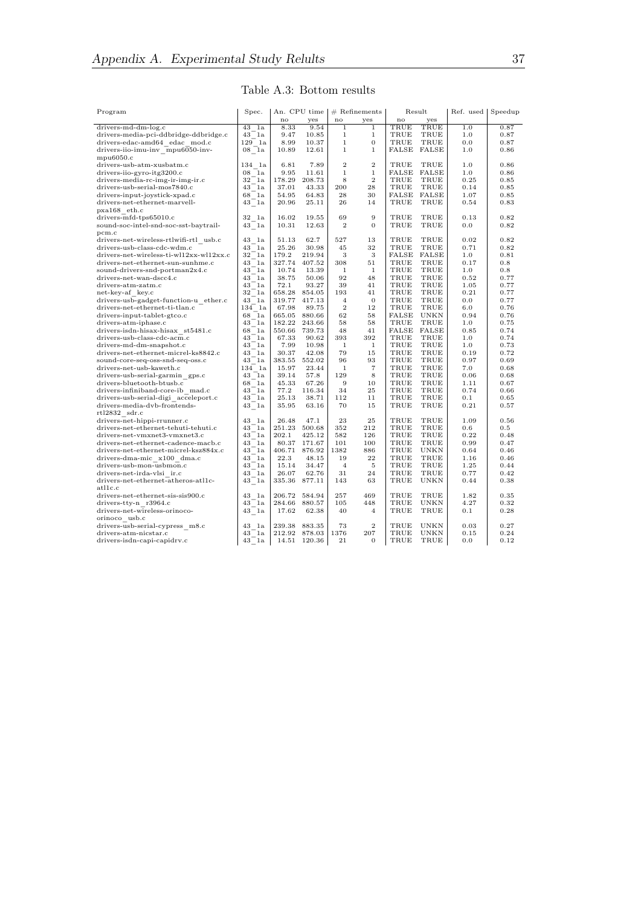Table A.3: Bottom results

| Program | Spec. | An. CPU time | | # Refinements | | Result | | Ref. used | Speedup |
|---|---|---|---|---|---|---|---|---|---|
| | | no | yes | no | yes | no | yes | | |
| drivers-md-dm-log.c | 43_1a | 8.33 | 9.54 | 1 | 1 | TRUE | TRUE | 1.0 | 0.87 |
| drivers-media-pci-ddbridge-ddbridge.c | 43_1a | 9.47 | 10.85 | 1 | 1 | TRUE | TRUE | 1.0 | 0.87 |
| drivers-edac-amd64_edac_mod.c | 129_1a | 8.99 | 10.37 | 1 | 0 | TRUE | TRUE | 0.0 | 0.87 |
| drivers-iio-imu-inv_mpu6050-inv-mpu6050.c | 08_1a | 10.89 | 12.61 | 1 | 1 | FALSE | FALSE | 1.0 | 0.86 |
| drivers-usb-atm-xusbatm.c | 134_1a | 6.81 | 7.89 | 2 | 2 | TRUE | TRUE | 1.0 | 0.86 |
| drivers-iio-gyro-itg3200.c | 08_1a | 9.95 | 11.61 | 1 | 1 | FALSE | FALSE | 1.0 | 0.86 |
| drivers-media-rc-img-ir-img-ir.c | 32_1a | 178.29 | 208.73 | 8 | 2 | TRUE | TRUE | 0.25 | 0.85 |
| drivers-usb-serial-mos7840.c | 43_1a | 37.01 | 43.33 | 200 | 28 | TRUE | TRUE | 0.14 | 0.85 |
| drivers-input-joystick-xpad.c | 68_1a | 54.95 | 64.83 | 28 | 30 | FALSE | FALSE | 1.07 | 0.85 |
| drivers-net-ethernet-marvell-pxa168_eth.c | 43_1a | 20.96 | 25.11 | 26 | 14 | TRUE | TRUE | 0.54 | 0.83 |
| drivers-mfd-tps65010.c | 32_1a | 16.02 | 19.55 | 69 | 9 | TRUE | TRUE | 0.13 | 0.82 |
| sound-soc-intel-snd-soc-sst-baytrail-pcm.c | 43_1a | 10.31 | 12.63 | 2 | 0 | TRUE | TRUE | 0.0 | 0.82 |
| drivers-net-wireless-rtlwifi-rtl_usb.c | 43_1a | 51.13 | 62.7 | 527 | 13 | TRUE | TRUE | 0.02 | 0.82 |
| drivers-usb-class-cdc-wdm.c | 43_1a | 25.26 | 30.98 | 45 | 32 | TRUE | TRUE | 0.71 | 0.82 |
| drivers-net-wireless-ti-wl12xx-wl12xx.c | 32_1a | 179.2 | 219.94 | 3 | 3 | FALSE | FALSE | 1.0 | 0.81 |
| drivers-net-ethernet-sun-sunhme.c | 43_1a | 327.74 | 407.52 | 308 | 51 | TRUE | TRUE | 0.17 | 0.8 |
| sound-drivers-snd-portman2x4.c | 43_1a | 10.74 | 13.39 | 1 | 1 | TRUE | TRUE | 1.0 | 0.8 |
| drivers-net-wan-dscc4.c | 43_1a | 38.75 | 50.06 | 92 | 48 | TRUE | TRUE | 0.52 | 0.77 |
| drivers-atm-zatm.c | 43_1a | 72.1 | 93.27 | 39 | 41 | TRUE | TRUE | 1.05 | 0.77 |
| net-key-af_key.c | 32_1a | 658.28 | 854.05 | 193 | 41 | TRUE | TRUE | 0.21 | 0.77 |
| drivers-usb-gadget-function-u_ether.c | 43_1a | 319.77 | 417.13 | 4 | 0 | TRUE | TRUE | 0.0 | 0.77 |
| drivers-net-ethernet-ti-tlan.c | 134_1a | 67.98 | 89.75 | 2 | 12 | TRUE | TRUE | 6.0 | 0.76 |
| drivers-input-tablet-gtco.c | 68_1a | 665.05 | 880.66 | 62 | 58 | FALSE | UNKN | 0.94 | 0.76 |
| drivers-atm-iphase.c | 43_1a | 182.22 | 243.66 | 58 | 58 | TRUE | TRUE | 1.0 | 0.75 |
| drivers-isdn-hisax-hisax_st5481.c | 68_1a | 550.66 | 739.73 | 48 | 41 | FALSE | FALSE | 0.85 | 0.74 |
| drivers-usb-class-cdc-acm.c | 43_1a | 67.33 | 90.62 | 393 | 392 | TRUE | TRUE | 1.0 | 0.74 |
| drivers-md-dm-snapshot.c | 43_1a | 7.99 | 10.98 | 1 | 1 | TRUE | TRUE | 1.0 | 0.73 |
| drivers-net-ethernet-micrel-ks8842.c | 43_1a | 30.37 | 42.08 | 79 | 15 | TRUE | TRUE | 0.19 | 0.72 |
| sound-core-seq-oss-snd-seq-oss.c | 43_1a | 383.55 | 552.02 | 96 | 93 | TRUE | TRUE | 0.97 | 0.69 |
| drivers-net-usb-kaweth.c | 134_1a | 15.97 | 23.44 | 1 | 7 | TRUE | TRUE | 7.0 | 0.68 |
| drivers-usb-serial-garmin_gps.c | 43_1a | 39.14 | 57.8 | 129 | 8 | TRUE | TRUE | 0.06 | 0.68 |
| drivers-bluetooth-btusb.c | 68_1a | 45.33 | 67.26 | 9 | 10 | TRUE | TRUE | 1.11 | 0.67 |
| drivers-infiniband-core-ib_mad.c | 43_1a | 77.2 | 116.34 | 34 | 25 | TRUE | TRUE | 0.74 | 0.66 |
| drivers-usb-serial-digi_acceleport.c | 43_1a | 25.13 | 38.71 | 112 | 11 | TRUE | TRUE | 0.1 | 0.65 |
| drivers-media-dvb-frontends-rtl2832_sdr.c | 43_1a | 35.95 | 63.16 | 70 | 15 | TRUE | TRUE | 0.21 | 0.57 |
| drivers-net-hippi-rrunner.c | 43_1a | 26.48 | 47.1 | 23 | 25 | TRUE | TRUE | 1.09 | 0.56 |
| drivers-net-ethernet-tehuti-tehuti.c | 43_1a | 251.23 | 500.68 | 352 | 212 | TRUE | TRUE | 0.6 | 0.5 |
| drivers-net-vmxnet3-vmxnet3.c | 43_1a | 202.1 | 425.12 | 582 | 126 | TRUE | TRUE | 0.22 | 0.48 |
| drivers-net-ethernet-cadence-macb.c | 43_1a | 80.37 | 171.67 | 101 | 100 | TRUE | TRUE | 0.99 | 0.47 |
| drivers-net-ethernet-micrel-ksz884x.c | 43_1a | 406.71 | 876.92 | 1382 | 886 | TRUE | UNKN | 0.64 | 0.46 |
| drivers-dma-mic_x100_dma.c | 43_1a | 22.3 | 48.15 | 19 | 22 | TRUE | TRUE | 1.16 | 0.46 |
| drivers-usb-mon-usbmon.c | 43_1a | 15.14 | 34.47 | 4 | 5 | TRUE | TRUE | 1.25 | 0.44 |
| drivers-net-irda-vlsi_ir.c | 43_1a | 26.07 | 62.76 | 31 | 24 | TRUE | TRUE | 0.77 | 0.42 |
| drivers-net-ethernet-atheros-atl1c-atl1c.c | 43_1a | 335.36 | 877.11 | 143 | 63 | TRUE | UNKN | 0.44 | 0.38 |
| drivers-net-ethernet-sis-sis900.c | 43_1a | 206.72 | 584.94 | 257 | 469 | TRUE | TRUE | 1.82 | 0.35 |
| drivers-tty-n_r3964.c | 43_1a | 284.66 | 880.57 | 105 | 448 | TRUE | UNKN | 4.27 | 0.32 |
| drivers-net-wireless-orinoco-orinoco_usb.c | 43_1a | 17.62 | 62.38 | 40 | 4 | TRUE | TRUE | 0.1 | 0.28 |
| drivers-usb-serial-cypress_m8.c | 43_1a | 239.38 | 883.35 | 73 | 2 | TRUE | UNKN | 0.03 | 0.27 |
| drivers-atm-nicstar.c | 43_1a | 212.92 | 878.03 | 1376 | 207 | TRUE | UNKN | 0.15 | 0.24 |
| drivers-isdn-capi-capidrv.c | 43_1a | 14.51 | 120.36 | 21 | 0 | TRUE | TRUE | 0.0 | 0.12 |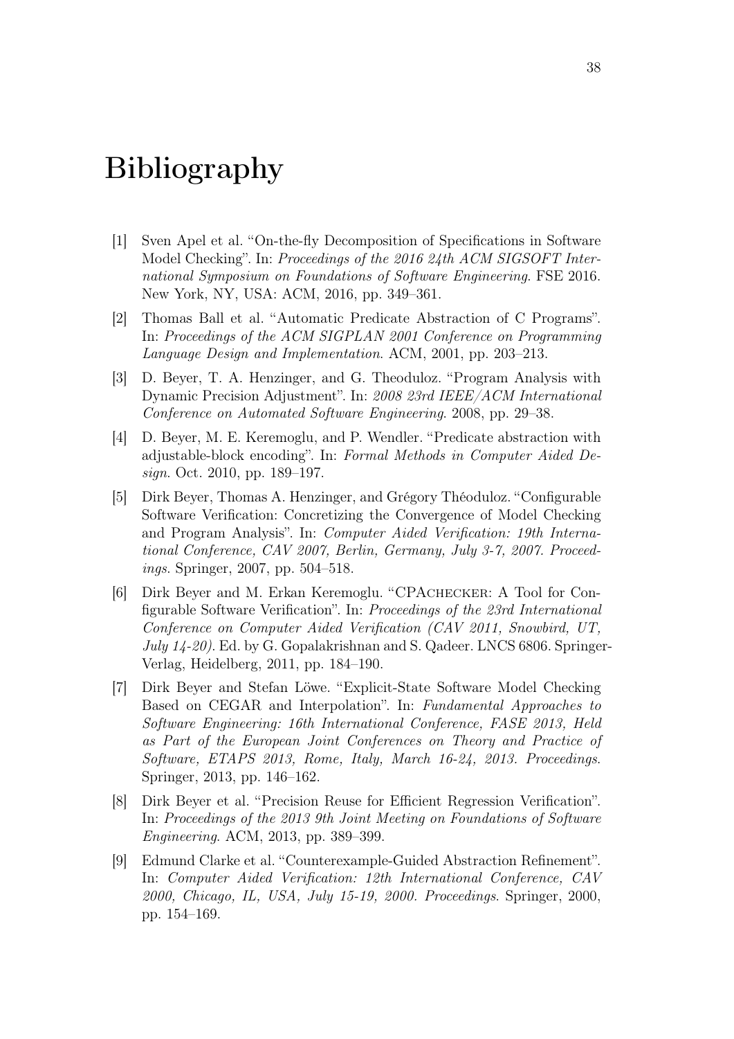# Bibliography

[1] Sven Apel et al. "On-the-fly Decomposition of Specifications in Software Model Checking". In: *Proceedings of the 2016 24th ACM SIGSOFT International Symposium on Foundations of Software Engineering*. FSE 2016. New York, NY, USA: ACM, 2016, pp. 349–361.

[2] Thomas Ball et al. "Automatic Predicate Abstraction of C Programs". In: *Proceedings of the ACM SIGPLAN 2001 Conference on Programming Language Design and Implementation*. ACM, 2001, pp. 203–213.

[3] D. Beyer, T. A. Henzinger, and G. Theoduloz. "Program Analysis with Dynamic Precision Adjustment". In: *2008 23rd IEEE/ACM International Conference on Automated Software Engineering*. 2008, pp. 29–38.

[4] D. Beyer, M. E. Keremoglu, and P. Wendler. "Predicate abstraction with adjustable-block encoding". In: *Formal Methods in Computer Aided Design*. Oct. 2010, pp. 189–197.

[5] Dirk Beyer, Thomas A. Henzinger, and Grégory Théoduloz. "Configurable Software Verification: Concretizing the Convergence of Model Checking and Program Analysis". In: *Computer Aided Verification: 19th International Conference, CAV 2007, Berlin, Germany, July 3-7, 2007. Proceedings*. Springer, 2007, pp. 504–518.

[6] Dirk Beyer and M. Erkan Keremoglu. "CPAchecker: A Tool for Configurable Software Verification". In: *Proceedings of the 23rd International Conference on Computer Aided Verification (CAV 2011, Snowbird, UT, July 14-20)*. Ed. by G. Gopalakrishnan and S. Qadeer. LNCS 6806. Springer-Verlag, Heidelberg, 2011, pp. 184–190.

[7] Dirk Beyer and Stefan Löwe. "Explicit-State Software Model Checking Based on CEGAR and Interpolation". In: *Fundamental Approaches to Software Engineering: 16th International Conference, FASE 2013, Held as Part of the European Joint Conferences on Theory and Practice of Software, ETAPS 2013, Rome, Italy, March 16-24, 2013. Proceedings.* Springer, 2013, pp. 146–162.

[8] Dirk Beyer et al. "Precision Reuse for Efficient Regression Verification". In: *Proceedings of the 2013 9th Joint Meeting on Foundations of Software Engineering*. ACM, 2013, pp. 389–399.

[9] Edmund Clarke et al. "Counterexample-Guided Abstraction Refinement". In: *Computer Aided Verification: 12th International Conference, CAV 2000, Chicago, IL, USA, July 15-19, 2000. Proceedings*. Springer, 2000, pp. 154–169.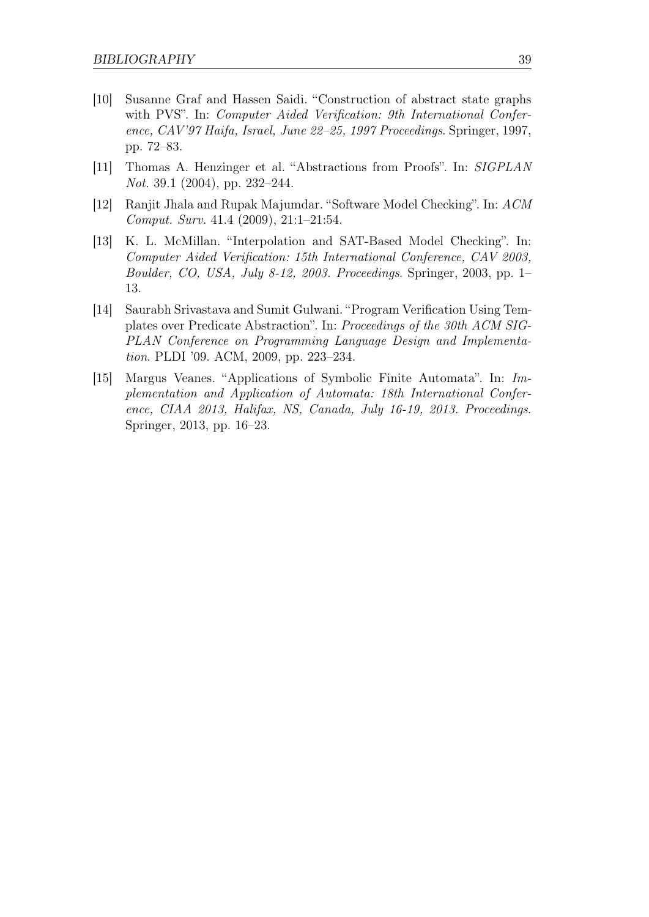[10] Susanne Graf and Hassen Saidi. "Construction of abstract state graphs with PVS". In: *Computer Aided Verification: 9th International Conference, CAV'97 Haifa, Israel, June 22–25, 1997 Proceedings*. Springer, 1997, pp. 72–83.

[11] Thomas A. Henzinger et al. "Abstractions from Proofs". In: *SIGPLAN Not.* 39.1 (2004), pp. 232–244.

[12] Ranjit Jhala and Rupak Majumdar. "Software Model Checking". In: *ACM Comput. Surv.* 41.4 (2009), 21:1–21:54.

[13] K. L. McMillan. "Interpolation and SAT-Based Model Checking". In: *Computer Aided Verification: 15th International Conference, CAV 2003, Boulder, CO, USA, July 8-12, 2003. Proceedings*. Springer, 2003, pp. 1–13.

[14] Saurabh Srivastava and Sumit Gulwani. "Program Verification Using Templates over Predicate Abstraction". In: *Proceedings of the 30th ACM SIGPLAN Conference on Programming Language Design and Implementation*. PLDI '09. ACM, 2009, pp. 223–234.

[15] Margus Veanes. "Applications of Symbolic Finite Automata". In: *Implementation and Application of Automata: 18th International Conference, CIAA 2013, Halifax, NS, Canada, July 16-19, 2013. Proceedings*. Springer, 2013, pp. 16–23.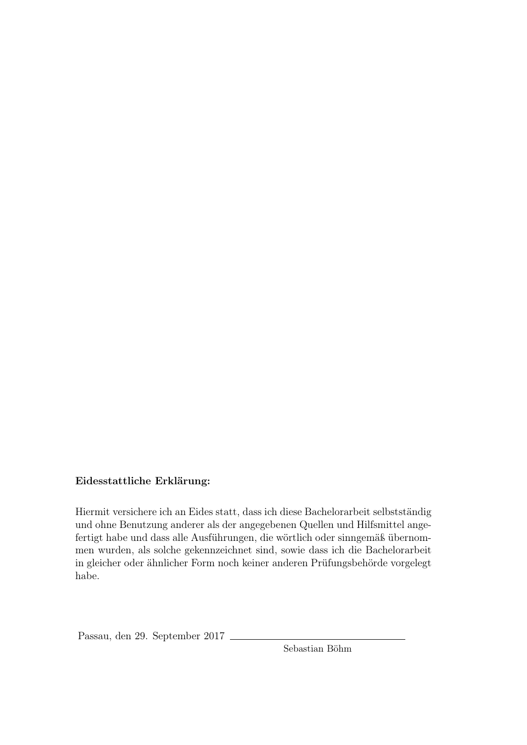**Eidesstattliche Erklärung:**

Hiermit versichere ich an Eides statt, dass ich diese Bachelorarbeit selbstständig und ohne Benutzung anderer als der angegebenen Quellen und Hilfsmittel angefertigt habe und dass alle Ausführungen, die wörtlich oder sinngemäß übernommen wurden, als solche gekennzeichnet sind, sowie dass ich die Bachelorarbeit in gleicher oder ähnlicher Form noch keiner anderen Prüfungsbehörde vorgelegt habe.

Passau, den 29. September 2017 ________________________________

Sebastian Böhm